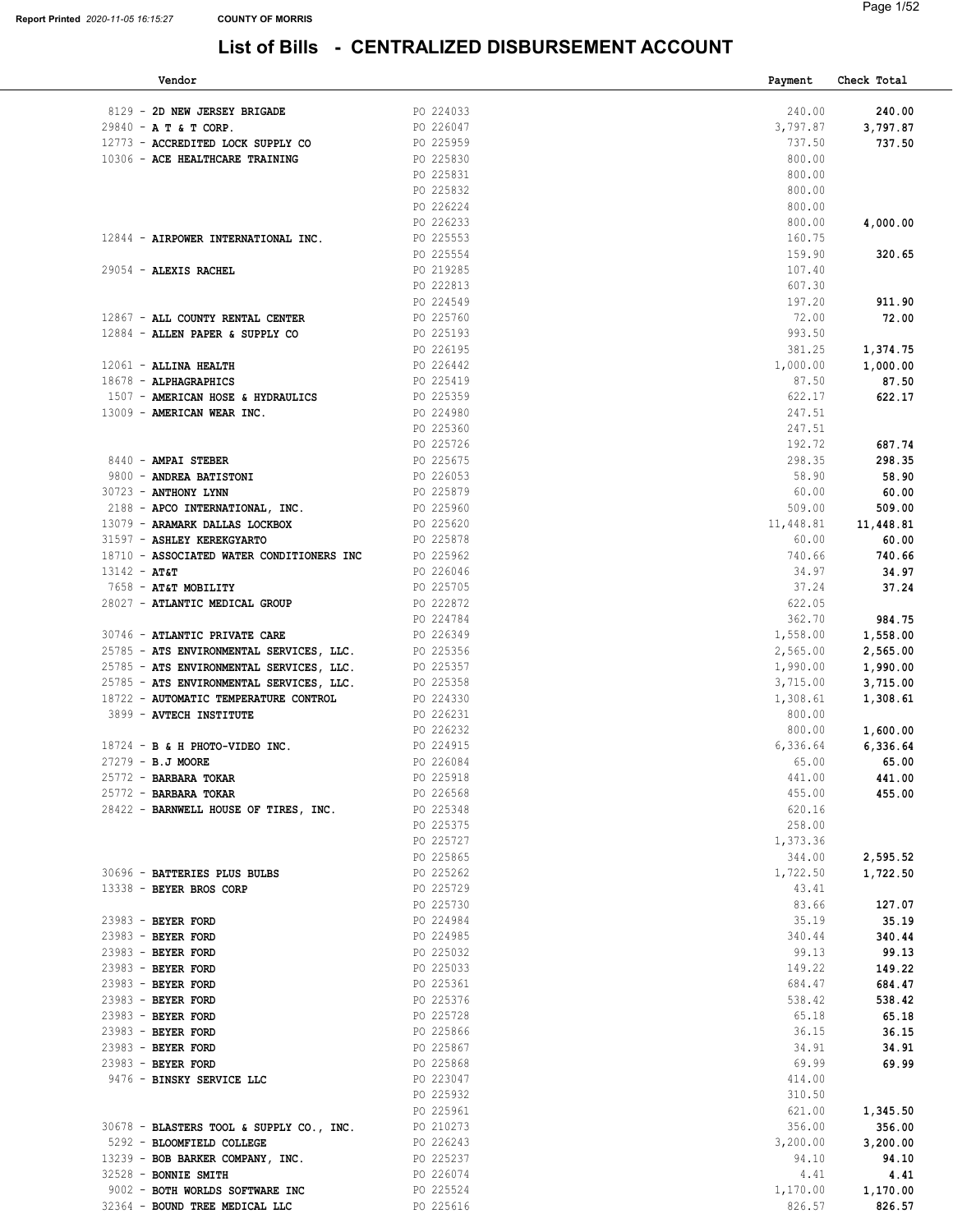Report Printed 2020-11-05 16:15:27 COUNTY OF MORRIS

# List of Bills - CENTRALIZED DISBURSEMENT ACCOUNT

| Vendor | | Payment | Check Total |
|---|---|---|---|
| 8129 - **2D NEW JERSEY BRIGADE** | PO 224033 | 240.00 | **240.00** |
| 29840 - **A T & T CORP.** | PO 226047 | 3,797.87 | **3,797.87** |
| 12773 - **ACCREDITED LOCK SUPPLY CO** | PO 225959 | 737.50 | **737.50** |
| 10306 - **ACE HEALTHCARE TRAINING** | PO 225830 | 800.00 | |
| | PO 225831 | 800.00 | |
| | PO 225832 | 800.00 | |
| | PO 226224 | 800.00 | |
| | PO 226233 | 800.00 | **4,000.00** |
| 12844 - **AIRPOWER INTERNATIONAL INC.** | PO 225553 | 160.75 | |
| | PO 225554 | 159.90 | **320.65** |
| 29054 - **ALEXIS RACHEL** | PO 219285 | 107.40 | |
| | PO 222813 | 607.30 | |
| | PO 224549 | 197.20 | **911.90** |
| 12867 - **ALL COUNTY RENTAL CENTER** | PO 225760 | 72.00 | **72.00** |
| 12884 - **ALLEN PAPER & SUPPLY CO** | PO 225193 | 993.50 | |
| | PO 226195 | 381.25 | **1,374.75** |
| 12061 - **ALLINA HEALTH** | PO 226442 | 1,000.00 | **1,000.00** |
| 18678 - **ALPHAGRAPHICS** | PO 225419 | 87.50 | **87.50** |
| 1507 - **AMERICAN HOSE & HYDRAULICS** | PO 225359 | 622.17 | **622.17** |
| 13009 - **AMERICAN WEAR INC.** | PO 224980 | 247.51 | |
| | PO 225360 | 247.51 | |
| | PO 225726 | 192.72 | **687.74** |
| 8440 - **AMPAI STEBER** | PO 225675 | 298.35 | **298.35** |
| 9800 - **ANDREA BATISTONI** | PO 226053 | 58.90 | **58.90** |
| 30723 - **ANTHONY LYNN** | PO 225879 | 60.00 | **60.00** |
| 2188 - **APCO INTERNATIONAL, INC.** | PO 225960 | 509.00 | **509.00** |
| 13079 - **ARAMARK DALLAS LOCKBOX** | PO 225620 | 11,448.81 | **11,448.81** |
| 31597 - **ASHLEY KEREKGYARTO** | PO 225878 | 60.00 | **60.00** |
| 18710 - **ASSOCIATED WATER CONDITIONERS INC** | PO 225962 | 740.66 | **740.66** |
| 13142 - **AT&T** | PO 226046 | 34.97 | **34.97** |
| 7658 - **AT&T MOBILITY** | PO 225705 | 37.24 | **37.24** |
| 28027 - **ATLANTIC MEDICAL GROUP** | PO 222872 | 622.05 | |
| | PO 224784 | 362.70 | **984.75** |
| 30746 - **ATLANTIC PRIVATE CARE** | PO 226349 | 1,558.00 | **1,558.00** |
| 25785 - **ATS ENVIRONMENTAL SERVICES, LLC.** | PO 225356 | 2,565.00 | **2,565.00** |
| 25785 - **ATS ENVIRONMENTAL SERVICES, LLC.** | PO 225357 | 1,990.00 | **1,990.00** |
| 25785 - **ATS ENVIRONMENTAL SERVICES, LLC.** | PO 225358 | 3,715.00 | **3,715.00** |
| 18722 - **AUTOMATIC TEMPERATURE CONTROL** | PO 224330 | 1,308.61 | **1,308.61** |
| 3899 - **AVTECH INSTITUTE** | PO 226231 | 800.00 | |
| | PO 226232 | 800.00 | **1,600.00** |
| 18724 - **B & H PHOTO-VIDEO INC.** | PO 224915 | 6,336.64 | **6,336.64** |
| 27279 - **B.J MOORE** | PO 226084 | 65.00 | **65.00** |
| 25772 - **BARBARA TOKAR** | PO 225918 | 441.00 | **441.00** |
| 25772 - **BARBARA TOKAR** | PO 226568 | 455.00 | **455.00** |
| 28422 - **BARNWELL HOUSE OF TIRES, INC.** | PO 225348 | 620.16 | |
| | PO 225375 | 258.00 | |
| | PO 225727 | 1,373.36 | |
| | PO 225865 | 344.00 | **2,595.52** |
| 30696 - **BATTERIES PLUS BULBS** | PO 225262 | 1,722.50 | **1,722.50** |
| 13338 - **BEYER BROS CORP** | PO 225729 | 43.41 | |
| | PO 225730 | 83.66 | **127.07** |
| 23983 - **BEYER FORD** | PO 224984 | 35.19 | **35.19** |
| 23983 - **BEYER FORD** | PO 224985 | 340.44 | **340.44** |
| 23983 - **BEYER FORD** | PO 225032 | 99.13 | **99.13** |
| 23983 - **BEYER FORD** | PO 225033 | 149.22 | **149.22** |
| 23983 - **BEYER FORD** | PO 225361 | 684.47 | **684.47** |
| 23983 - **BEYER FORD** | PO 225376 | 538.42 | **538.42** |
| 23983 - **BEYER FORD** | PO 225728 | 65.18 | **65.18** |
| 23983 - **BEYER FORD** | PO 225866 | 36.15 | **36.15** |
| 23983 - **BEYER FORD** | PO 225867 | 34.91 | **34.91** |
| 23983 - **BEYER FORD** | PO 225868 | 69.99 | **69.99** |
| 9476 - **BINSKY SERVICE LLC** | PO 223047 | 414.00 | |
| | PO 225932 | 310.50 | |
| | PO 225961 | 621.00 | **1,345.50** |
| 30678 - **BLASTERS TOOL & SUPPLY CO., INC.** | PO 210273 | 356.00 | **356.00** |
| 5292 - **BLOOMFIELD COLLEGE** | PO 226243 | 3,200.00 | **3,200.00** |
| 13239 - **BOB BARKER COMPANY, INC.** | PO 225237 | 94.10 | **94.10** |
| 32528 - **BONNIE SMITH** | PO 226074 | 4.41 | **4.41** |
| 9002 - **BOTH WORLDS SOFTWARE INC** | PO 225524 | 1,170.00 | **1,170.00** |
| 32364 - **BOUND TREE MEDICAL LLC** | PO 225616 | 826.57 | **826.57** |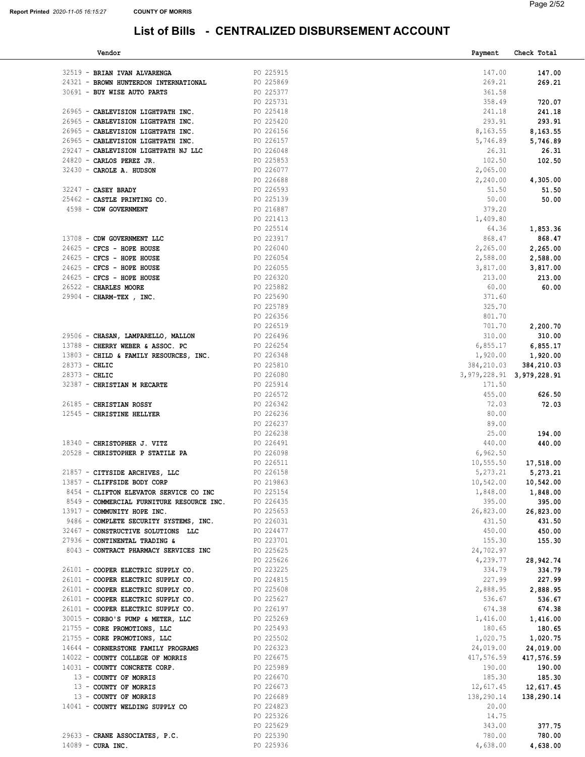Report Printed *2020-11-05 16:15:27* **COUNTY OF MORRIS**

# List of Bills - CENTRALIZED DISBURSEMENT ACCOUNT

| Vendor | | Payment | Check Total |
|---|---|---|---|
| 32519 - **BRIAN IVAN ALVARENGA** | PO 225915 | 147.00 | **147.00** |
| 24321 - **BROWN HUNTERDON INTERNATIONAL** | PO 225869 | 269.21 | **269.21** |
| 30691 - **BUY WISE AUTO PARTS** | PO 225377 | 361.58 | |
| | PO 225731 | 358.49 | **720.07** |
| 26965 - **CABLEVISION LIGHTPATH INC.** | PO 225418 | 241.18 | **241.18** |
| 26965 - **CABLEVISION LIGHTPATH INC.** | PO 225420 | 293.91 | **293.91** |
| 26965 - **CABLEVISION LIGHTPATH INC.** | PO 226156 | 8,163.55 | **8,163.55** |
| 26965 - **CABLEVISION LIGHTPATH INC.** | PO 226157 | 5,746.89 | **5,746.89** |
| 29247 - **CABLEVISION LIGHTPATH NJ LLC** | PO 226048 | 26.31 | **26.31** |
| 24820 - **CARLOS PEREZ JR.** | PO 225853 | 102.50 | **102.50** |
| 32430 - **CAROLE A. HUDSON** | PO 226077 | 2,065.00 | |
| | PO 226688 | 2,240.00 | **4,305.00** |
| 32247 - **CASEY BRADY** | PO 226593 | 51.50 | **51.50** |
| 25462 - **CASTLE PRINTING CO.** | PO 225139 | 50.00 | **50.00** |
| 4598 - **CDW GOVERNMENT** | PO 216887 | 379.20 | |
| | PO 221413 | 1,409.80 | |
| | PO 225514 | 64.36 | **1,853.36** |
| 13708 - **CDW GOVERNMENT LLC** | PO 223917 | 868.47 | **868.47** |
| 24625 - **CFCS - HOPE HOUSE** | PO 226040 | 2,265.00 | **2,265.00** |
| 24625 - **CFCS - HOPE HOUSE** | PO 226054 | 2,588.00 | **2,588.00** |
| 24625 - **CFCS - HOPE HOUSE** | PO 226055 | 3,817.00 | **3,817.00** |
| 24625 - **CFCS - HOPE HOUSE** | PO 226320 | 213.00 | **213.00** |
| 26522 - **CHARLES MOORE** | PO 225882 | 60.00 | **60.00** |
| 29904 - **CHARM-TEX , INC.** | PO 225690 | 371.60 | |
| | PO 225789 | 325.70 | |
| | PO 226356 | 801.70 | |
| | PO 226519 | 701.70 | **2,200.70** |
| 29506 - **CHASAN, LAMPARELLO, MALLON** | PO 226496 | 310.00 | **310.00** |
| 13788 - **CHERRY WEBER & ASSOC. PC** | PO 226254 | 6,855.17 | **6,855.17** |
| 13803 - **CHILD & FAMILY RESOURCES, INC.** | PO 226348 | 1,920.00 | **1,920.00** |
| 28373 - **CHLIC** | PO 225810 | 384,210.03 | **384,210.03** |
| 28373 - **CHLIC** | PO 226080 | 3,979,228.91 | **3,979,228.91** |
| 32387 - **CHRISTIAN M RECARTE** | PO 225914 | 171.50 | |
| | PO 226572 | 455.00 | **626.50** |
| 26185 - **CHRISTIAN ROSSY** | PO 226342 | 72.03 | **72.03** |
| 12545 - **CHRISTINE HELLYER** | PO 226236 | 80.00 | |
| | PO 226237 | 89.00 | |
| | PO 226238 | 25.00 | **194.00** |
| 18340 - **CHRISTOPHER J. VITZ** | PO 226491 | 440.00 | **440.00** |
| 20528 - **CHRISTOPHER P STATILE PA** | PO 226098 | 6,962.50 | |
| | PO 226511 | 10,555.50 | **17,518.00** |
| 21857 - **CITYSIDE ARCHIVES, LLC** | PO 226158 | 5,273.21 | **5,273.21** |
| 13857 - **CLIFFSIDE BODY CORP** | PO 219863 | 10,542.00 | **10,542.00** |
| 8454 - **CLIFTON ELEVATOR SERVICE CO INC** | PO 225154 | 1,848.00 | **1,848.00** |
| 8549 - **COMMERCIAL FURNITURE RESOURCE INC.** | PO 226435 | 395.00 | **395.00** |
| 13917 - **COMMUNITY HOPE INC.** | PO 225653 | 26,823.00 | **26,823.00** |
| 9486 - **COMPLETE SECURITY SYSTEMS, INC.** | PO 226031 | 431.50 | **431.50** |
| 32467 - **CONSTRUCTIVE SOLUTIONS LLC** | PO 224477 | 450.00 | **450.00** |
| 27936 - **CONTINENTAL TRADING &** | PO 223701 | 155.30 | **155.30** |
| 8043 - **CONTRACT PHARMACY SERVICES INC** | PO 225625 | 24,702.97 | |
| | PO 225626 | 4,239.77 | **28,942.74** |
| 26101 - **COOPER ELECTRIC SUPPLY CO.** | PO 223225 | 334.79 | **334.79** |
| 26101 - **COOPER ELECTRIC SUPPLY CO.** | PO 224815 | 227.99 | **227.99** |
| 26101 - **COOPER ELECTRIC SUPPLY CO.** | PO 225608 | 2,888.95 | **2,888.95** |
| 26101 - **COOPER ELECTRIC SUPPLY CO.** | PO 225627 | 536.67 | **536.67** |
| 26101 - **COOPER ELECTRIC SUPPLY CO.** | PO 226197 | 674.38 | **674.38** |
| 30015 - **CORBO'S PUMP & METER, LLC** | PO 225269 | 1,416.00 | **1,416.00** |
| 21755 - **CORE PROMOTIONS, LLC** | PO 225493 | 180.65 | **180.65** |
| 21755 - **CORE PROMOTIONS, LLC** | PO 225502 | 1,020.75 | **1,020.75** |
| 14644 - **CORNERSTONE FAMILY PROGRAMS** | PO 226323 | 24,019.00 | **24,019.00** |
| 14022 - **COUNTY COLLEGE OF MORRIS** | PO 226675 | 417,576.59 | **417,576.59** |
| 14031 - **COUNTY CONCRETE CORP.** | PO 225989 | 190.00 | **190.00** |
| 13 - **COUNTY OF MORRIS** | PO 226670 | 185.30 | **185.30** |
| 13 - **COUNTY OF MORRIS** | PO 226673 | 12,617.45 | **12,617.45** |
| 13 - **COUNTY OF MORRIS** | PO 226689 | 138,290.14 | **138,290.14** |
| 14041 - **COUNTY WELDING SUPPLY CO** | PO 224823 | 20.00 | |
| | PO 225326 | 14.75 | |
| | PO 225629 | 343.00 | **377.75** |
| 29633 - **CRANE ASSOCIATES, P.C.** | PO 225390 | 780.00 | **780.00** |
| 14089 - **CURA INC.** | PO 225936 | 4,638.00 | **4,638.00** |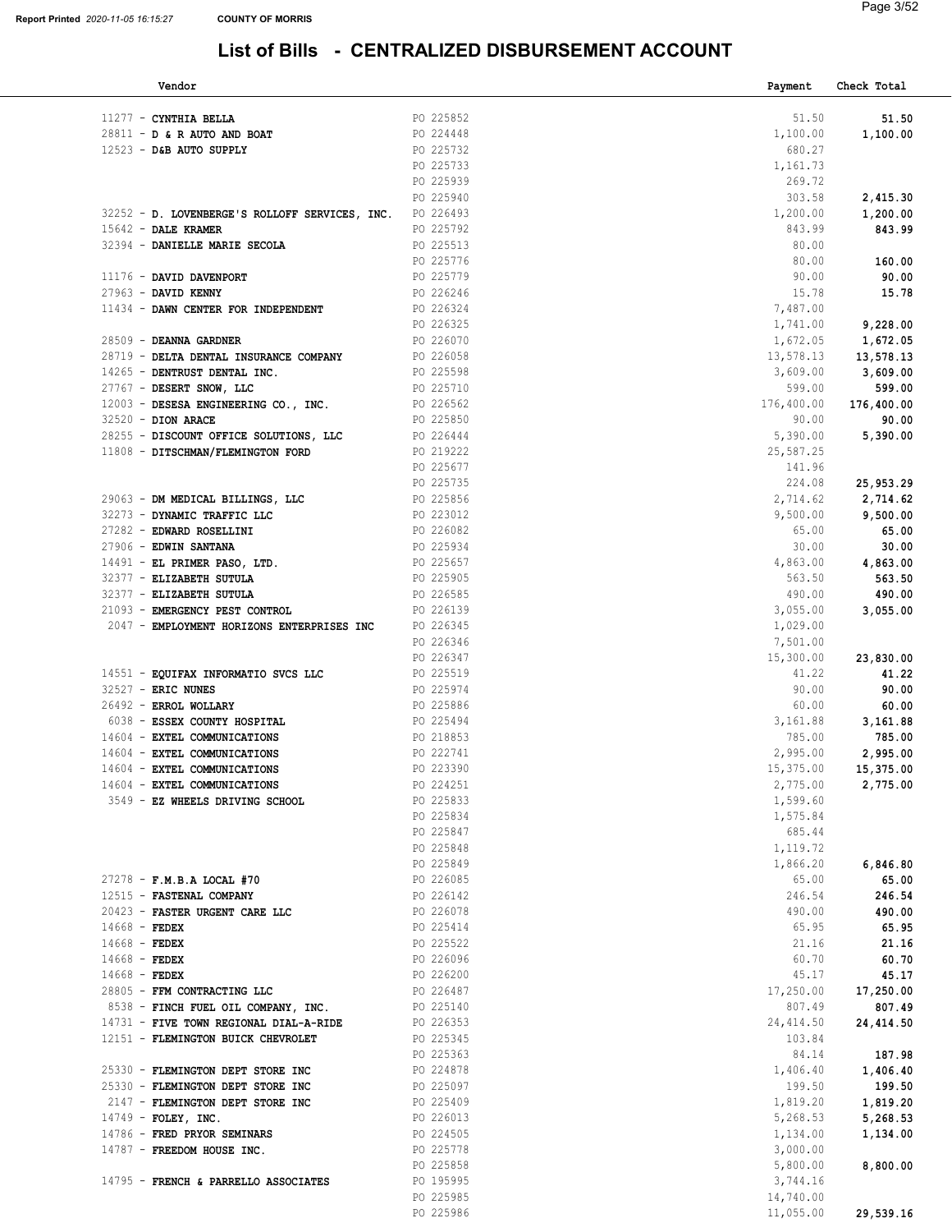Report Printed 2020-11-05 16:15:27 COUNTY OF MORRIS

# List of Bills - CENTRALIZED DISBURSEMENT ACCOUNT

| Vendor | | Payment | Check Total |
|---|---|---|---|
| 11277 - **CYNTHIA BELLA** | PO 225852 | 51.50 | **51.50** |
| 28811 - **D & R AUTO AND BOAT** | PO 224448 | 1,100.00 | **1,100.00** |
| 12523 - **D&B AUTO SUPPLY** | PO 225732 | 680.27 | |
| | PO 225733 | 1,161.73 | |
| | PO 225939 | 269.72 | |
| | PO 225940 | 303.58 | **2,415.30** |
| 32252 - **D. LOVENBERGE'S ROLLOFF SERVICES, INC.** | PO 226493 | 1,200.00 | **1,200.00** |
| 15642 - **DALE KRAMER** | PO 225792 | 843.99 | **843.99** |
| 32394 - **DANIELLE MARIE SECOLA** | PO 225513 | 80.00 | |
| | PO 225776 | 80.00 | **160.00** |
| 11176 - **DAVID DAVENPORT** | PO 225779 | 90.00 | **90.00** |
| 27963 - **DAVID KENNY** | PO 226246 | 15.78 | **15.78** |
| 11434 - **DAWN CENTER FOR INDEPENDENT** | PO 226324 | 7,487.00 | |
| | PO 226325 | 1,741.00 | **9,228.00** |
| 28509 - **DEANNA GARDNER** | PO 226070 | 1,672.05 | **1,672.05** |
| 28719 - **DELTA DENTAL INSURANCE COMPANY** | PO 226058 | 13,578.13 | **13,578.13** |
| 14265 - **DENTRUST DENTAL INC.** | PO 225598 | 3,609.00 | **3,609.00** |
| 27767 - **DESERT SNOW, LLC** | PO 225710 | 599.00 | **599.00** |
| 12003 - **DESESA ENGINEERING CO., INC.** | PO 226562 | 176,400.00 | **176,400.00** |
| 32520 - **DION ARACE** | PO 225850 | 90.00 | **90.00** |
| 28255 - **DISCOUNT OFFICE SOLUTIONS, LLC** | PO 226444 | 5,390.00 | **5,390.00** |
| 11808 - **DITSCHMAN/FLEMINGTON FORD** | PO 219222 | 25,587.25 | |
| | PO 225677 | 141.96 | |
| | PO 225735 | 224.08 | **25,953.29** |
| 29063 - **DM MEDICAL BILLINGS, LLC** | PO 225856 | 2,714.62 | **2,714.62** |
| 32273 - **DYNAMIC TRAFFIC LLC** | PO 223012 | 9,500.00 | **9,500.00** |
| 27282 - **EDWARD ROSELLINI** | PO 226082 | 65.00 | **65.00** |
| 27906 - **EDWIN SANTANA** | PO 225934 | 30.00 | **30.00** |
| 14491 - **EL PRIMER PASO, LTD.** | PO 225657 | 4,863.00 | **4,863.00** |
| 32377 - **ELIZABETH SUTULA** | PO 225905 | 563.50 | **563.50** |
| 32377 - **ELIZABETH SUTULA** | PO 226585 | 490.00 | **490.00** |
| 21093 - **EMERGENCY PEST CONTROL** | PO 226139 | 3,055.00 | **3,055.00** |
| 2047 - **EMPLOYMENT HORIZONS ENTERPRISES INC** | PO 226345 | 1,029.00 | |
| | PO 226346 | 7,501.00 | |
| | PO 226347 | 15,300.00 | **23,830.00** |
| 14551 - **EQUIFAX INFORMATIO SVCS LLC** | PO 225519 | 41.22 | **41.22** |
| 32527 - **ERIC NUNES** | PO 225974 | 90.00 | **90.00** |
| 26492 - **ERROL WOLLARY** | PO 225886 | 60.00 | **60.00** |
| 6038 - **ESSEX COUNTY HOSPITAL** | PO 225494 | 3,161.88 | **3,161.88** |
| 14604 - **EXTEL COMMUNICATIONS** | PO 218853 | 785.00 | **785.00** |
| 14604 - **EXTEL COMMUNICATIONS** | PO 222741 | 2,995.00 | **2,995.00** |
| 14604 - **EXTEL COMMUNICATIONS** | PO 223390 | 15,375.00 | **15,375.00** |
| 14604 - **EXTEL COMMUNICATIONS** | PO 224251 | 2,775.00 | **2,775.00** |
| 3549 - **EZ WHEELS DRIVING SCHOOL** | PO 225833 | 1,599.60 | |
| | PO 225834 | 1,575.84 | |
| | PO 225847 | 685.44 | |
| | PO 225848 | 1,119.72 | |
| | PO 225849 | 1,866.20 | **6,846.80** |
| 27278 - **F.M.B.A LOCAL #70** | PO 226085 | 65.00 | **65.00** |
| 12515 - **FASTENAL COMPANY** | PO 226142 | 246.54 | **246.54** |
| 20423 - **FASTER URGENT CARE LLC** | PO 226078 | 490.00 | **490.00** |
| 14668 - **FEDEX** | PO 225414 | 65.95 | **65.95** |
| 14668 - **FEDEX** | PO 225522 | 21.16 | **21.16** |
| 14668 - **FEDEX** | PO 226096 | 60.70 | **60.70** |
| 14668 - **FEDEX** | PO 226200 | 45.17 | **45.17** |
| 28805 - **FFM CONTRACTING LLC** | PO 226487 | 17,250.00 | **17,250.00** |
| 8538 - **FINCH FUEL OIL COMPANY, INC.** | PO 225140 | 807.49 | **807.49** |
| 14731 - **FIVE TOWN REGIONAL DIAL-A-RIDE** | PO 226353 | 24,414.50 | **24,414.50** |
| 12151 - **FLEMINGTON BUICK CHEVROLET** | PO 225345 | 103.84 | |
| | PO 225363 | 84.14 | **187.98** |
| 25330 - **FLEMINGTON DEPT STORE INC** | PO 224878 | 1,406.40 | **1,406.40** |
| 25330 - **FLEMINGTON DEPT STORE INC** | PO 225097 | 199.50 | **199.50** |
| 2147 - **FLEMINGTON DEPT STORE INC** | PO 225409 | 1,819.20 | **1,819.20** |
| 14749 - **FOLEY, INC.** | PO 226013 | 5,268.53 | **5,268.53** |
| 14786 - **FRED PRYOR SEMINARS** | PO 224505 | 1,134.00 | **1,134.00** |
| 14787 - **FREEDOM HOUSE INC.** | PO 225778 | 3,000.00 | |
| | PO 225858 | 5,800.00 | **8,800.00** |
| 14795 - **FRENCH & PARRELLO ASSOCIATES** | PO 195995 | 3,744.16 | |
| | PO 225985 | 14,740.00 | |
| | PO 225986 | 11,055.00 | **29,539.16** |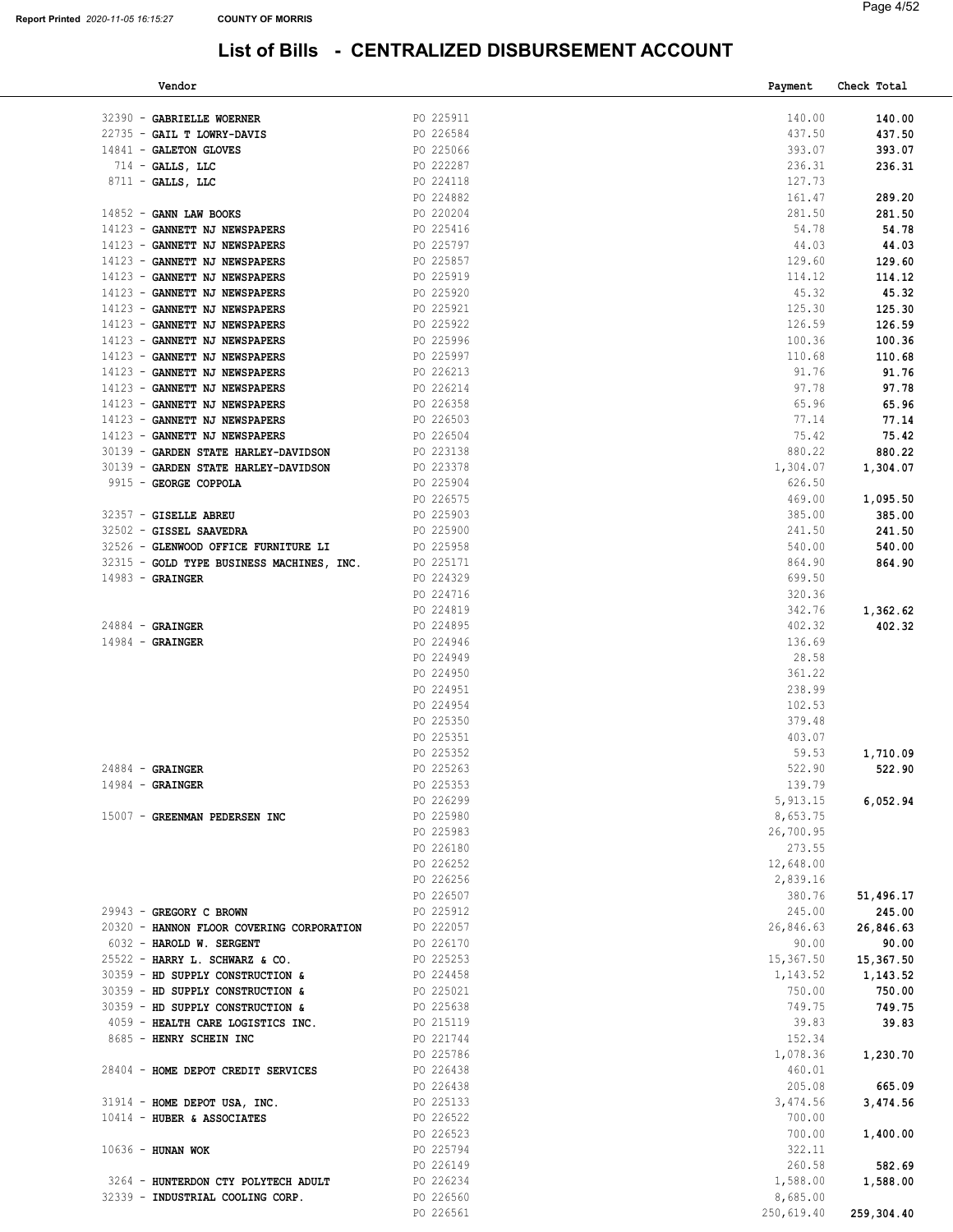# List of Bills - CENTRALIZED DISBURSEMENT ACCOUNT

Report Printed 2020-11-05 16:15:27 COUNTY OF MORRIS

| Vendor | | Payment | Check Total |
|---|---|---|---|
| 32390 - **GABRIELLE WOERNER** | PO 225911 | 140.00 | **140.00** |
| 22735 - **GAIL T LOWRY-DAVIS** | PO 226584 | 437.50 | **437.50** |
| 14841 - **GALETON GLOVES** | PO 225066 | 393.07 | **393.07** |
| 714 - **GALLS, LLC** | PO 222287 | 236.31 | **236.31** |
| 8711 - **GALLS, LLC** | PO 224118 | 127.73 | |
| | PO 224882 | 161.47 | **289.20** |
| 14852 - **GANN LAW BOOKS** | PO 220204 | 281.50 | **281.50** |
| 14123 - **GANNETT NJ NEWSPAPERS** | PO 225416 | 54.78 | **54.78** |
| 14123 - **GANNETT NJ NEWSPAPERS** | PO 225797 | 44.03 | **44.03** |
| 14123 - **GANNETT NJ NEWSPAPERS** | PO 225857 | 129.60 | **129.60** |
| 14123 - **GANNETT NJ NEWSPAPERS** | PO 225919 | 114.12 | **114.12** |
| 14123 - **GANNETT NJ NEWSPAPERS** | PO 225920 | 45.32 | **45.32** |
| 14123 - **GANNETT NJ NEWSPAPERS** | PO 225921 | 125.30 | **125.30** |
| 14123 - **GANNETT NJ NEWSPAPERS** | PO 225922 | 126.59 | **126.59** |
| 14123 - **GANNETT NJ NEWSPAPERS** | PO 225996 | 100.36 | **100.36** |
| 14123 - **GANNETT NJ NEWSPAPERS** | PO 225997 | 110.68 | **110.68** |
| 14123 - **GANNETT NJ NEWSPAPERS** | PO 226213 | 91.76 | **91.76** |
| 14123 - **GANNETT NJ NEWSPAPERS** | PO 226214 | 97.78 | **97.78** |
| 14123 - **GANNETT NJ NEWSPAPERS** | PO 226358 | 65.96 | **65.96** |
| 14123 - **GANNETT NJ NEWSPAPERS** | PO 226503 | 77.14 | **77.14** |
| 14123 - **GANNETT NJ NEWSPAPERS** | PO 226504 | 75.42 | **75.42** |
| 30139 - **GARDEN STATE HARLEY-DAVIDSON** | PO 223138 | 880.22 | **880.22** |
| 30139 - **GARDEN STATE HARLEY-DAVIDSON** | PO 223378 | 1,304.07 | **1,304.07** |
| 9915 - **GEORGE COPPOLA** | PO 225904 | 626.50 | |
| | PO 226575 | 469.00 | **1,095.50** |
| 32357 - **GISELLE ABREU** | PO 225903 | 385.00 | **385.00** |
| 32502 - **GISSEL SAAVEDRA** | PO 225900 | 241.50 | **241.50** |
| 32526 - **GLENWOOD OFFICE FURNITURE LI** | PO 225958 | 540.00 | **540.00** |
| 32315 - **GOLD TYPE BUSINESS MACHINES, INC.** | PO 225171 | 864.90 | **864.90** |
| 14983 - **GRAINGER** | PO 224329 | 699.50 | |
| | PO 224716 | 320.36 | |
| | PO 224819 | 342.76 | **1,362.62** |
| 24884 - **GRAINGER** | PO 224895 | 402.32 | **402.32** |
| 14984 - **GRAINGER** | PO 224946 | 136.69 | |
| | PO 224949 | 28.58 | |
| | PO 224950 | 361.22 | |
| | PO 224951 | 238.99 | |
| | PO 224954 | 102.53 | |
| | PO 225350 | 379.48 | |
| | PO 225351 | 403.07 | |
| | PO 225352 | 59.53 | **1,710.09** |
| 24884 - **GRAINGER** | PO 225263 | 522.90 | **522.90** |
| 14984 - **GRAINGER** | PO 225353 | 139.79 | |
| | PO 226299 | 5,913.15 | **6,052.94** |
| 15007 - **GREENMAN PEDERSEN INC** | PO 225980 | 8,653.75 | |
| | PO 225983 | 26,700.95 | |
| | PO 226180 | 273.55 | |
| | PO 226252 | 12,648.00 | |
| | PO 226256 | 2,839.16 | |
| | PO 226507 | 380.76 | **51,496.17** |
| 29943 - **GREGORY C BROWN** | PO 225912 | 245.00 | **245.00** |
| 20320 - **HANNON FLOOR COVERING CORPORATION** | PO 222057 | 26,846.63 | **26,846.63** |
| 6032 - **HAROLD W. SERGENT** | PO 226170 | 90.00 | **90.00** |
| 25522 - **HARRY L. SCHWARZ & CO.** | PO 225253 | 15,367.50 | **15,367.50** |
| 30359 - **HD SUPPLY CONSTRUCTION &** | PO 224458 | 1,143.52 | **1,143.52** |
| 30359 - **HD SUPPLY CONSTRUCTION &** | PO 225021 | 750.00 | **750.00** |
| 30359 - **HD SUPPLY CONSTRUCTION &** | PO 225638 | 749.75 | **749.75** |
| 4059 - **HEALTH CARE LOGISTICS INC.** | PO 215119 | 39.83 | **39.83** |
| 8685 - **HENRY SCHEIN INC** | PO 221744 | 152.34 | |
| | PO 225786 | 1,078.36 | **1,230.70** |
| 28404 - **HOME DEPOT CREDIT SERVICES** | PO 226438 | 460.01 | |
| | PO 226438 | 205.08 | **665.09** |
| 31914 - **HOME DEPOT USA, INC.** | PO 225133 | 3,474.56 | **3,474.56** |
| 10414 - **HUBER & ASSOCIATES** | PO 226522 | 700.00 | |
| | PO 226523 | 700.00 | **1,400.00** |
| 10636 - **HUNAN WOK** | PO 225794 | 322.11 | |
| | PO 226149 | 260.58 | **582.69** |
| 3264 - **HUNTERDON CTY POLYTECH ADULT** | PO 226234 | 1,588.00 | **1,588.00** |
| 32339 - **INDUSTRIAL COOLING CORP.** | PO 226560 | 8,685.00 | |
| | PO 226561 | 250,619.40 | **259,304.40** |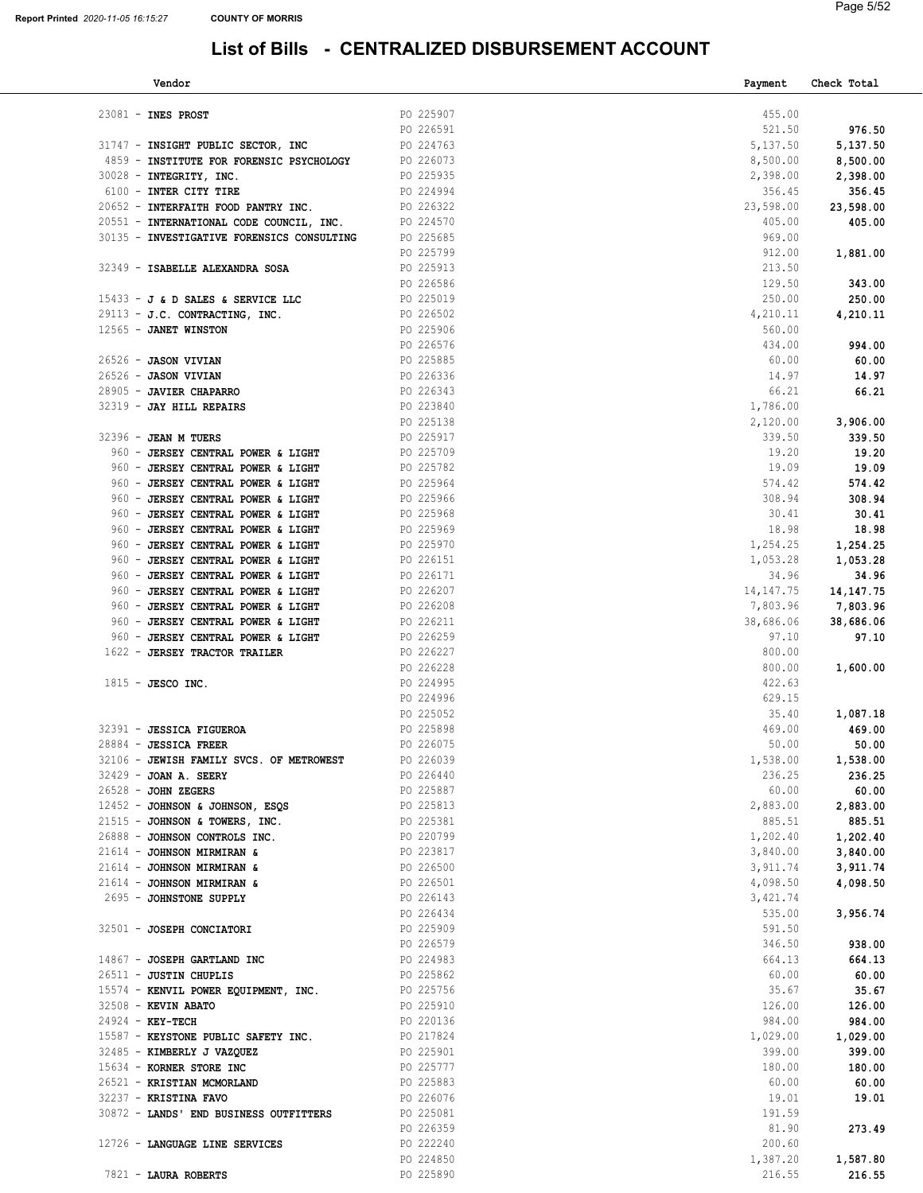# List of Bills - CENTRALIZED DISBURSEMENT ACCOUNT

| Vendor | | Payment | Check Total |
|---|---|---|---|
| 23081 - **INES PROST** | PO 225907 | 455.00 | |
| | PO 226591 | 521.50 | **976.50** |
| 31747 - **INSIGHT PUBLIC SECTOR, INC** | PO 224763 | 5,137.50 | **5,137.50** |
| 4859 - **INSTITUTE FOR FORENSIC PSYCHOLOGY** | PO 226073 | 8,500.00 | **8,500.00** |
| 30028 - **INTEGRITY, INC.** | PO 225935 | 2,398.00 | **2,398.00** |
| 6100 - **INTER CITY TIRE** | PO 224994 | 356.45 | **356.45** |
| 20652 - **INTERFAITH FOOD PANTRY INC.** | PO 226322 | 23,598.00 | **23,598.00** |
| 20551 - **INTERNATIONAL CODE COUNCIL, INC.** | PO 224570 | 405.00 | **405.00** |
| 30135 - **INVESTIGATIVE FORENSICS CONSULTING** | PO 225685 | 969.00 | |
| | PO 225799 | 912.00 | **1,881.00** |
| 32349 - **ISABELLE ALEXANDRA SOSA** | PO 225913 | 213.50 | |
| | PO 226586 | 129.50 | **343.00** |
| 15433 - **J & D SALES & SERVICE LLC** | PO 225019 | 250.00 | **250.00** |
| 29113 - **J.C. CONTRACTING, INC.** | PO 226502 | 4,210.11 | **4,210.11** |
| 12565 - **JANET WINSTON** | PO 225906 | 560.00 | |
| | PO 226576 | 434.00 | **994.00** |
| 26526 - **JASON VIVIAN** | PO 225885 | 60.00 | **60.00** |
| 26526 - **JASON VIVIAN** | PO 226336 | 14.97 | **14.97** |
| 28905 - **JAVIER CHAPARRO** | PO 226343 | 66.21 | **66.21** |
| 32319 - **JAY HILL REPAIRS** | PO 223840 | 1,786.00 | |
| | PO 225138 | 2,120.00 | **3,906.00** |
| 32396 - **JEAN M TUERS** | PO 225917 | 339.50 | **339.50** |
| 960 - **JERSEY CENTRAL POWER & LIGHT** | PO 225709 | 19.20 | **19.20** |
| 960 - **JERSEY CENTRAL POWER & LIGHT** | PO 225782 | 19.09 | **19.09** |
| 960 - **JERSEY CENTRAL POWER & LIGHT** | PO 225964 | 574.42 | **574.42** |
| 960 - **JERSEY CENTRAL POWER & LIGHT** | PO 225966 | 308.94 | **308.94** |
| 960 - **JERSEY CENTRAL POWER & LIGHT** | PO 225968 | 30.41 | **30.41** |
| 960 - **JERSEY CENTRAL POWER & LIGHT** | PO 225969 | 18.98 | **18.98** |
| 960 - **JERSEY CENTRAL POWER & LIGHT** | PO 225970 | 1,254.25 | **1,254.25** |
| 960 - **JERSEY CENTRAL POWER & LIGHT** | PO 226151 | 1,053.28 | **1,053.28** |
| 960 - **JERSEY CENTRAL POWER & LIGHT** | PO 226171 | 34.96 | **34.96** |
| 960 - **JERSEY CENTRAL POWER & LIGHT** | PO 226207 | 14,147.75 | **14,147.75** |
| 960 - **JERSEY CENTRAL POWER & LIGHT** | PO 226208 | 7,803.96 | **7,803.96** |
| 960 - **JERSEY CENTRAL POWER & LIGHT** | PO 226211 | 38,686.06 | **38,686.06** |
| 960 - **JERSEY CENTRAL POWER & LIGHT** | PO 226259 | 97.10 | **97.10** |
| 1622 - **JERSEY TRACTOR TRAILER** | PO 226227 | 800.00 | |
| | PO 226228 | 800.00 | **1,600.00** |
| 1815 - **JESCO INC.** | PO 224995 | 422.63 | |
| | PO 224996 | 629.15 | |
| | PO 225052 | 35.40 | **1,087.18** |
| 32391 - **JESSICA FIGUEROA** | PO 225898 | 469.00 | **469.00** |
| 28884 - **JESSICA FREER** | PO 226075 | 50.00 | **50.00** |
| 32106 - **JEWISH FAMILY SVCS. OF METROWEST** | PO 226039 | 1,538.00 | **1,538.00** |
| 32429 - **JOAN A. SEERY** | PO 226440 | 236.25 | **236.25** |
| 26528 - **JOHN ZEGERS** | PO 225887 | 60.00 | **60.00** |
| 12452 - **JOHNSON & JOHNSON, ESQS** | PO 225813 | 2,883.00 | **2,883.00** |
| 21515 - **JOHNSON & TOWERS, INC.** | PO 225381 | 885.51 | **885.51** |
| 26888 - **JOHNSON CONTROLS INC.** | PO 220799 | 1,202.40 | **1,202.40** |
| 21614 - **JOHNSON MIRMIRAN &** | PO 223817 | 3,840.00 | **3,840.00** |
| 21614 - **JOHNSON MIRMIRAN &** | PO 226500 | 3,911.74 | **3,911.74** |
| 21614 - **JOHNSON MIRMIRAN &** | PO 226501 | 4,098.50 | **4,098.50** |
| 2695 - **JOHNSTONE SUPPLY** | PO 226143 | 3,421.74 | |
| | PO 226434 | 535.00 | **3,956.74** |
| 32501 - **JOSEPH CONCIATORI** | PO 225909 | 591.50 | |
| | PO 226579 | 346.50 | **938.00** |
| 14867 - **JOSEPH GARTLAND INC** | PO 224983 | 664.13 | **664.13** |
| 26511 - **JUSTIN CHUPLIS** | PO 225862 | 60.00 | **60.00** |
| 15574 - **KENVIL POWER EQUIPMENT, INC.** | PO 225756 | 35.67 | **35.67** |
| 32508 - **KEVIN ABATO** | PO 225910 | 126.00 | **126.00** |
| 24924 - **KEY-TECH** | PO 220136 | 984.00 | **984.00** |
| 15587 - **KEYSTONE PUBLIC SAFETY INC.** | PO 217824 | 1,029.00 | **1,029.00** |
| 32485 - **KIMBERLY J VAZQUEZ** | PO 225901 | 399.00 | **399.00** |
| 15634 - **KORNER STORE INC** | PO 225777 | 180.00 | **180.00** |
| 26521 - **KRISTIAN MCMORLAND** | PO 225883 | 60.00 | **60.00** |
| 32237 - **KRISTINA FAVO** | PO 226076 | 19.01 | **19.01** |
| 30872 - **LANDS' END BUSINESS OUTFITTERS** | PO 225081 | 191.59 | |
| | PO 226359 | 81.90 | **273.49** |
| 12726 - **LANGUAGE LINE SERVICES** | PO 222240 | 200.60 | |
| | PO 224850 | 1,387.20 | **1,587.80** |
| 7821 - **LAURA ROBERTS** | PO 225890 | 216.55 | **216.55** |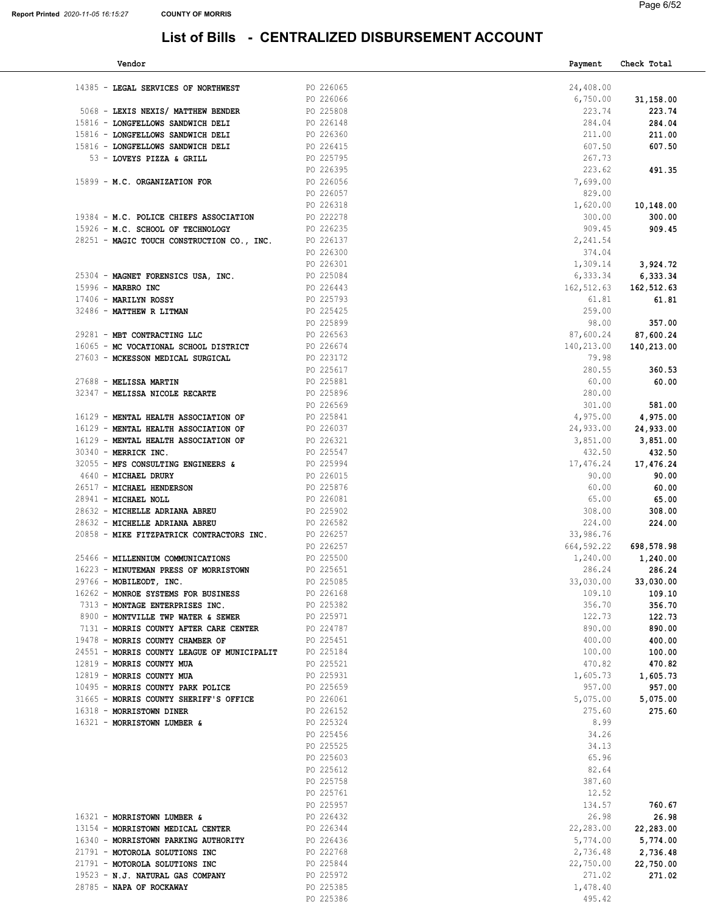Report Printed 2020-11-05 16:15:27 **COUNTY OF MORRIS**

# List of Bills - CENTRALIZED DISBURSEMENT ACCOUNT

| Vendor | | Payment | Check Total |
|---|---|---|---|
| 14385 - **LEGAL SERVICES OF NORTHWEST** | PO 226065 | 24,408.00 | |
| | PO 226066 | 6,750.00 | **31,158.00** |
| 5068 - **LEXIS NEXIS/ MATTHEW BENDER** | PO 225808 | 223.74 | **223.74** |
| 15816 - **LONGFELLOWS SANDWICH DELI** | PO 226148 | 284.04 | **284.04** |
| 15816 - **LONGFELLOWS SANDWICH DELI** | PO 226360 | 211.00 | **211.00** |
| 15816 - **LONGFELLOWS SANDWICH DELI** | PO 226415 | 607.50 | **607.50** |
| 53 - **LOVEYS PIZZA & GRILL** | PO 225795 | 267.73 | |
| | PO 226395 | 223.62 | **491.35** |
| 15899 - **M.C. ORGANIZATION FOR** | PO 226056 | 7,699.00 | |
| | PO 226057 | 829.00 | |
| | PO 226318 | 1,620.00 | **10,148.00** |
| 19384 - **M.C. POLICE CHIEFS ASSOCIATION** | PO 222278 | 300.00 | **300.00** |
| 15926 - **M.C. SCHOOL OF TECHNOLOGY** | PO 226235 | 909.45 | **909.45** |
| 28251 - **MAGIC TOUCH CONSTRUCTION CO., INC.** | PO 226137 | 2,241.54 | |
| | PO 226300 | 374.04 | |
| | PO 226301 | 1,309.14 | **3,924.72** |
| 25304 - **MAGNET FORENSICS USA, INC.** | PO 225084 | 6,333.34 | **6,333.34** |
| 15996 - **MARBRO INC** | PO 226443 | 162,512.63 | **162,512.63** |
| 17406 - **MARILYN ROSSY** | PO 225793 | 61.81 | **61.81** |
| 32486 - **MATTHEW R LITMAN** | PO 225425 | 259.00 | |
| | PO 225899 | 98.00 | **357.00** |
| 29281 - **MBT CONTRACTING LLC** | PO 226563 | 87,600.24 | **87,600.24** |
| 16065 - **MC VOCATIONAL SCHOOL DISTRICT** | PO 226674 | 140,213.00 | **140,213.00** |
| 27603 - **MCKESSON MEDICAL SURGICAL** | PO 223172 | 79.98 | |
| | PO 225617 | 280.55 | **360.53** |
| 27688 - **MELISSA MARTIN** | PO 225881 | 60.00 | **60.00** |
| 32347 - **MELISSA NICOLE RECARTE** | PO 225896 | 280.00 | |
| | PO 226569 | 301.00 | **581.00** |
| 16129 - **MENTAL HEALTH ASSOCIATION OF** | PO 225841 | 4,975.00 | **4,975.00** |
| 16129 - **MENTAL HEALTH ASSOCIATION OF** | PO 226037 | 24,933.00 | **24,933.00** |
| 16129 - **MENTAL HEALTH ASSOCIATION OF** | PO 226321 | 3,851.00 | **3,851.00** |
| 30340 - **MERRICK INC.** | PO 225547 | 432.50 | **432.50** |
| 32055 - **MFS CONSULTING ENGINEERS &** | PO 225994 | 17,476.24 | **17,476.24** |
| 4640 - **MICHAEL DRURY** | PO 226015 | 90.00 | **90.00** |
| 26517 - **MICHAEL HENDERSON** | PO 225876 | 60.00 | **60.00** |
| 28941 - **MICHAEL NOLL** | PO 226081 | 65.00 | **65.00** |
| 28632 - **MICHELLE ADRIANA ABREU** | PO 225902 | 308.00 | **308.00** |
| 28632 - **MICHELLE ADRIANA ABREU** | PO 226582 | 224.00 | **224.00** |
| 20858 - **MIKE FITZPATRICK CONTRACTORS INC.** | PO 226257 | 33,986.76 | |
| | PO 226257 | 664,592.22 | **698,578.98** |
| 25466 - **MILLENNIUM COMMUNICATIONS** | PO 225500 | 1,240.00 | **1,240.00** |
| 16223 - **MINUTEMAN PRESS OF MORRISTOWN** | PO 225651 | 286.24 | **286.24** |
| 29766 - **MOBILEODT, INC.** | PO 225085 | 33,030.00 | **33,030.00** |
| 16262 - **MONROE SYSTEMS FOR BUSINESS** | PO 226168 | 109.10 | **109.10** |
| 7313 - **MONTAGE ENTERPRISES INC.** | PO 225382 | 356.70 | **356.70** |
| 8900 - **MONTVILLE TWP WATER & SEWER** | PO 225971 | 122.73 | **122.73** |
| 7131 - **MORRIS COUNTY AFTER CARE CENTER** | PO 224787 | 890.00 | **890.00** |
| 19478 - **MORRIS COUNTY CHAMBER OF** | PO 225451 | 400.00 | **400.00** |
| 24551 - **MORRIS COUNTY LEAGUE OF MUNICIPALIT** | PO 225184 | 100.00 | **100.00** |
| 12819 - **MORRIS COUNTY MUA** | PO 225521 | 470.82 | **470.82** |
| 12819 - **MORRIS COUNTY MUA** | PO 225931 | 1,605.73 | **1,605.73** |
| 10495 - **MORRIS COUNTY PARK POLICE** | PO 225659 | 957.00 | **957.00** |
| 31665 - **MORRIS COUNTY SHERIFF'S OFFICE** | PO 226061 | 5,075.00 | **5,075.00** |
| 16318 - **MORRISTOWN DINER** | PO 226152 | 275.60 | **275.60** |
| 16321 - **MORRISTOWN LUMBER &** | PO 225324 | 8.99 | |
| | PO 225456 | 34.26 | |
| | PO 225525 | 34.13 | |
| | PO 225603 | 65.96 | |
| | PO 225612 | 82.64 | |
| | PO 225758 | 387.60 | |
| | PO 225761 | 12.52 | |
| | PO 225957 | 134.57 | **760.67** |
| 16321 - **MORRISTOWN LUMBER &** | PO 226432 | 26.98 | **26.98** |
| 13154 - **MORRISTOWN MEDICAL CENTER** | PO 226344 | 22,283.00 | **22,283.00** |
| 16340 - **MORRISTOWN PARKING AUTHORITY** | PO 226436 | 5,774.00 | **5,774.00** |
| 21791 - **MOTOROLA SOLUTIONS INC** | PO 222768 | 2,736.48 | **2,736.48** |
| 21791 - **MOTOROLA SOLUTIONS INC** | PO 225844 | 22,750.00 | **22,750.00** |
| 19523 - **N.J. NATURAL GAS COMPANY** | PO 225972 | 271.02 | **271.02** |
| 28785 - **NAPA OF ROCKAWAY** | PO 225385 | 1,478.40 | |
| | PO 225386 | 495.42 | |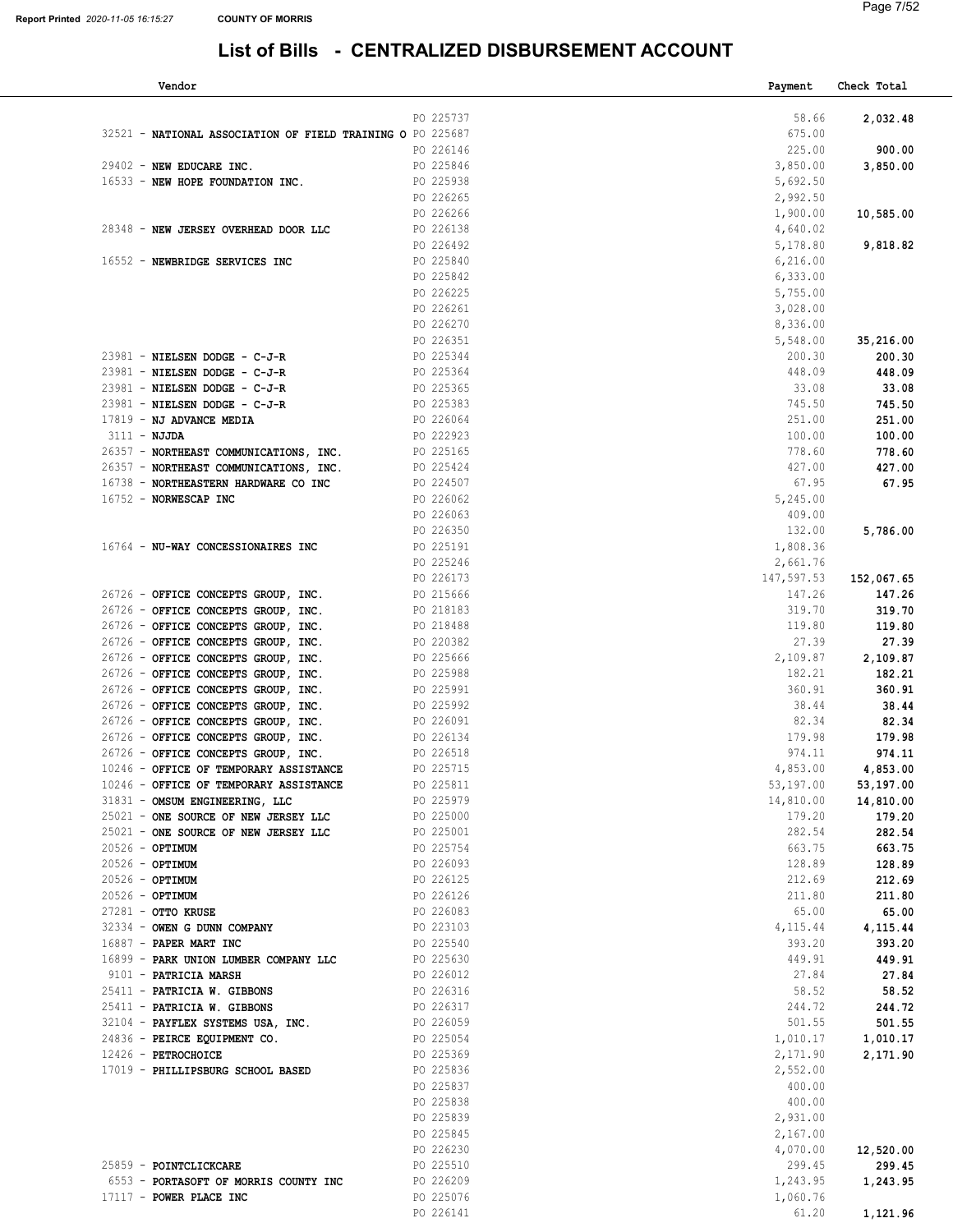# List of Bills - CENTRALIZED DISBURSEMENT ACCOUNT

| Vendor | | Payment | Check Total |
|---|---|---|---|
| | PO 225737 | 58.66 | **2,032.48** |
| 32521 - **NATIONAL ASSOCIATION OF FIELD TRAINING O** | PO 225687 | 675.00 | |
| | PO 226146 | 225.00 | **900.00** |
| 29402 - **NEW EDUCARE INC.** | PO 225846 | 3,850.00 | **3,850.00** |
| 16533 - **NEW HOPE FOUNDATION INC.** | PO 225938 | 5,692.50 | |
| | PO 226265 | 2,992.50 | |
| | PO 226266 | 1,900.00 | **10,585.00** |
| 28348 - **NEW JERSEY OVERHEAD DOOR LLC** | PO 226138 | 4,640.02 | |
| | PO 226492 | 5,178.80 | **9,818.82** |
| 16552 - **NEWBRIDGE SERVICES INC** | PO 225840 | 6,216.00 | |
| | PO 225842 | 6,333.00 | |
| | PO 226225 | 5,755.00 | |
| | PO 226261 | 3,028.00 | |
| | PO 226270 | 8,336.00 | |
| | PO 226351 | 5,548.00 | **35,216.00** |
| 23981 - **NIELSEN DODGE - C-J-R** | PO 225344 | 200.30 | **200.30** |
| 23981 - **NIELSEN DODGE - C-J-R** | PO 225364 | 448.09 | **448.09** |
| 23981 - **NIELSEN DODGE - C-J-R** | PO 225365 | 33.08 | **33.08** |
| 23981 - **NIELSEN DODGE - C-J-R** | PO 225383 | 745.50 | **745.50** |
| 17819 - **NJ ADVANCE MEDIA** | PO 226064 | 251.00 | **251.00** |
| 3111 - **NJJDA** | PO 222923 | 100.00 | **100.00** |
| 26357 - **NORTHEAST COMMUNICATIONS, INC.** | PO 225165 | 778.60 | **778.60** |
| 26357 - **NORTHEAST COMMUNICATIONS, INC.** | PO 225424 | 427.00 | **427.00** |
| 16738 - **NORTHEASTERN HARDWARE CO INC** | PO 224507 | 67.95 | **67.95** |
| 16752 - **NORWESCAP INC** | PO 226062 | 5,245.00 | |
| | PO 226063 | 409.00 | |
| | PO 226350 | 132.00 | **5,786.00** |
| 16764 - **NU-WAY CONCESSIONAIRES INC** | PO 225191 | 1,808.36 | |
| | PO 225246 | 2,661.76 | |
| | PO 226173 | 147,597.53 | **152,067.65** |
| 26726 - **OFFICE CONCEPTS GROUP, INC.** | PO 215666 | 147.26 | **147.26** |
| 26726 - **OFFICE CONCEPTS GROUP, INC.** | PO 218183 | 319.70 | **319.70** |
| 26726 - **OFFICE CONCEPTS GROUP, INC.** | PO 218488 | 119.80 | **119.80** |
| 26726 - **OFFICE CONCEPTS GROUP, INC.** | PO 220382 | 27.39 | **27.39** |
| 26726 - **OFFICE CONCEPTS GROUP, INC.** | PO 225666 | 2,109.87 | **2,109.87** |
| 26726 - **OFFICE CONCEPTS GROUP, INC.** | PO 225988 | 182.21 | **182.21** |
| 26726 - **OFFICE CONCEPTS GROUP, INC.** | PO 225991 | 360.91 | **360.91** |
| 26726 - **OFFICE CONCEPTS GROUP, INC.** | PO 225992 | 38.44 | **38.44** |
| 26726 - **OFFICE CONCEPTS GROUP, INC.** | PO 226091 | 82.34 | **82.34** |
| 26726 - **OFFICE CONCEPTS GROUP, INC.** | PO 226134 | 179.98 | **179.98** |
| 26726 - **OFFICE CONCEPTS GROUP, INC.** | PO 226518 | 974.11 | **974.11** |
| 10246 - **OFFICE OF TEMPORARY ASSISTANCE** | PO 225715 | 4,853.00 | **4,853.00** |
| 10246 - **OFFICE OF TEMPORARY ASSISTANCE** | PO 225811 | 53,197.00 | **53,197.00** |
| 31831 - **OMSUM ENGINEERING, LLC** | PO 225979 | 14,810.00 | **14,810.00** |
| 25021 - **ONE SOURCE OF NEW JERSEY LLC** | PO 225000 | 179.20 | **179.20** |
| 25021 - **ONE SOURCE OF NEW JERSEY LLC** | PO 225001 | 282.54 | **282.54** |
| 20526 - **OPTIMUM** | PO 225754 | 663.75 | **663.75** |
| 20526 - **OPTIMUM** | PO 226093 | 128.89 | **128.89** |
| 20526 - **OPTIMUM** | PO 226125 | 212.69 | **212.69** |
| 20526 - **OPTIMUM** | PO 226126 | 211.80 | **211.80** |
| 27281 - **OTTO KRUSE** | PO 226083 | 65.00 | **65.00** |
| 32334 - **OWEN G DUNN COMPANY** | PO 223103 | 4,115.44 | **4,115.44** |
| 16887 - **PAPER MART INC** | PO 225540 | 393.20 | **393.20** |
| 16899 - **PARK UNION LUMBER COMPANY LLC** | PO 225630 | 449.91 | **449.91** |
| 9101 - **PATRICIA MARSH** | PO 226012 | 27.84 | **27.84** |
| 25411 - **PATRICIA W. GIBBONS** | PO 226316 | 58.52 | **58.52** |
| 25411 - **PATRICIA W. GIBBONS** | PO 226317 | 244.72 | **244.72** |
| 32104 - **PAYFLEX SYSTEMS USA, INC.** | PO 226059 | 501.55 | **501.55** |
| 24836 - **PEIRCE EQUIPMENT CO.** | PO 225054 | 1,010.17 | **1,010.17** |
| 12426 - **PETROCHOICE** | PO 225369 | 2,171.90 | **2,171.90** |
| 17019 - **PHILLIPSBURG SCHOOL BASED** | PO 225836 | 2,552.00 | |
| | PO 225837 | 400.00 | |
| | PO 225838 | 400.00 | |
| | PO 225839 | 2,931.00 | |
| | PO 225845 | 2,167.00 | |
| | PO 226230 | 4,070.00 | **12,520.00** |
| 25859 - **POINTCLICKCARE** | PO 225510 | 299.45 | **299.45** |
| 6553 - **PORTASOFT OF MORRIS COUNTY INC** | PO 226209 | 1,243.95 | **1,243.95** |
| 17117 - **POWER PLACE INC** | PO 225076 | 1,060.76 | |
| | PO 226141 | 61.20 | **1,121.96** |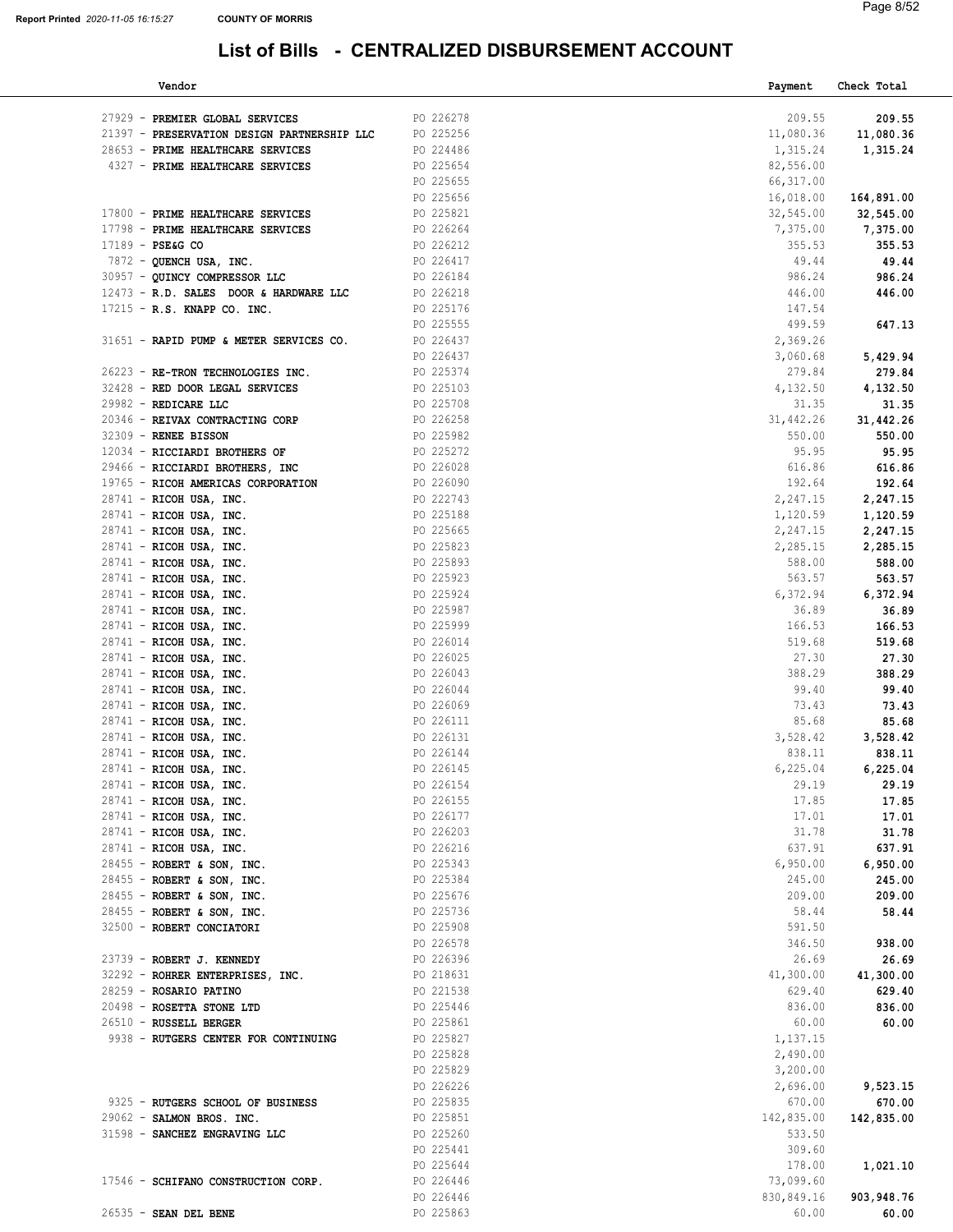# List of Bills - CENTRALIZED DISBURSEMENT ACCOUNT

| Vendor | | Payment | Check Total |
|---|---|---|---|
| 27929 - **PREMIER GLOBAL SERVICES** | PO 226278 | 209.55 | **209.55** |
| 21397 - **PRESERVATION DESIGN PARTNERSHIP LLC** | PO 225256 | 11,080.36 | **11,080.36** |
| 28653 - **PRIME HEALTHCARE SERVICES** | PO 224486 | 1,315.24 | **1,315.24** |
| 4327 - **PRIME HEALTHCARE SERVICES** | PO 225654 | 82,556.00 | |
| | PO 225655 | 66,317.00 | |
| | PO 225656 | 16,018.00 | **164,891.00** |
| 17800 - **PRIME HEALTHCARE SERVICES** | PO 225821 | 32,545.00 | **32,545.00** |
| 17798 - **PRIME HEALTHCARE SERVICES** | PO 226264 | 7,375.00 | **7,375.00** |
| 17189 - **PSE&G CO** | PO 226212 | 355.53 | **355.53** |
| 7872 - **QUENCH USA, INC.** | PO 226417 | 49.44 | **49.44** |
| 30957 - **QUINCY COMPRESSOR LLC** | PO 226184 | 986.24 | **986.24** |
| 12473 - **R.D. SALES DOOR & HARDWARE LLC** | PO 226218 | 446.00 | **446.00** |
| 17215 - **R.S. KNAPP CO. INC.** | PO 225176 | 147.54 | |
| | PO 225555 | 499.59 | **647.13** |
| 31651 - **RAPID PUMP & METER SERVICES CO.** | PO 226437 | 2,369.26 | |
| | PO 226437 | 3,060.68 | **5,429.94** |
| 26223 - **RE-TRON TECHNOLOGIES INC.** | PO 225374 | 279.84 | **279.84** |
| 32428 - **RED DOOR LEGAL SERVICES** | PO 225103 | 4,132.50 | **4,132.50** |
| 29982 - **REDICARE LLC** | PO 225708 | 31.35 | **31.35** |
| 20346 - **REIVAX CONTRACTING CORP** | PO 226258 | 31,442.26 | **31,442.26** |
| 32309 - **RENEE BISSON** | PO 225982 | 550.00 | **550.00** |
| 12034 - **RICCIARDI BROTHERS OF** | PO 225272 | 95.95 | **95.95** |
| 29466 - **RICCIARDI BROTHERS, INC** | PO 226028 | 616.86 | **616.86** |
| 19765 - **RICOH AMERICAS CORPORATION** | PO 226090 | 192.64 | **192.64** |
| 28741 - **RICOH USA, INC.** | PO 222743 | 2,247.15 | **2,247.15** |
| 28741 - **RICOH USA, INC.** | PO 225188 | 1,120.59 | **1,120.59** |
| 28741 - **RICOH USA, INC.** | PO 225665 | 2,247.15 | **2,247.15** |
| 28741 - **RICOH USA, INC.** | PO 225823 | 2,285.15 | **2,285.15** |
| 28741 - **RICOH USA, INC.** | PO 225893 | 588.00 | **588.00** |
| 28741 - **RICOH USA, INC.** | PO 225923 | 563.57 | **563.57** |
| 28741 - **RICOH USA, INC.** | PO 225924 | 6,372.94 | **6,372.94** |
| 28741 - **RICOH USA, INC.** | PO 225987 | 36.89 | **36.89** |
| 28741 - **RICOH USA, INC.** | PO 225999 | 166.53 | **166.53** |
| 28741 - **RICOH USA, INC.** | PO 226014 | 519.68 | **519.68** |
| 28741 - **RICOH USA, INC.** | PO 226025 | 27.30 | **27.30** |
| 28741 - **RICOH USA, INC.** | PO 226043 | 388.29 | **388.29** |
| 28741 - **RICOH USA, INC.** | PO 226044 | 99.40 | **99.40** |
| 28741 - **RICOH USA, INC.** | PO 226069 | 73.43 | **73.43** |
| 28741 - **RICOH USA, INC.** | PO 226111 | 85.68 | **85.68** |
| 28741 - **RICOH USA, INC.** | PO 226131 | 3,528.42 | **3,528.42** |
| 28741 - **RICOH USA, INC.** | PO 226144 | 838.11 | **838.11** |
| 28741 - **RICOH USA, INC.** | PO 226145 | 6,225.04 | **6,225.04** |
| 28741 - **RICOH USA, INC.** | PO 226154 | 29.19 | **29.19** |
| 28741 - **RICOH USA, INC.** | PO 226155 | 17.85 | **17.85** |
| 28741 - **RICOH USA, INC.** | PO 226177 | 17.01 | **17.01** |
| 28741 - **RICOH USA, INC.** | PO 226203 | 31.78 | **31.78** |
| 28741 - **RICOH USA, INC.** | PO 226216 | 637.91 | **637.91** |
| 28455 - **ROBERT & SON, INC.** | PO 225343 | 6,950.00 | **6,950.00** |
| 28455 - **ROBERT & SON, INC.** | PO 225384 | 245.00 | **245.00** |
| 28455 - **ROBERT & SON, INC.** | PO 225676 | 209.00 | **209.00** |
| 28455 - **ROBERT & SON, INC.** | PO 225736 | 58.44 | **58.44** |
| 32500 - **ROBERT CONCIATORI** | PO 225908 | 591.50 | |
| | PO 226578 | 346.50 | **938.00** |
| 23739 - **ROBERT J. KENNEDY** | PO 226396 | 26.69 | **26.69** |
| 32292 - **ROHRER ENTERPRISES, INC.** | PO 218631 | 41,300.00 | **41,300.00** |
| 28259 - **ROSARIO PATINO** | PO 221538 | 629.40 | **629.40** |
| 20498 - **ROSETTA STONE LTD** | PO 225446 | 836.00 | **836.00** |
| 26510 - **RUSSELL BERGER** | PO 225861 | 60.00 | **60.00** |
| 9938 - **RUTGERS CENTER FOR CONTINUING** | PO 225827 | 1,137.15 | |
| | PO 225828 | 2,490.00 | |
| | PO 225829 | 3,200.00 | |
| | PO 226226 | 2,696.00 | **9,523.15** |
| 9325 - **RUTGERS SCHOOL OF BUSINESS** | PO 225835 | 670.00 | **670.00** |
| 29062 - **SALMON BROS. INC.** | PO 225851 | 142,835.00 | **142,835.00** |
| 31598 - **SANCHEZ ENGRAVING LLC** | PO 225260 | 533.50 | |
| | PO 225441 | 309.60 | |
| | PO 225644 | 178.00 | **1,021.10** |
| 17546 - **SCHIFANO CONSTRUCTION CORP.** | PO 226446 | 73,099.60 | |
| | PO 226446 | 830,849.16 | **903,948.76** |
| 26535 - **SEAN DEL BENE** | PO 225863 | 60.00 | **60.00** |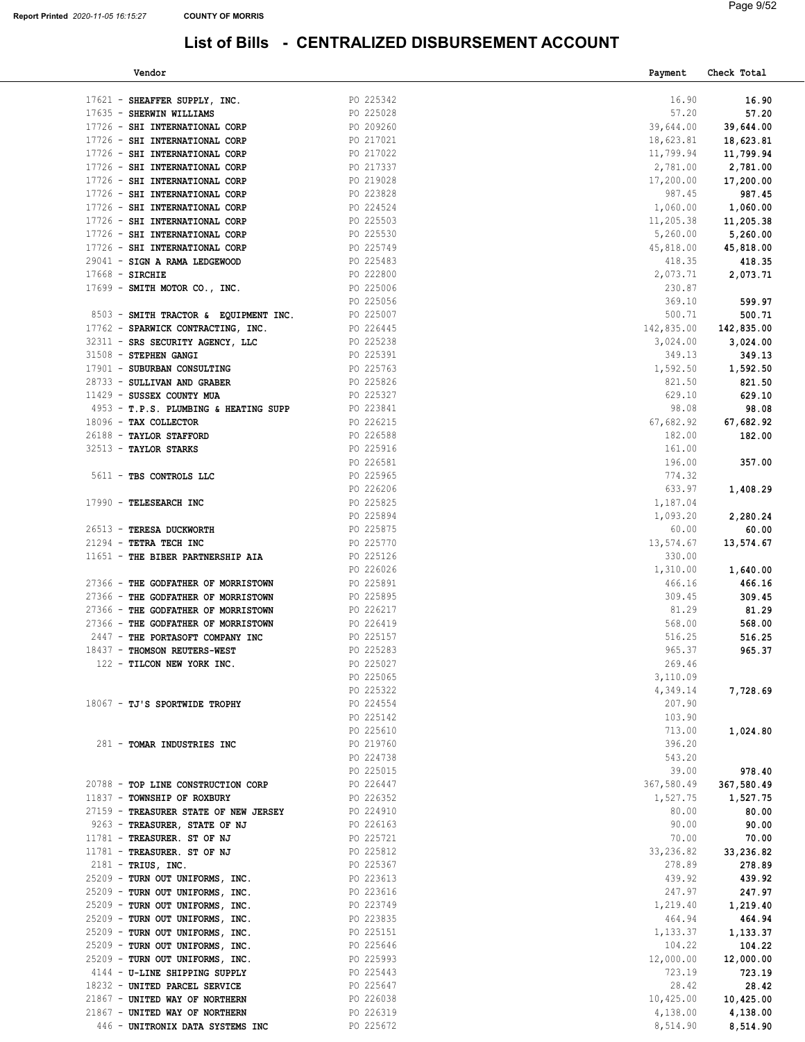Report Printed *2020-11-05 16:15:27* **COUNTY OF MORRIS**

# List of Bills - CENTRALIZED DISBURSEMENT ACCOUNT

| Vendor | | Payment | Check Total |
|---|---|---|---|
| 17621 - **SHEAFFER SUPPLY, INC.** | PO 225342 | 16.90 | **16.90** |
| 17635 - **SHERWIN WILLIAMS** | PO 225028 | 57.20 | **57.20** |
| 17726 - **SHI INTERNATIONAL CORP** | PO 209260 | 39,644.00 | **39,644.00** |
| 17726 - **SHI INTERNATIONAL CORP** | PO 217021 | 18,623.81 | **18,623.81** |
| 17726 - **SHI INTERNATIONAL CORP** | PO 217022 | 11,799.94 | **11,799.94** |
| 17726 - **SHI INTERNATIONAL CORP** | PO 217337 | 2,781.00 | **2,781.00** |
| 17726 - **SHI INTERNATIONAL CORP** | PO 219028 | 17,200.00 | **17,200.00** |
| 17726 - **SHI INTERNATIONAL CORP** | PO 223828 | 987.45 | **987.45** |
| 17726 - **SHI INTERNATIONAL CORP** | PO 224524 | 1,060.00 | **1,060.00** |
| 17726 - **SHI INTERNATIONAL CORP** | PO 225503 | 11,205.38 | **11,205.38** |
| 17726 - **SHI INTERNATIONAL CORP** | PO 225530 | 5,260.00 | **5,260.00** |
| 17726 - **SHI INTERNATIONAL CORP** | PO 225749 | 45,818.00 | **45,818.00** |
| 29041 - **SIGN A RAMA LEDGEWOOD** | PO 225483 | 418.35 | **418.35** |
| 17668 - **SIRCHIE** | PO 222800 | 2,073.71 | **2,073.71** |
| 17699 - **SMITH MOTOR CO., INC.** | PO 225006 | 230.87 | |
| | PO 225056 | 369.10 | **599.97** |
| 8503 - **SMITH TRACTOR & EQUIPMENT INC.** | PO 225007 | 500.71 | **500.71** |
| 17762 - **SPARWICK CONTRACTING, INC.** | PO 226445 | 142,835.00 | **142,835.00** |
| 32311 - **SRS SECURITY AGENCY, LLC** | PO 225238 | 3,024.00 | **3,024.00** |
| 31508 - **STEPHEN GANGI** | PO 225391 | 349.13 | **349.13** |
| 17901 - **SUBURBAN CONSULTING** | PO 225763 | 1,592.50 | **1,592.50** |
| 28733 - **SULLIVAN AND GRABER** | PO 225826 | 821.50 | **821.50** |
| 11429 - **SUSSEX COUNTY MUA** | PO 225327 | 629.10 | **629.10** |
| 4953 - **T.P.S. PLUMBING & HEATING SUPP** | PO 223841 | 98.08 | **98.08** |
| 18096 - **TAX COLLECTOR** | PO 226215 | 67,682.92 | **67,682.92** |
| 26188 - **TAYLOR STAFFORD** | PO 226588 | 182.00 | **182.00** |
| 32513 - **TAYLOR STARKS** | PO 225916 | 161.00 | |
| | PO 226581 | 196.00 | **357.00** |
| 5611 - **TBS CONTROLS LLC** | PO 225965 | 774.32 | |
| | PO 226206 | 633.97 | **1,408.29** |
| 17990 - **TELESEARCH INC** | PO 225825 | 1,187.04 | |
| | PO 225894 | 1,093.20 | **2,280.24** |
| 26513 - **TERESA DUCKWORTH** | PO 225875 | 60.00 | **60.00** |
| 21294 - **TETRA TECH INC** | PO 225770 | 13,574.67 | **13,574.67** |
| 11651 - **THE BIBER PARTNERSHIP AIA** | PO 225126 | 330.00 | |
| | PO 226026 | 1,310.00 | **1,640.00** |
| 27366 - **THE GODFATHER OF MORRISTOWN** | PO 225891 | 466.16 | **466.16** |
| 27366 - **THE GODFATHER OF MORRISTOWN** | PO 225895 | 309.45 | **309.45** |
| 27366 - **THE GODFATHER OF MORRISTOWN** | PO 226217 | 81.29 | **81.29** |
| 27366 - **THE GODFATHER OF MORRISTOWN** | PO 226419 | 568.00 | **568.00** |
| 2447 - **THE PORTASOFT COMPANY INC** | PO 225157 | 516.25 | **516.25** |
| 18437 - **THOMSON REUTERS-WEST** | PO 225283 | 965.37 | **965.37** |
| 122 - **TILCON NEW YORK INC.** | PO 225027 | 269.46 | |
| | PO 225065 | 3,110.09 | |
| | PO 225322 | 4,349.14 | **7,728.69** |
| 18067 - **TJ'S SPORTWIDE TROPHY** | PO 224554 | 207.90 | |
| | PO 225142 | 103.90 | |
| | PO 225610 | 713.00 | **1,024.80** |
| 281 - **TOMAR INDUSTRIES INC** | PO 219760 | 396.20 | |
| | PO 224738 | 543.20 | |
| | PO 225015 | 39.00 | **978.40** |
| 20788 - **TOP LINE CONSTRUCTION CORP** | PO 226447 | 367,580.49 | **367,580.49** |
| 11837 - **TOWNSHIP OF ROXBURY** | PO 226352 | 1,527.75 | **1,527.75** |
| 27159 - **TREASURER STATE OF NEW JERSEY** | PO 224910 | 80.00 | **80.00** |
| 9263 - **TREASURER, STATE OF NJ** | PO 226163 | 90.00 | **90.00** |
| 11781 - **TREASURER. ST OF NJ** | PO 225721 | 70.00 | **70.00** |
| 11781 - **TREASURER. ST OF NJ** | PO 225812 | 33,236.82 | **33,236.82** |
| 2181 - **TRIUS, INC.** | PO 225367 | 278.89 | **278.89** |
| 25209 - **TURN OUT UNIFORMS, INC.** | PO 223613 | 439.92 | **439.92** |
| 25209 - **TURN OUT UNIFORMS, INC.** | PO 223616 | 247.97 | **247.97** |
| 25209 - **TURN OUT UNIFORMS, INC.** | PO 223749 | 1,219.40 | **1,219.40** |
| 25209 - **TURN OUT UNIFORMS, INC.** | PO 223835 | 464.94 | **464.94** |
| 25209 - **TURN OUT UNIFORMS, INC.** | PO 225151 | 1,133.37 | **1,133.37** |
| 25209 - **TURN OUT UNIFORMS, INC.** | PO 225646 | 104.22 | **104.22** |
| 25209 - **TURN OUT UNIFORMS, INC.** | PO 225993 | 12,000.00 | **12,000.00** |
| 4144 - **U-LINE SHIPPING SUPPLY** | PO 225443 | 723.19 | **723.19** |
| 18232 - **UNITED PARCEL SERVICE** | PO 225647 | 28.42 | **28.42** |
| 21867 - **UNITED WAY OF NORTHERN** | PO 226038 | 10,425.00 | **10,425.00** |
| 21867 - **UNITED WAY OF NORTHERN** | PO 226319 | 4,138.00 | **4,138.00** |
| 446 - **UNITRONIX DATA SYSTEMS INC** | PO 225672 | 8,514.90 | **8,514.90** |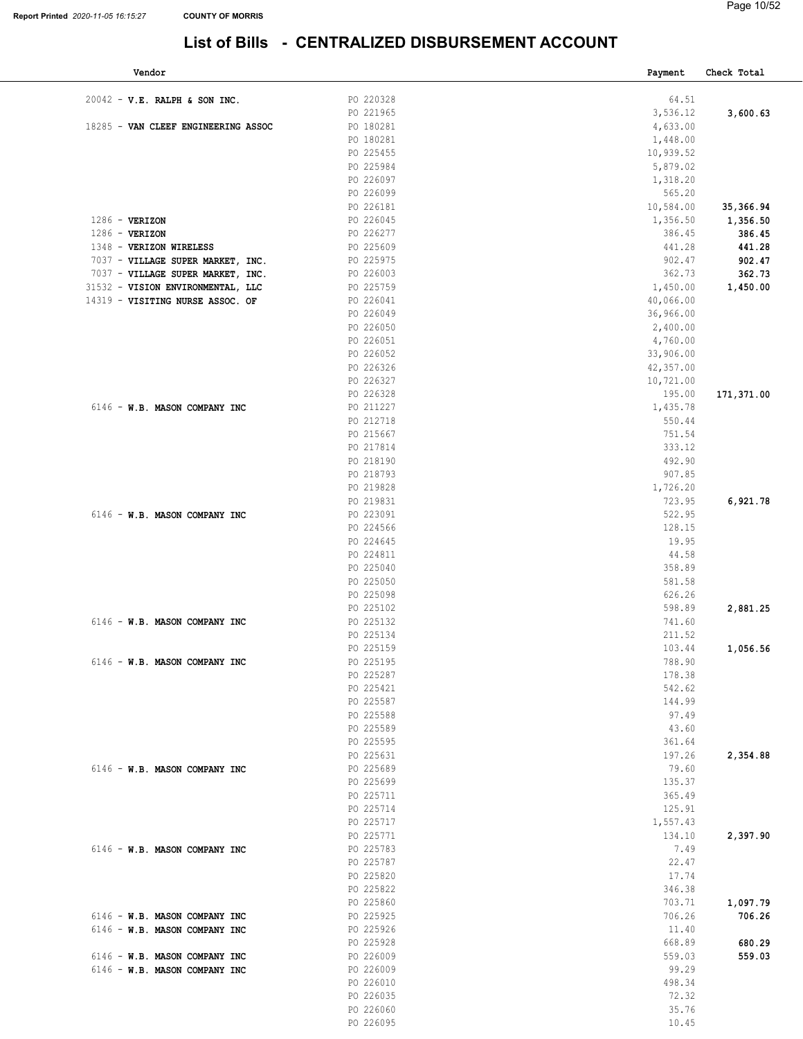# List of Bills - CENTRALIZED DISBURSEMENT ACCOUNT

| Vendor | | Payment | Check Total |
|---|---|---|---|
| 20042 - **V.E. RALPH & SON INC.** | PO 220328 | 64.51 | |
| | PO 221965 | 3,536.12 | **3,600.63** |
| 18285 - **VAN CLEEF ENGINEERING ASSOC** | PO 180281 | 4,633.00 | |
| | PO 180281 | 1,448.00 | |
| | PO 225455 | 10,939.52 | |
| | PO 225984 | 5,879.02 | |
| | PO 226097 | 1,318.20 | |
| | PO 226099 | 565.20 | |
| | PO 226181 | 10,584.00 | **35,366.94** |
| 1286 - **VERIZON** | PO 226045 | 1,356.50 | **1,356.50** |
| 1286 - **VERIZON** | PO 226277 | 386.45 | **386.45** |
| 1348 - **VERIZON WIRELESS** | PO 225609 | 441.28 | **441.28** |
| 7037 - **VILLAGE SUPER MARKET, INC.** | PO 225975 | 902.47 | **902.47** |
| 7037 - **VILLAGE SUPER MARKET, INC.** | PO 226003 | 362.73 | **362.73** |
| 31532 - **VISION ENVIRONMENTAL, LLC** | PO 225759 | 1,450.00 | **1,450.00** |
| 14319 - **VISITING NURSE ASSOC. OF** | PO 226041 | 40,066.00 | |
| | PO 226049 | 36,966.00 | |
| | PO 226050 | 2,400.00 | |
| | PO 226051 | 4,760.00 | |
| | PO 226052 | 33,906.00 | |
| | PO 226326 | 42,357.00 | |
| | PO 226327 | 10,721.00 | |
| | PO 226328 | 195.00 | **171,371.00** |
| 6146 - **W.B. MASON COMPANY INC** | PO 211227 | 1,435.78 | |
| | PO 212718 | 550.44 | |
| | PO 215667 | 751.54 | |
| | PO 217814 | 333.12 | |
| | PO 218190 | 492.90 | |
| | PO 218793 | 907.85 | |
| | PO 219828 | 1,726.20 | |
| | PO 219831 | 723.95 | **6,921.78** |
| 6146 - **W.B. MASON COMPANY INC** | PO 223091 | 522.95 | |
| | PO 224566 | 128.15 | |
| | PO 224645 | 19.95 | |
| | PO 224811 | 44.58 | |
| | PO 225040 | 358.89 | |
| | PO 225050 | 581.58 | |
| | PO 225098 | 626.26 | |
| | PO 225102 | 598.89 | **2,881.25** |
| 6146 - **W.B. MASON COMPANY INC** | PO 225132 | 741.60 | |
| | PO 225134 | 211.52 | |
| | PO 225159 | 103.44 | **1,056.56** |
| 6146 - **W.B. MASON COMPANY INC** | PO 225195 | 788.90 | |
| | PO 225287 | 178.38 | |
| | PO 225421 | 542.62 | |
| | PO 225587 | 144.99 | |
| | PO 225588 | 97.49 | |
| | PO 225589 | 43.60 | |
| | PO 225595 | 361.64 | |
| | PO 225631 | 197.26 | **2,354.88** |
| 6146 - **W.B. MASON COMPANY INC** | PO 225689 | 79.60 | |
| | PO 225699 | 135.37 | |
| | PO 225711 | 365.49 | |
| | PO 225714 | 125.91 | |
| | PO 225717 | 1,557.43 | |
| | PO 225771 | 134.10 | **2,397.90** |
| 6146 - **W.B. MASON COMPANY INC** | PO 225783 | 7.49 | |
| | PO 225787 | 22.47 | |
| | PO 225820 | 17.74 | |
| | PO 225822 | 346.38 | |
| | PO 225860 | 703.71 | **1,097.79** |
| 6146 - **W.B. MASON COMPANY INC** | PO 225925 | 706.26 | **706.26** |
| 6146 - **W.B. MASON COMPANY INC** | PO 225926 | 11.40 | |
| | PO 225928 | 668.89 | **680.29** |
| 6146 - **W.B. MASON COMPANY INC** | PO 226009 | 559.03 | **559.03** |
| 6146 - **W.B. MASON COMPANY INC** | PO 226009 | 99.29 | |
| | PO 226010 | 498.34 | |
| | PO 226035 | 72.32 | |
| | PO 226060 | 35.76 | |
| | PO 226095 | 10.45 | |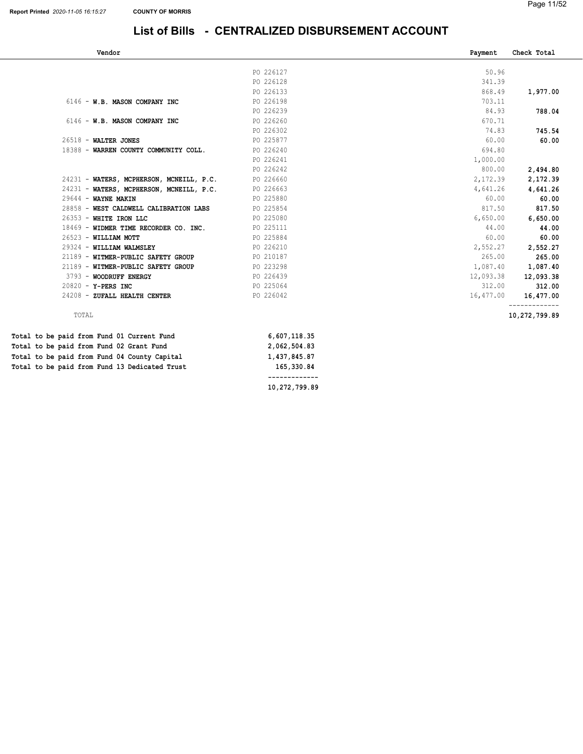# List of Bills - CENTRALIZED DISBURSEMENT ACCOUNT

| Vendor | | Payment | Check Total |
|---|---|---|---|
| | PO 226127 | 50.96 | |
| | PO 226128 | 341.39 | |
| | PO 226133 | 868.49 | **1,977.00** |
| 6146 - **W.B. MASON COMPANY INC** | PO 226198 | 703.11 | |
| | PO 226239 | 84.93 | **788.04** |
| 6146 - **W.B. MASON COMPANY INC** | PO 226260 | 670.71 | |
| | PO 226302 | 74.83 | **745.54** |
| 26518 - **WALTER JONES** | PO 225877 | 60.00 | **60.00** |
| 18388 - **WARREN COUNTY COMMUNITY COLL.** | PO 226240 | 694.80 | |
| | PO 226241 | 1,000.00 | |
| | PO 226242 | 800.00 | **2,494.80** |
| 24231 - **WATERS, MCPHERSON, MCNEILL, P.C.** | PO 226660 | 2,172.39 | **2,172.39** |
| 24231 - **WATERS, MCPHERSON, MCNEILL, P.C.** | PO 226663 | 4,641.26 | **4,641.26** |
| 29644 - **WAYNE MAKIN** | PO 225880 | 60.00 | **60.00** |
| 28858 - **WEST CALDWELL CALIBRATION LABS** | PO 225854 | 817.50 | **817.50** |
| 26353 - **WHITE IRON LLC** | PO 225080 | 6,650.00 | **6,650.00** |
| 18469 - **WIDMER TIME RECORDER CO. INC.** | PO 225111 | 44.00 | **44.00** |
| 26523 - **WILLIAM MOTT** | PO 225884 | 60.00 | **60.00** |
| 29324 - **WILLIAM WALMSLEY** | PO 226210 | 2,552.27 | **2,552.27** |
| 21189 - **WITMER-PUBLIC SAFETY GROUP** | PO 210187 | 265.00 | **265.00** |
| 21189 - **WITMER-PUBLIC SAFETY GROUP** | PO 223298 | 1,087.40 | **1,087.40** |
| 3793 - **WOODRUFF ENERGY** | PO 226439 | 12,093.38 | **12,093.38** |
| 20820 - **Y-PERS INC** | PO 225064 | 312.00 | **312.00** |
| 24208 - **ZUFALL HEALTH CENTER** | PO 226042 | 16,477.00 | **16,477.00** |
| TOTAL | | | **10,272,799.89** |

| | |
|---|---|
| **Total to be paid from Fund 01 Current Fund** | **6,607,118.35** |
| **Total to be paid from Fund 02 Grant Fund** | **2,062,504.83** |
| **Total to be paid from Fund 04 County Capital** | **1,437,845.87** |
| **Total to be paid from Fund 13 Dedicated Trust** | **165,330.84** |
| | **10,272,799.89** |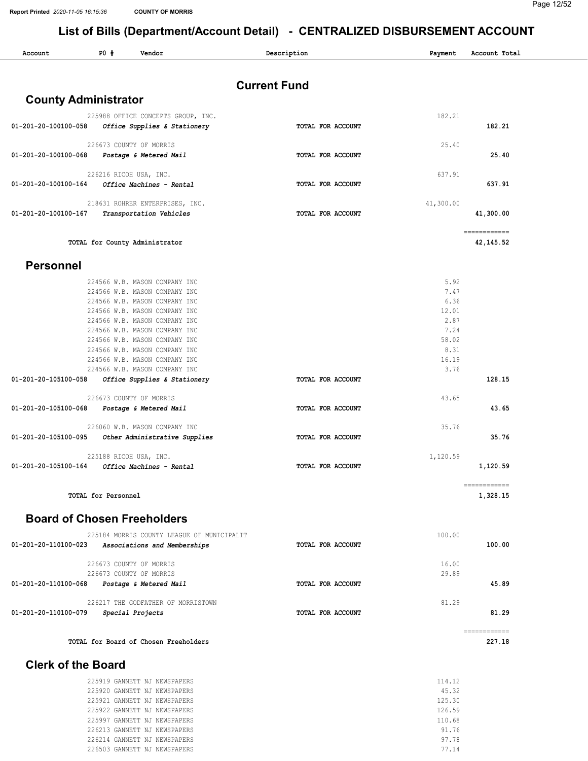# List of Bills (Department/Account Detail) - CENTRALIZED DISBURSEMENT ACCOUNT

Report Printed 2020-11-05 16:15:36 COUNTY OF MORRIS

| Account | PO # | Vendor | Description | Payment | Account Total |
|---|---|---|---|---|---|

## Current Fund

### County Administrator

| Account | PO # | Vendor | Description | Payment | Account Total |
|---|---|---|---|---|---|
| | 225988 | OFFICE CONCEPTS GROUP, INC. | | 182.21 | |
| 01-201-20-100100-058 | | *Office Supplies & Stationery* | TOTAL FOR ACCOUNT | | 182.21 |
| | 226673 | COUNTY OF MORRIS | | 25.40 | |
| 01-201-20-100100-068 | | *Postage & Metered Mail* | TOTAL FOR ACCOUNT | | 25.40 |
| | 226216 | RICOH USA, INC. | | 637.91 | |
| 01-201-20-100100-164 | | *Office Machines - Rental* | TOTAL FOR ACCOUNT | | 637.91 |
| | 218631 | ROHRER ENTERPRISES, INC. | | 41,300.00 | |
| 01-201-20-100100-167 | | *Transportation Vehicles* | TOTAL FOR ACCOUNT | | 41,300.00 |
| | | **TOTAL for County Administrator** | | | **42,145.52** |

### Personnel

| Account | PO # | Vendor | Description | Payment | Account Total |
|---|---|---|---|---|---|
| | 224566 | W.B. MASON COMPANY INC | | 5.92 | |
| | 224566 | W.B. MASON COMPANY INC | | 7.47 | |
| | 224566 | W.B. MASON COMPANY INC | | 6.36 | |
| | 224566 | W.B. MASON COMPANY INC | | 12.01 | |
| | 224566 | W.B. MASON COMPANY INC | | 2.87 | |
| | 224566 | W.B. MASON COMPANY INC | | 7.24 | |
| | 224566 | W.B. MASON COMPANY INC | | 58.02 | |
| | 224566 | W.B. MASON COMPANY INC | | 8.31 | |
| | 224566 | W.B. MASON COMPANY INC | | 16.19 | |
| | 224566 | W.B. MASON COMPANY INC | | 3.76 | |
| 01-201-20-105100-058 | | *Office Supplies & Stationery* | TOTAL FOR ACCOUNT | | 128.15 |
| | 226673 | COUNTY OF MORRIS | | 43.65 | |
| 01-201-20-105100-068 | | *Postage & Metered Mail* | TOTAL FOR ACCOUNT | | 43.65 |
| | 226060 | W.B. MASON COMPANY INC | | 35.76 | |
| 01-201-20-105100-095 | | *Other Administrative Supplies* | TOTAL FOR ACCOUNT | | 35.76 |
| | 225188 | RICOH USA, INC. | | 1,120.59 | |
| 01-201-20-105100-164 | | *Office Machines - Rental* | TOTAL FOR ACCOUNT | | 1,120.59 |
| | | **TOTAL for Personnel** | | | **1,328.15** |

### Board of Chosen Freeholders

| Account | PO # | Vendor | Description | Payment | Account Total |
|---|---|---|---|---|---|
| | 225184 | MORRIS COUNTY LEAGUE OF MUNICIPALIT | | 100.00 | |
| 01-201-20-110100-023 | | *Associations and Memberships* | TOTAL FOR ACCOUNT | | 100.00 |
| | 226673 | COUNTY OF MORRIS | | 16.00 | |
| | 226673 | COUNTY OF MORRIS | | 29.89 | |
| 01-201-20-110100-068 | | *Postage & Metered Mail* | TOTAL FOR ACCOUNT | | 45.89 |
| | 226217 | THE GODFATHER OF MORRISTOWN | | 81.29 | |
| 01-201-20-110100-079 | | *Special Projects* | TOTAL FOR ACCOUNT | | 81.29 |
| | | **TOTAL for Board of Chosen Freeholders** | | | **227.18** |

### Clerk of the Board

| Account | PO # | Vendor | Description | Payment | Account Total |
|---|---|---|---|---|---|
| | 225919 | GANNETT NJ NEWSPAPERS | | 114.12 | |
| | 225920 | GANNETT NJ NEWSPAPERS | | 45.32 | |
| | 225921 | GANNETT NJ NEWSPAPERS | | 125.30 | |
| | 225922 | GANNETT NJ NEWSPAPERS | | 126.59 | |
| | 225997 | GANNETT NJ NEWSPAPERS | | 110.68 | |
| | 226213 | GANNETT NJ NEWSPAPERS | | 91.76 | |
| | 226214 | GANNETT NJ NEWSPAPERS | | 97.78 | |
| | 226503 | GANNETT NJ NEWSPAPERS | | 77.14 | |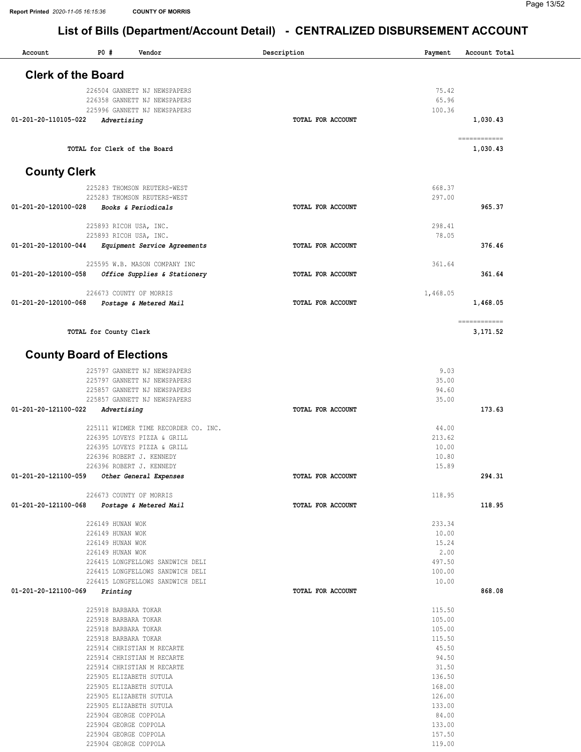# List of Bills (Department/Account Detail) - CENTRALIZED DISBURSEMENT ACCOUNT

| Account | PO # | Vendor | Description | Payment | Account Total |
|---|---|---|---|---|---|

## Clerk of the Board

| Account | PO # | Vendor | Description | Payment | Account Total |
|---|---|---|---|---|---|
| | 226504 | GANNETT NJ NEWSPAPERS | | 75.42 | |
| | 226358 | GANNETT NJ NEWSPAPERS | | 65.96 | |
| | 225996 | GANNETT NJ NEWSPAPERS | | 100.36 | |
| 01-201-20-110105-022 | | *Advertising* | **TOTAL FOR ACCOUNT** | | 1,030.43 |
| | | | | | ============ |
| | | **TOTAL for Clerk of the Board** | | | 1,030.43 |

## County Clerk

| Account | PO # | Vendor | Description | Payment | Account Total |
|---|---|---|---|---|---|
| | 225283 | THOMSON REUTERS-WEST | | 668.37 | |
| | 225283 | THOMSON REUTERS-WEST | | 297.00 | |
| 01-201-20-120100-028 | | *Books & Periodicals* | **TOTAL FOR ACCOUNT** | | 965.37 |
| | 225893 | RICOH USA, INC. | | 298.41 | |
| | 225893 | RICOH USA, INC. | | 78.05 | |
| 01-201-20-120100-044 | | *Equipment Service Agreements* | **TOTAL FOR ACCOUNT** | | 376.46 |
| | 225595 | W.B. MASON COMPANY INC | | 361.64 | |
| 01-201-20-120100-058 | | *Office Supplies & Stationery* | **TOTAL FOR ACCOUNT** | | 361.64 |
| | 226673 | COUNTY OF MORRIS | | 1,468.05 | |
| 01-201-20-120100-068 | | *Postage & Metered Mail* | **TOTAL FOR ACCOUNT** | | 1,468.05 |
| | | | | | ============ |
| | | **TOTAL for County Clerk** | | | 3,171.52 |

## County Board of Elections

| Account | PO # | Vendor | Description | Payment | Account Total |
|---|---|---|---|---|---|
| | 225797 | GANNETT NJ NEWSPAPERS | | 9.03 | |
| | 225797 | GANNETT NJ NEWSPAPERS | | 35.00 | |
| | 225857 | GANNETT NJ NEWSPAPERS | | 94.60 | |
| | 225857 | GANNETT NJ NEWSPAPERS | | 35.00 | |
| 01-201-20-121100-022 | | *Advertising* | **TOTAL FOR ACCOUNT** | | 173.63 |
| | 225111 | WIDMER TIME RECORDER CO. INC. | | 44.00 | |
| | 226395 | LOVEYS PIZZA & GRILL | | 213.62 | |
| | 226395 | LOVEYS PIZZA & GRILL | | 10.00 | |
| | 226396 | ROBERT J. KENNEDY | | 10.80 | |
| | 226396 | ROBERT J. KENNEDY | | 15.89 | |
| 01-201-20-121100-059 | | *Other General Expenses* | **TOTAL FOR ACCOUNT** | | 294.31 |
| | 226673 | COUNTY OF MORRIS | | 118.95 | |
| 01-201-20-121100-068 | | *Postage & Metered Mail* | **TOTAL FOR ACCOUNT** | | 118.95 |
| | 226149 | HUNAN WOK | | 233.34 | |
| | 226149 | HUNAN WOK | | 10.00 | |
| | 226149 | HUNAN WOK | | 15.24 | |
| | 226149 | HUNAN WOK | | 2.00 | |
| | 226415 | LONGFELLOWS SANDWICH DELI | | 497.50 | |
| | 226415 | LONGFELLOWS SANDWICH DELI | | 100.00 | |
| | 226415 | LONGFELLOWS SANDWICH DELI | | 10.00 | |
| 01-201-20-121100-069 | | *Printing* | **TOTAL FOR ACCOUNT** | | 868.08 |
| | 225918 | BARBARA TOKAR | | 115.50 | |
| | 225918 | BARBARA TOKAR | | 105.00 | |
| | 225918 | BARBARA TOKAR | | 105.00 | |
| | 225918 | BARBARA TOKAR | | 115.50 | |
| | 225914 | CHRISTIAN M RECARTE | | 45.50 | |
| | 225914 | CHRISTIAN M RECARTE | | 94.50 | |
| | 225914 | CHRISTIAN M RECARTE | | 31.50 | |
| | 225905 | ELIZABETH SUTULA | | 136.50 | |
| | 225905 | ELIZABETH SUTULA | | 168.00 | |
| | 225905 | ELIZABETH SUTULA | | 126.00 | |
| | 225905 | ELIZABETH SUTULA | | 133.00 | |
| | 225904 | GEORGE COPPOLA | | 84.00 | |
| | 225904 | GEORGE COPPOLA | | 133.00 | |
| | 225904 | GEORGE COPPOLA | | 157.50 | |
| | 225904 | GEORGE COPPOLA | | 119.00 | |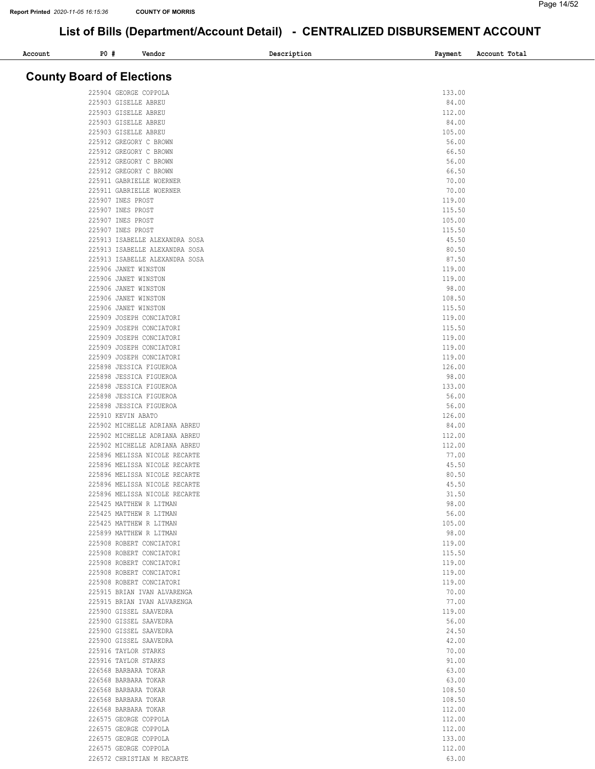# List of Bills (Department/Account Detail) - CENTRALIZED DISBURSEMENT ACCOUNT

## County Board of Elections

| Account | PO # | Vendor | Description | Payment | Account Total |
|---|---|---|---|---|---|
| | 225904 | GEORGE COPPOLA | | 133.00 | |
| | 225903 | GISELLE ABREU | | 84.00 | |
| | 225903 | GISELLE ABREU | | 112.00 | |
| | 225903 | GISELLE ABREU | | 84.00 | |
| | 225903 | GISELLE ABREU | | 105.00 | |
| | 225912 | GREGORY C BROWN | | 56.00 | |
| | 225912 | GREGORY C BROWN | | 66.50 | |
| | 225912 | GREGORY C BROWN | | 56.00 | |
| | 225912 | GREGORY C BROWN | | 66.50 | |
| | 225911 | GABRIELLE WOERNER | | 70.00 | |
| | 225911 | GABRIELLE WOERNER | | 70.00 | |
| | 225907 | INES PROST | | 119.00 | |
| | 225907 | INES PROST | | 115.50 | |
| | 225907 | INES PROST | | 105.00 | |
| | 225907 | INES PROST | | 115.50 | |
| | 225913 | ISABELLE ALEXANDRA SOSA | | 45.50 | |
| | 225913 | ISABELLE ALEXANDRA SOSA | | 80.50 | |
| | 225913 | ISABELLE ALEXANDRA SOSA | | 87.50 | |
| | 225906 | JANET WINSTON | | 119.00 | |
| | 225906 | JANET WINSTON | | 119.00 | |
| | 225906 | JANET WINSTON | | 98.00 | |
| | 225906 | JANET WINSTON | | 108.50 | |
| | 225906 | JANET WINSTON | | 115.50 | |
| | 225909 | JOSEPH CONCIATORI | | 119.00 | |
| | 225909 | JOSEPH CONCIATORI | | 115.50 | |
| | 225909 | JOSEPH CONCIATORI | | 119.00 | |
| | 225909 | JOSEPH CONCIATORI | | 119.00 | |
| | 225909 | JOSEPH CONCIATORI | | 119.00 | |
| | 225898 | JESSICA FIGUEROA | | 126.00 | |
| | 225898 | JESSICA FIGUEROA | | 98.00 | |
| | 225898 | JESSICA FIGUEROA | | 133.00 | |
| | 225898 | JESSICA FIGUEROA | | 56.00 | |
| | 225898 | JESSICA FIGUEROA | | 56.00 | |
| | 225910 | KEVIN ABATO | | 126.00 | |
| | 225902 | MICHELLE ADRIANA ABREU | | 84.00 | |
| | 225902 | MICHELLE ADRIANA ABREU | | 112.00 | |
| | 225902 | MICHELLE ADRIANA ABREU | | 112.00 | |
| | 225896 | MELISSA NICOLE RECARTE | | 77.00 | |
| | 225896 | MELISSA NICOLE RECARTE | | 45.50 | |
| | 225896 | MELISSA NICOLE RECARTE | | 80.50 | |
| | 225896 | MELISSA NICOLE RECARTE | | 45.50 | |
| | 225896 | MELISSA NICOLE RECARTE | | 31.50 | |
| | 225425 | MATTHEW R LITMAN | | 98.00 | |
| | 225425 | MATTHEW R LITMAN | | 56.00 | |
| | 225425 | MATTHEW R LITMAN | | 105.00 | |
| | 225899 | MATTHEW R LITMAN | | 98.00 | |
| | 225908 | ROBERT CONCIATORI | | 119.00 | |
| | 225908 | ROBERT CONCIATORI | | 115.50 | |
| | 225908 | ROBERT CONCIATORI | | 119.00 | |
| | 225908 | ROBERT CONCIATORI | | 119.00 | |
| | 225908 | ROBERT CONCIATORI | | 119.00 | |
| | 225915 | BRIAN IVAN ALVARENGA | | 70.00 | |
| | 225915 | BRIAN IVAN ALVARENGA | | 77.00 | |
| | 225900 | GISSEL SAAVEDRA | | 119.00 | |
| | 225900 | GISSEL SAAVEDRA | | 56.00 | |
| | 225900 | GISSEL SAAVEDRA | | 24.50 | |
| | 225900 | GISSEL SAAVEDRA | | 42.00 | |
| | 225916 | TAYLOR STARKS | | 70.00 | |
| | 225916 | TAYLOR STARKS | | 91.00 | |
| | 226568 | BARBARA TOKAR | | 63.00 | |
| | 226568 | BARBARA TOKAR | | 63.00 | |
| | 226568 | BARBARA TOKAR | | 108.50 | |
| | 226568 | BARBARA TOKAR | | 108.50 | |
| | 226568 | BARBARA TOKAR | | 112.00 | |
| | 226575 | GEORGE COPPOLA | | 112.00 | |
| | 226575 | GEORGE COPPOLA | | 112.00 | |
| | 226575 | GEORGE COPPOLA | | 133.00 | |
| | 226575 | GEORGE COPPOLA | | 112.00 | |
| | 226572 | CHRISTIAN M RECARTE | | 63.00 | |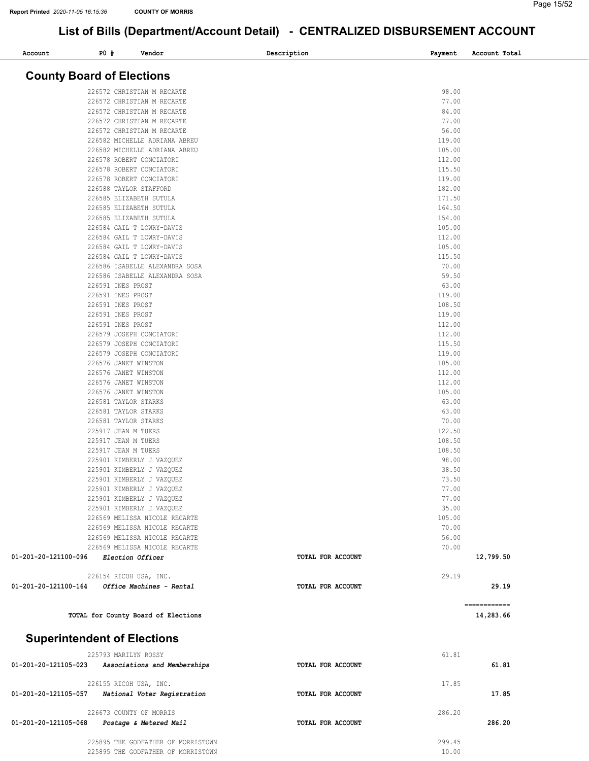# List of Bills (Department/Account Detail) - CENTRALIZED DISBURSEMENT ACCOUNT

## County Board of Elections

| Account | PO # | Vendor | Description | Payment | Account Total |
|---|---|---|---|---|---|
| | 226572 | CHRISTIAN M RECARTE | | 98.00 | |
| | 226572 | CHRISTIAN M RECARTE | | 77.00 | |
| | 226572 | CHRISTIAN M RECARTE | | 84.00 | |
| | 226572 | CHRISTIAN M RECARTE | | 77.00 | |
| | 226572 | CHRISTIAN M RECARTE | | 56.00 | |
| | 226582 | MICHELLE ADRIANA ABREU | | 119.00 | |
| | 226582 | MICHELLE ADRIANA ABREU | | 105.00 | |
| | 226578 | ROBERT CONCIATORI | | 112.00 | |
| | 226578 | ROBERT CONCIATORI | | 115.50 | |
| | 226578 | ROBERT CONCIATORI | | 119.00 | |
| | 226588 | TAYLOR STAFFORD | | 182.00 | |
| | 226585 | ELIZABETH SUTULA | | 171.50 | |
| | 226585 | ELIZABETH SUTULA | | 164.50 | |
| | 226585 | ELIZABETH SUTULA | | 154.00 | |
| | 226584 | GAIL T LOWRY-DAVIS | | 105.00 | |
| | 226584 | GAIL T LOWRY-DAVIS | | 112.00 | |
| | 226584 | GAIL T LOWRY-DAVIS | | 105.00 | |
| | 226584 | GAIL T LOWRY-DAVIS | | 115.50 | |
| | 226586 | ISABELLE ALEXANDRA SOSA | | 70.00 | |
| | 226586 | ISABELLE ALEXANDRA SOSA | | 59.50 | |
| | 226591 | INES PROST | | 63.00 | |
| | 226591 | INES PROST | | 119.00 | |
| | 226591 | INES PROST | | 108.50 | |
| | 226591 | INES PROST | | 119.00 | |
| | 226591 | INES PROST | | 112.00 | |
| | 226579 | JOSEPH CONCIATORI | | 112.00 | |
| | 226579 | JOSEPH CONCIATORI | | 115.50 | |
| | 226579 | JOSEPH CONCIATORI | | 119.00 | |
| | 226576 | JANET WINSTON | | 105.00 | |
| | 226576 | JANET WINSTON | | 112.00 | |
| | 226576 | JANET WINSTON | | 112.00 | |
| | 226576 | JANET WINSTON | | 105.00 | |
| | 226581 | TAYLOR STARKS | | 63.00 | |
| | 226581 | TAYLOR STARKS | | 63.00 | |
| | 226581 | TAYLOR STARKS | | 70.00 | |
| | 225917 | JEAN M TUERS | | 122.50 | |
| | 225917 | JEAN M TUERS | | 108.50 | |
| | 225917 | JEAN M TUERS | | 108.50 | |
| | 225901 | KIMBERLY J VAZQUEZ | | 98.00 | |
| | 225901 | KIMBERLY J VAZQUEZ | | 38.50 | |
| | 225901 | KIMBERLY J VAZQUEZ | | 73.50 | |
| | 225901 | KIMBERLY J VAZQUEZ | | 77.00 | |
| | 225901 | KIMBERLY J VAZQUEZ | | 77.00 | |
| | 225901 | KIMBERLY J VAZQUEZ | | 35.00 | |
| | 226569 | MELISSA NICOLE RECARTE | | 105.00 | |
| | 226569 | MELISSA NICOLE RECARTE | | 70.00 | |
| | 226569 | MELISSA NICOLE RECARTE | | 56.00 | |
| | 226569 | MELISSA NICOLE RECARTE | | 70.00 | |
| 01-201-20-121100-096 | | *Election Officer* | TOTAL FOR ACCOUNT | | 12,799.50 |
| | 226154 | RICOH USA, INC. | | 29.19 | |
| 01-201-20-121100-164 | | *Office Machines - Rental* | TOTAL FOR ACCOUNT | | 29.19 |
| | | TOTAL for County Board of Elections | | | 14,283.66 |

## Superintendent of Elections

| Account | PO # | Vendor | Description | Payment | Account Total |
|---|---|---|---|---|---|
| | 225793 | MARILYN ROSSY | | 61.81 | |
| 01-201-20-121105-023 | | *Associations and Memberships* | TOTAL FOR ACCOUNT | | 61.81 |
| | 226155 | RICOH USA, INC. | | 17.85 | |
| 01-201-20-121105-057 | | *National Voter Registration* | TOTAL FOR ACCOUNT | | 17.85 |
| | 226673 | COUNTY OF MORRIS | | 286.20 | |
| 01-201-20-121105-068 | | *Postage & Metered Mail* | TOTAL FOR ACCOUNT | | 286.20 |
| | 225895 | THE GODFATHER OF MORRISTOWN | | 299.45 | |
| | 225895 | THE GODFATHER OF MORRISTOWN | | 10.00 | |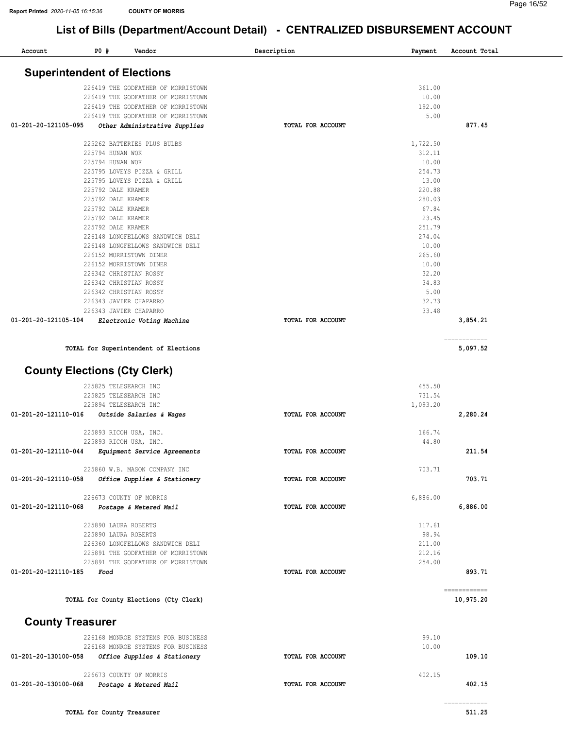## List of Bills (Department/Account Detail) - CENTRALIZED DISBURSEMENT ACCOUNT

| Account | PO # | Vendor | Description | Payment | Account Total |
|---|---|---|---|---|---|

### Superintendent of Elections

| Account | PO # | Vendor | Description | Payment | Account Total |
|---|---|---|---|---|---|
| | 226419 | THE GODFATHER OF MORRISTOWN | | 361.00 | |
| | 226419 | THE GODFATHER OF MORRISTOWN | | 10.00 | |
| | 226419 | THE GODFATHER OF MORRISTOWN | | 192.00 | |
| | 226419 | THE GODFATHER OF MORRISTOWN | | 5.00 | |
| 01-201-20-121105-095 | | *Other Administrative Supplies* | TOTAL FOR ACCOUNT | | 877.45 |
| | 225262 | BATTERIES PLUS BULBS | | 1,722.50 | |
| | 225794 | HUNAN WOK | | 312.11 | |
| | 225794 | HUNAN WOK | | 10.00 | |
| | 225795 | LOVEYS PIZZA & GRILL | | 254.73 | |
| | 225795 | LOVEYS PIZZA & GRILL | | 13.00 | |
| | 225792 | DALE KRAMER | | 220.88 | |
| | 225792 | DALE KRAMER | | 280.03 | |
| | 225792 | DALE KRAMER | | 67.84 | |
| | 225792 | DALE KRAMER | | 23.45 | |
| | 225792 | DALE KRAMER | | 251.79 | |
| | 226148 | LONGFELLOWS SANDWICH DELI | | 274.04 | |
| | 226148 | LONGFELLOWS SANDWICH DELI | | 10.00 | |
| | 226152 | MORRISTOWN DINER | | 265.60 | |
| | 226152 | MORRISTOWN DINER | | 10.00 | |
| | 226342 | CHRISTIAN ROSSY | | 32.20 | |
| | 226342 | CHRISTIAN ROSSY | | 34.83 | |
| | 226342 | CHRISTIAN ROSSY | | 5.00 | |
| | 226343 | JAVIER CHAPARRO | | 32.73 | |
| | 226343 | JAVIER CHAPARRO | | 33.48 | |
| 01-201-20-121105-104 | | *Electronic Voting Machine* | TOTAL FOR ACCOUNT | | 3,854.21 |
| | | TOTAL for Superintendent of Elections | | | 5,097.52 |

### County Elections (Cty Clerk)

| Account | PO # | Vendor | Description | Payment | Account Total |
|---|---|---|---|---|---|
| | 225825 | TELESEARCH INC | | 455.50 | |
| | 225825 | TELESEARCH INC | | 731.54 | |
| | 225894 | TELESEARCH INC | | 1,093.20 | |
| 01-201-20-121110-016 | | *Outside Salaries & Wages* | TOTAL FOR ACCOUNT | | 2,280.24 |
| | 225893 | RICOH USA, INC. | | 166.74 | |
| | 225893 | RICOH USA, INC. | | 44.80 | |
| 01-201-20-121110-044 | | *Equipment Service Agreements* | TOTAL FOR ACCOUNT | | 211.54 |
| | 225860 | W.B. MASON COMPANY INC | | 703.71 | |
| 01-201-20-121110-058 | | *Office Supplies & Stationery* | TOTAL FOR ACCOUNT | | 703.71 |
| | 226673 | COUNTY OF MORRIS | | 6,886.00 | |
| 01-201-20-121110-068 | | *Postage & Metered Mail* | TOTAL FOR ACCOUNT | | 6,886.00 |
| | 225890 | LAURA ROBERTS | | 117.61 | |
| | 225890 | LAURA ROBERTS | | 98.94 | |
| | 226360 | LONGFELLOWS SANDWICH DELI | | 211.00 | |
| | 225891 | THE GODFATHER OF MORRISTOWN | | 212.16 | |
| | 225891 | THE GODFATHER OF MORRISTOWN | | 254.00 | |
| 01-201-20-121110-185 | | *Food* | TOTAL FOR ACCOUNT | | 893.71 |
| | | TOTAL for County Elections (Cty Clerk) | | | 10,975.20 |

### County Treasurer

| Account | PO # | Vendor | Description | Payment | Account Total |
|---|---|---|---|---|---|
| | 226168 | MONROE SYSTEMS FOR BUSINESS | | 99.10 | |
| | 226168 | MONROE SYSTEMS FOR BUSINESS | | 10.00 | |
| 01-201-20-130100-058 | | *Office Supplies & Stationery* | TOTAL FOR ACCOUNT | | 109.10 |
| | 226673 | COUNTY OF MORRIS | | 402.15 | |
| 01-201-20-130100-068 | | *Postage & Metered Mail* | TOTAL FOR ACCOUNT | | 402.15 |
| | | TOTAL for County Treasurer | | | 511.25 |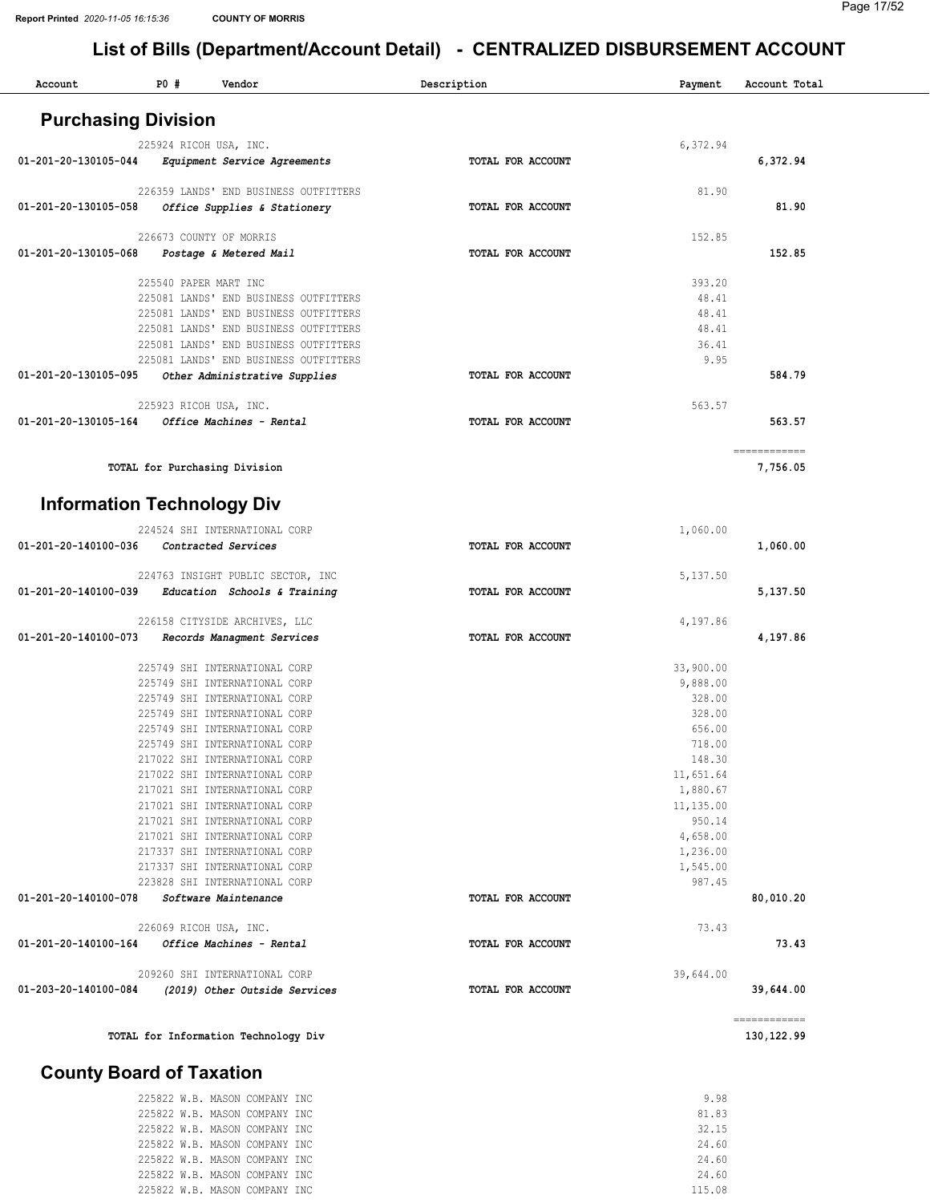# List of Bills (Department/Account Detail) - CENTRALIZED DISBURSEMENT ACCOUNT

| Account | PO # | Vendor | Description | Payment | Account Total |
|---|---|---|---|---|---|

## Purchasing Division

| Account | PO # | Vendor | Description | Payment | Account Total |
|---|---|---|---|---|---|
| | 225924 | RICOH USA, INC. | | 6,372.94 | |
| 01-201-20-130105-044 | | *Equipment Service Agreements* | TOTAL FOR ACCOUNT | | 6,372.94 |
| | 226359 | LANDS' END BUSINESS OUTFITTERS | | 81.90 | |
| 01-201-20-130105-058 | | *Office Supplies & Stationery* | TOTAL FOR ACCOUNT | | 81.90 |
| | 226673 | COUNTY OF MORRIS | | 152.85 | |
| 01-201-20-130105-068 | | *Postage & Metered Mail* | TOTAL FOR ACCOUNT | | 152.85 |
| | 225540 | PAPER MART INC | | 393.20 | |
| | 225081 | LANDS' END BUSINESS OUTFITTERS | | 48.41 | |
| | 225081 | LANDS' END BUSINESS OUTFITTERS | | 48.41 | |
| | 225081 | LANDS' END BUSINESS OUTFITTERS | | 48.41 | |
| | 225081 | LANDS' END BUSINESS OUTFITTERS | | 36.41 | |
| | 225081 | LANDS' END BUSINESS OUTFITTERS | | 9.95 | |
| 01-201-20-130105-095 | | *Other Administrative Supplies* | TOTAL FOR ACCOUNT | | 584.79 |
| | 225923 | RICOH USA, INC. | | 563.57 | |
| 01-201-20-130105-164 | | *Office Machines - Rental* | TOTAL FOR ACCOUNT | | 563.57 |
| | | **TOTAL for Purchasing Division** | | | 7,756.05 |

## Information Technology Div

| Account | PO # | Vendor | Description | Payment | Account Total |
|---|---|---|---|---|---|
| | 224524 | SHI INTERNATIONAL CORP | | 1,060.00 | |
| 01-201-20-140100-036 | | *Contracted Services* | TOTAL FOR ACCOUNT | | 1,060.00 |
| | 224763 | INSIGHT PUBLIC SECTOR, INC | | 5,137.50 | |
| 01-201-20-140100-039 | | *Education Schools & Training* | TOTAL FOR ACCOUNT | | 5,137.50 |
| | 226158 | CITYSIDE ARCHIVES, LLC | | 4,197.86 | |
| 01-201-20-140100-073 | | *Records Managment Services* | TOTAL FOR ACCOUNT | | 4,197.86 |
| | 225749 | SHI INTERNATIONAL CORP | | 33,900.00 | |
| | 225749 | SHI INTERNATIONAL CORP | | 9,888.00 | |
| | 225749 | SHI INTERNATIONAL CORP | | 328.00 | |
| | 225749 | SHI INTERNATIONAL CORP | | 328.00 | |
| | 225749 | SHI INTERNATIONAL CORP | | 656.00 | |
| | 225749 | SHI INTERNATIONAL CORP | | 718.00 | |
| | 217022 | SHI INTERNATIONAL CORP | | 148.30 | |
| | 217022 | SHI INTERNATIONAL CORP | | 11,651.64 | |
| | 217021 | SHI INTERNATIONAL CORP | | 1,880.67 | |
| | 217021 | SHI INTERNATIONAL CORP | | 11,135.00 | |
| | 217021 | SHI INTERNATIONAL CORP | | 950.14 | |
| | 217021 | SHI INTERNATIONAL CORP | | 4,658.00 | |
| | 217337 | SHI INTERNATIONAL CORP | | 1,236.00 | |
| | 217337 | SHI INTERNATIONAL CORP | | 1,545.00 | |
| | 223828 | SHI INTERNATIONAL CORP | | 987.45 | |
| 01-201-20-140100-078 | | *Software Maintenance* | TOTAL FOR ACCOUNT | | 80,010.20 |
| | 226069 | RICOH USA, INC. | | 73.43 | |
| 01-201-20-140100-164 | | *Office Machines - Rental* | TOTAL FOR ACCOUNT | | 73.43 |
| | 209260 | SHI INTERNATIONAL CORP | | 39,644.00 | |
| 01-203-20-140100-084 | | *(2019) Other Outside Services* | TOTAL FOR ACCOUNT | | 39,644.00 |
| | | **TOTAL for Information Technology Div** | | | 130,122.99 |

## County Board of Taxation

| Account | PO # | Vendor | Description | Payment | Account Total |
|---|---|---|---|---|---|
| | 225822 | W.B. MASON COMPANY INC | | 9.98 | |
| | 225822 | W.B. MASON COMPANY INC | | 81.83 | |
| | 225822 | W.B. MASON COMPANY INC | | 32.15 | |
| | 225822 | W.B. MASON COMPANY INC | | 24.60 | |
| | 225822 | W.B. MASON COMPANY INC | | 24.60 | |
| | 225822 | W.B. MASON COMPANY INC | | 24.60 | |
| | 225822 | W.B. MASON COMPANY INC | | 115.08 | |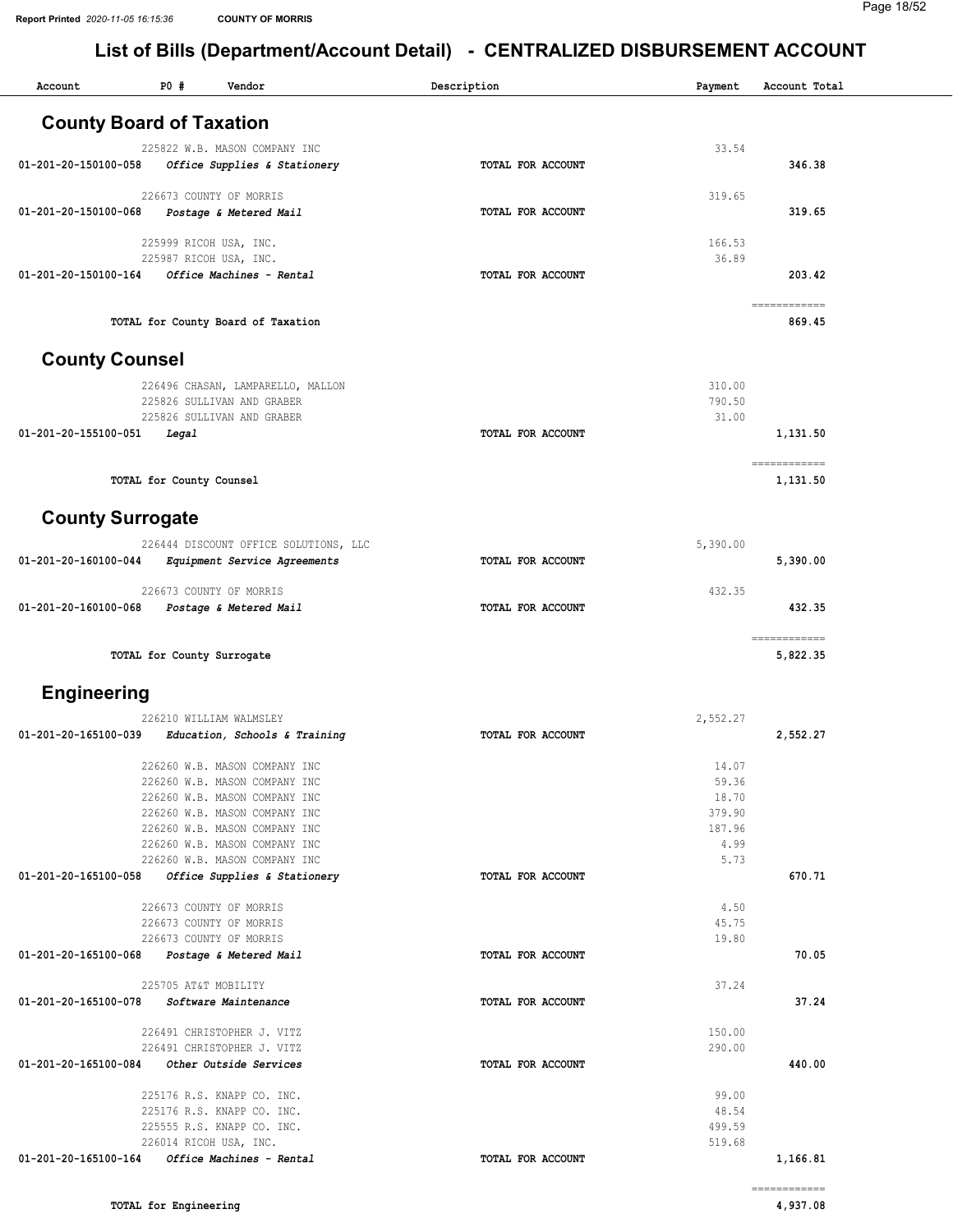Report Printed *2020-11-05 16:15:36* **COUNTY OF MORRIS**

# List of Bills (Department/Account Detail) - CENTRALIZED DISBURSEMENT ACCOUNT

| Account | PO # | Vendor | Description | Payment | Account Total |
|---|---|---|---|---|---|

## County Board of Taxation

| Account | PO # | Vendor | Description | Payment | Account Total |
|---|---|---|---|---|---|
| | 225822 | W.B. MASON COMPANY INC | | 33.54 | |
| 01-201-20-150100-058 | | *Office Supplies & Stationery* | TOTAL FOR ACCOUNT | | 346.38 |
| | 226673 | COUNTY OF MORRIS | | 319.65 | |
| 01-201-20-150100-068 | | *Postage & Metered Mail* | TOTAL FOR ACCOUNT | | 319.65 |
| | 225999 | RICOH USA, INC. | | 166.53 | |
| | 225987 | RICOH USA, INC. | | 36.89 | |
| 01-201-20-150100-164 | | *Office Machines - Rental* | TOTAL FOR ACCOUNT | | 203.42 |
| | | TOTAL for County Board of Taxation | | | 869.45 |

## County Counsel

| Account | PO # | Vendor | Description | Payment | Account Total |
|---|---|---|---|---|---|
| | 226496 | CHASAN, LAMPARELLO, MALLON | | 310.00 | |
| | 225826 | SULLIVAN AND GRABER | | 790.50 | |
| | 225826 | SULLIVAN AND GRABER | | 31.00 | |
| 01-201-20-155100-051 | | *Legal* | TOTAL FOR ACCOUNT | | 1,131.50 |
| | | TOTAL for County Counsel | | | 1,131.50 |

## County Surrogate

| Account | PO # | Vendor | Description | Payment | Account Total |
|---|---|---|---|---|---|
| | 226444 | DISCOUNT OFFICE SOLUTIONS, LLC | | 5,390.00 | |
| 01-201-20-160100-044 | | *Equipment Service Agreements* | TOTAL FOR ACCOUNT | | 5,390.00 |
| | 226673 | COUNTY OF MORRIS | | 432.35 | |
| 01-201-20-160100-068 | | *Postage & Metered Mail* | TOTAL FOR ACCOUNT | | 432.35 |
| | | TOTAL for County Surrogate | | | 5,822.35 |

## Engineering

| Account | PO # | Vendor | Description | Payment | Account Total |
|---|---|---|---|---|---|
| | 226210 | WILLIAM WALMSLEY | | 2,552.27 | |
| 01-201-20-165100-039 | | *Education, Schools & Training* | TOTAL FOR ACCOUNT | | 2,552.27 |
| | 226260 | W.B. MASON COMPANY INC | | 14.07 | |
| | 226260 | W.B. MASON COMPANY INC | | 59.36 | |
| | 226260 | W.B. MASON COMPANY INC | | 18.70 | |
| | 226260 | W.B. MASON COMPANY INC | | 379.90 | |
| | 226260 | W.B. MASON COMPANY INC | | 187.96 | |
| | 226260 | W.B. MASON COMPANY INC | | 4.99 | |
| | 226260 | W.B. MASON COMPANY INC | | 5.73 | |
| 01-201-20-165100-058 | | *Office Supplies & Stationery* | TOTAL FOR ACCOUNT | | 670.71 |
| | 226673 | COUNTY OF MORRIS | | 4.50 | |
| | 226673 | COUNTY OF MORRIS | | 45.75 | |
| | 226673 | COUNTY OF MORRIS | | 19.80 | |
| 01-201-20-165100-068 | | *Postage & Metered Mail* | TOTAL FOR ACCOUNT | | 70.05 |
| | 225705 | AT&T MOBILITY | | 37.24 | |
| 01-201-20-165100-078 | | *Software Maintenance* | TOTAL FOR ACCOUNT | | 37.24 |
| | 226491 | CHRISTOPHER J. VITZ | | 150.00 | |
| | 226491 | CHRISTOPHER J. VITZ | | 290.00 | |
| 01-201-20-165100-084 | | *Other Outside Services* | TOTAL FOR ACCOUNT | | 440.00 |
| | 225176 | R.S. KNAPP CO. INC. | | 99.00 | |
| | 225176 | R.S. KNAPP CO. INC. | | 48.54 | |
| | 225555 | R.S. KNAPP CO. INC. | | 499.59 | |
| | 226014 | RICOH USA, INC. | | 519.68 | |
| 01-201-20-165100-164 | | *Office Machines - Rental* | TOTAL FOR ACCOUNT | | 1,166.81 |
| | | TOTAL for Engineering | | | 4,937.08 |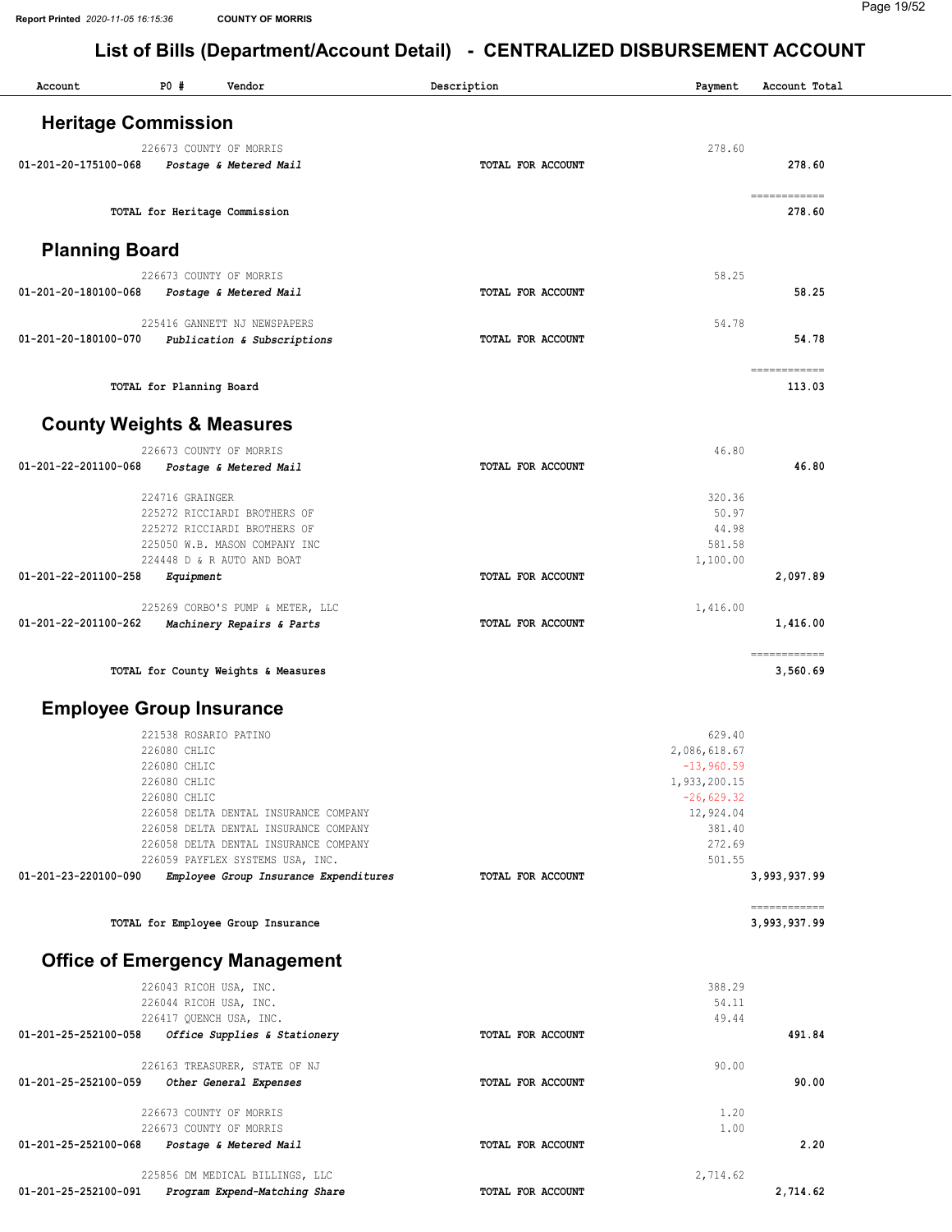## List of Bills (Department/Account Detail) - CENTRALIZED DISBURSEMENT ACCOUNT

| Account | PO # Vendor | Description | Payment | Account Total |
|---|---|---|---|---|
| **Heritage Commission** | | | | |
| | 226673 COUNTY OF MORRIS | | 278.60 | |
| 01-201-20-175100-068 | *Postage & Metered Mail* | TOTAL FOR ACCOUNT | | 278.60 |
| | TOTAL for Heritage Commission | | | 278.60 |
| **Planning Board** | | | | |
| | 226673 COUNTY OF MORRIS | | 58.25 | |
| 01-201-20-180100-068 | *Postage & Metered Mail* | TOTAL FOR ACCOUNT | | 58.25 |
| | 225416 GANNETT NJ NEWSPAPERS | | 54.78 | |
| 01-201-20-180100-070 | *Publication & Subscriptions* | TOTAL FOR ACCOUNT | | 54.78 |
| | TOTAL for Planning Board | | | 113.03 |
| **County Weights & Measures** | | | | |
| | 226673 COUNTY OF MORRIS | | 46.80 | |
| 01-201-22-201100-068 | *Postage & Metered Mail* | TOTAL FOR ACCOUNT | | 46.80 |
| | 224716 GRAINGER | | 320.36 | |
| | 225272 RICCIARDI BROTHERS OF | | 50.97 | |
| | 225272 RICCIARDI BROTHERS OF | | 44.98 | |
| | 225050 W.B. MASON COMPANY INC | | 581.58 | |
| | 224448 D & R AUTO AND BOAT | | 1,100.00 | |
| 01-201-22-201100-258 | *Equipment* | TOTAL FOR ACCOUNT | | 2,097.89 |
| | 225269 CORBO'S PUMP & METER, LLC | | 1,416.00 | |
| 01-201-22-201100-262 | *Machinery Repairs & Parts* | TOTAL FOR ACCOUNT | | 1,416.00 |
| | TOTAL for County Weights & Measures | | | 3,560.69 |
| **Employee Group Insurance** | | | | |
| | 221538 ROSARIO PATINO | | 629.40 | |
| | 226080 CHLIC | | 2,086,618.67 | |
| | 226080 CHLIC | | -13,960.59 | |
| | 226080 CHLIC | | 1,933,200.15 | |
| | 226080 CHLIC | | -26,629.32 | |
| | 226058 DELTA DENTAL INSURANCE COMPANY | | 12,924.04 | |
| | 226058 DELTA DENTAL INSURANCE COMPANY | | 381.40 | |
| | 226058 DELTA DENTAL INSURANCE COMPANY | | 272.69 | |
| | 226059 PAYFLEX SYSTEMS USA, INC. | | 501.55 | |
| 01-201-23-220100-090 | *Employee Group Insurance Expenditures* | TOTAL FOR ACCOUNT | | 3,993,937.99 |
| | TOTAL for Employee Group Insurance | | | 3,993,937.99 |
| **Office of Emergency Management** | | | | |
| | 226043 RICOH USA, INC. | | 388.29 | |
| | 226044 RICOH USA, INC. | | 54.11 | |
| | 226417 QUENCH USA, INC. | | 49.44 | |
| 01-201-25-252100-058 | *Office Supplies & Stationery* | TOTAL FOR ACCOUNT | | 491.84 |
| | 226163 TREASURER, STATE OF NJ | | 90.00 | |
| 01-201-25-252100-059 | *Other General Expenses* | TOTAL FOR ACCOUNT | | 90.00 |
| | 226673 COUNTY OF MORRIS | | 1.20 | |
| | 226673 COUNTY OF MORRIS | | 1.00 | |
| 01-201-25-252100-068 | *Postage & Metered Mail* | TOTAL FOR ACCOUNT | | 2.20 |
| | 225856 DM MEDICAL BILLINGS, LLC | | 2,714.62 | |
| 01-201-25-252100-091 | *Program Expend-Matching Share* | TOTAL FOR ACCOUNT | | 2,714.62 |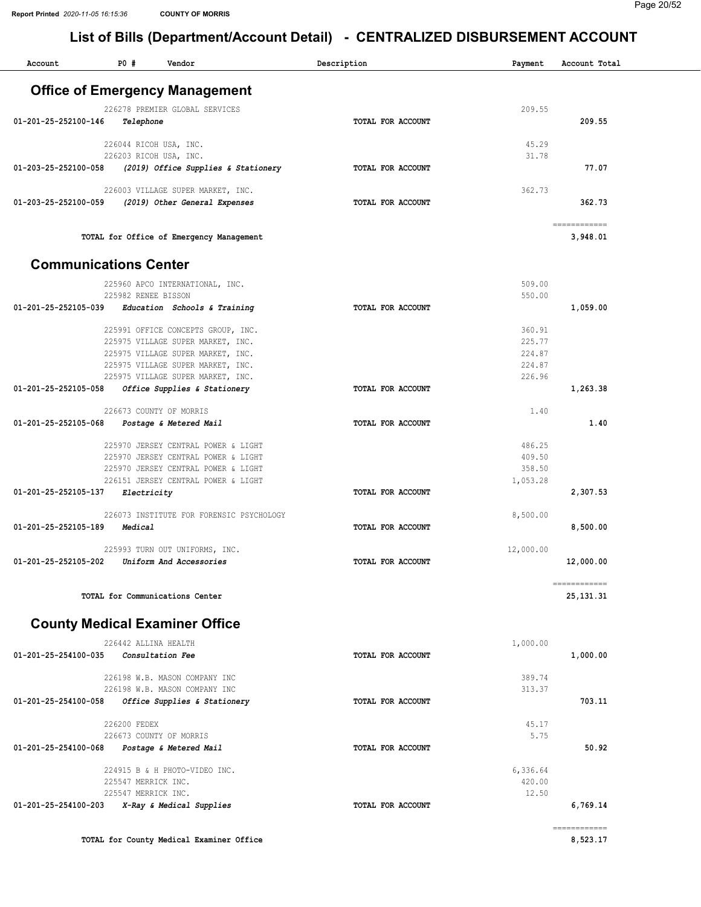Report Printed 2020-11-05 16:15:36 COUNTY OF MORRIS

# List of Bills (Department/Account Detail) - CENTRALIZED DISBURSEMENT ACCOUNT

| Account | PO # | Vendor | Description | Payment | Account Total |
|---|---|---|---|---|---|

## Office of Emergency Management

| Account | PO # | Vendor | Description | Payment | Account Total |
|---|---|---|---|---|---|
| | 226278 | PREMIER GLOBAL SERVICES | | 209.55 | |
| 01-201-25-252100-146 | | *Telephone* | TOTAL FOR ACCOUNT | | 209.55 |
| | 226044 | RICOH USA, INC. | | 45.29 | |
| | 226203 | RICOH USA, INC. | | 31.78 | |
| 01-203-25-252100-058 | | *(2019) Office Supplies & Stationery* | TOTAL FOR ACCOUNT | | 77.07 |
| | 226003 | VILLAGE SUPER MARKET, INC. | | 362.73 | |
| 01-203-25-252100-059 | | *(2019) Other General Expenses* | TOTAL FOR ACCOUNT | | 362.73 |
| | | TOTAL for Office of Emergency Management | | | 3,948.01 |

## Communications Center

| Account | PO # | Vendor | Description | Payment | Account Total |
|---|---|---|---|---|---|
| | 225960 | APCO INTERNATIONAL, INC. | | 509.00 | |
| | 225982 | RENEE BISSON | | 550.00 | |
| 01-201-25-252105-039 | | *Education Schools & Training* | TOTAL FOR ACCOUNT | | 1,059.00 |
| | 225991 | OFFICE CONCEPTS GROUP, INC. | | 360.91 | |
| | 225975 | VILLAGE SUPER MARKET, INC. | | 225.77 | |
| | 225975 | VILLAGE SUPER MARKET, INC. | | 224.87 | |
| | 225975 | VILLAGE SUPER MARKET, INC. | | 224.87 | |
| | 225975 | VILLAGE SUPER MARKET, INC. | | 226.96 | |
| 01-201-25-252105-058 | | *Office Supplies & Stationery* | TOTAL FOR ACCOUNT | | 1,263.38 |
| | 226673 | COUNTY OF MORRIS | | 1.40 | |
| 01-201-25-252105-068 | | *Postage & Metered Mail* | TOTAL FOR ACCOUNT | | 1.40 |
| | 225970 | JERSEY CENTRAL POWER & LIGHT | | 486.25 | |
| | 225970 | JERSEY CENTRAL POWER & LIGHT | | 409.50 | |
| | 225970 | JERSEY CENTRAL POWER & LIGHT | | 358.50 | |
| | 226151 | JERSEY CENTRAL POWER & LIGHT | | 1,053.28 | |
| 01-201-25-252105-137 | | *Electricity* | TOTAL FOR ACCOUNT | | 2,307.53 |
| | 226073 | INSTITUTE FOR FORENSIC PSYCHOLOGY | | 8,500.00 | |
| 01-201-25-252105-189 | | *Medical* | TOTAL FOR ACCOUNT | | 8,500.00 |
| | 225993 | TURN OUT UNIFORMS, INC. | | 12,000.00 | |
| 01-201-25-252105-202 | | *Uniform And Accessories* | TOTAL FOR ACCOUNT | | 12,000.00 |
| | | TOTAL for Communications Center | | | 25,131.31 |

## County Medical Examiner Office

| Account | PO # | Vendor | Description | Payment | Account Total |
|---|---|---|---|---|---|
| | 226442 | ALLINA HEALTH | | 1,000.00 | |
| 01-201-25-254100-035 | | *Consultation Fee* | TOTAL FOR ACCOUNT | | 1,000.00 |
| | 226198 | W.B. MASON COMPANY INC | | 389.74 | |
| | 226198 | W.B. MASON COMPANY INC | | 313.37 | |
| 01-201-25-254100-058 | | *Office Supplies & Stationery* | TOTAL FOR ACCOUNT | | 703.11 |
| | 226200 | FEDEX | | 45.17 | |
| | 226673 | COUNTY OF MORRIS | | 5.75 | |
| 01-201-25-254100-068 | | *Postage & Metered Mail* | TOTAL FOR ACCOUNT | | 50.92 |
| | 224915 | B & H PHOTO-VIDEO INC. | | 6,336.64 | |
| | 225547 | MERRICK INC. | | 420.00 | |
| | 225547 | MERRICK INC. | | 12.50 | |
| 01-201-25-254100-203 | | *X-Ray & Medical Supplies* | TOTAL FOR ACCOUNT | | 6,769.14 |
| | | TOTAL for County Medical Examiner Office | | | 8,523.17 |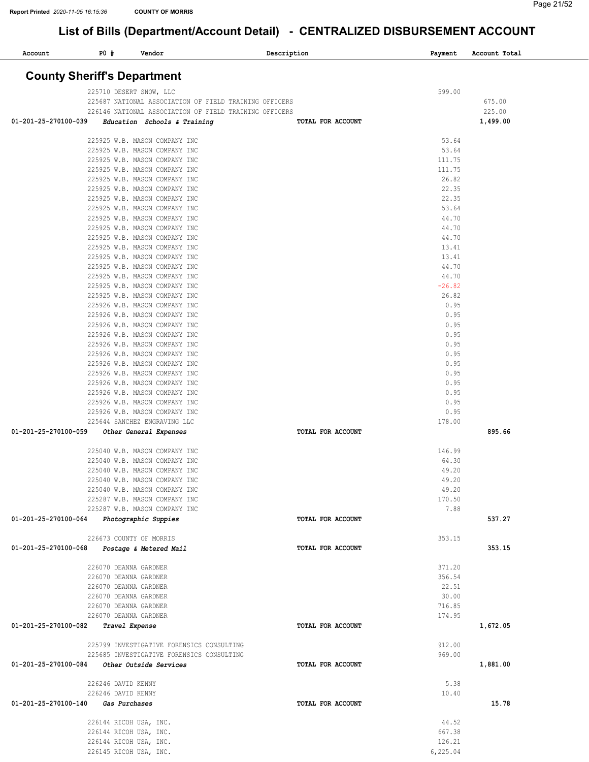**Report Printed** *2020-11-05 16:15:36* **COUNTY OF MORRIS**

# List of Bills (Department/Account Detail) - CENTRALIZED DISBURSEMENT ACCOUNT

## County Sheriff's Department

| Account | PO # | Vendor | Description | Payment | Account Total |
|---|---|---|---|---|---|
| | 225710 | DESERT SNOW, LLC | | 599.00 | |
| | 225687 | NATIONAL ASSOCIATION OF FIELD TRAINING OFFICERS | | | 675.00 |
| | 226146 | NATIONAL ASSOCIATION OF FIELD TRAINING OFFICERS | | | 225.00 |
| **01-201-25-270100-039** | | ***Education Schools & Training*** | **TOTAL FOR ACCOUNT** | | **1,499.00** |
| | 225925 | W.B. MASON COMPANY INC | | 53.64 | |
| | 225925 | W.B. MASON COMPANY INC | | 53.64 | |
| | 225925 | W.B. MASON COMPANY INC | | 111.75 | |
| | 225925 | W.B. MASON COMPANY INC | | 111.75 | |
| | 225925 | W.B. MASON COMPANY INC | | 26.82 | |
| | 225925 | W.B. MASON COMPANY INC | | 22.35 | |
| | 225925 | W.B. MASON COMPANY INC | | 22.35 | |
| | 225925 | W.B. MASON COMPANY INC | | 53.64 | |
| | 225925 | W.B. MASON COMPANY INC | | 44.70 | |
| | 225925 | W.B. MASON COMPANY INC | | 44.70 | |
| | 225925 | W.B. MASON COMPANY INC | | 44.70 | |
| | 225925 | W.B. MASON COMPANY INC | | 13.41 | |
| | 225925 | W.B. MASON COMPANY INC | | 13.41 | |
| | 225925 | W.B. MASON COMPANY INC | | 44.70 | |
| | 225925 | W.B. MASON COMPANY INC | | 44.70 | |
| | 225925 | W.B. MASON COMPANY INC | | -26.82 | |
| | 225925 | W.B. MASON COMPANY INC | | 26.82 | |
| | 225926 | W.B. MASON COMPANY INC | | 0.95 | |
| | 225926 | W.B. MASON COMPANY INC | | 0.95 | |
| | 225926 | W.B. MASON COMPANY INC | | 0.95 | |
| | 225926 | W.B. MASON COMPANY INC | | 0.95 | |
| | 225926 | W.B. MASON COMPANY INC | | 0.95 | |
| | 225926 | W.B. MASON COMPANY INC | | 0.95 | |
| | 225926 | W.B. MASON COMPANY INC | | 0.95 | |
| | 225926 | W.B. MASON COMPANY INC | | 0.95 | |
| | 225926 | W.B. MASON COMPANY INC | | 0.95 | |
| | 225926 | W.B. MASON COMPANY INC | | 0.95 | |
| | 225926 | W.B. MASON COMPANY INC | | 0.95 | |
| | 225926 | W.B. MASON COMPANY INC | | 0.95 | |
| | 225644 | SANCHEZ ENGRAVING LLC | | 178.00 | |
| **01-201-25-270100-059** | | ***Other General Expenses*** | **TOTAL FOR ACCOUNT** | | **895.66** |
| | 225040 | W.B. MASON COMPANY INC | | 146.99 | |
| | 225040 | W.B. MASON COMPANY INC | | 64.30 | |
| | 225040 | W.B. MASON COMPANY INC | | 49.20 | |
| | 225040 | W.B. MASON COMPANY INC | | 49.20 | |
| | 225040 | W.B. MASON COMPANY INC | | 49.20 | |
| | 225287 | W.B. MASON COMPANY INC | | 170.50 | |
| | 225287 | W.B. MASON COMPANY INC | | 7.88 | |
| **01-201-25-270100-064** | | ***Photographic Suppies*** | **TOTAL FOR ACCOUNT** | | **537.27** |
| | 226673 | COUNTY OF MORRIS | | 353.15 | |
| **01-201-25-270100-068** | | ***Postage & Metered Mail*** | **TOTAL FOR ACCOUNT** | | **353.15** |
| | 226070 | DEANNA GARDNER | | 371.20 | |
| | 226070 | DEANNA GARDNER | | 356.54 | |
| | 226070 | DEANNA GARDNER | | 22.51 | |
| | 226070 | DEANNA GARDNER | | 30.00 | |
| | 226070 | DEANNA GARDNER | | 716.85 | |
| | 226070 | DEANNA GARDNER | | 174.95 | |
| **01-201-25-270100-082** | | ***Travel Expense*** | **TOTAL FOR ACCOUNT** | | **1,672.05** |
| | 225799 | INVESTIGATIVE FORENSICS CONSULTING | | 912.00 | |
| | 225685 | INVESTIGATIVE FORENSICS CONSULTING | | 969.00 | |
| **01-201-25-270100-084** | | ***Other Outside Services*** | **TOTAL FOR ACCOUNT** | | **1,881.00** |
| | 226246 | DAVID KENNY | | 5.38 | |
| | 226246 | DAVID KENNY | | 10.40 | |
| **01-201-25-270100-140** | | ***Gas Purchases*** | **TOTAL FOR ACCOUNT** | | **15.78** |
| | 226144 | RICOH USA, INC. | | 44.52 | |
| | 226144 | RICOH USA, INC. | | 667.38 | |
| | 226144 | RICOH USA, INC. | | 126.21 | |
| | 226145 | RICOH USA, INC. | | 6,225.04 | |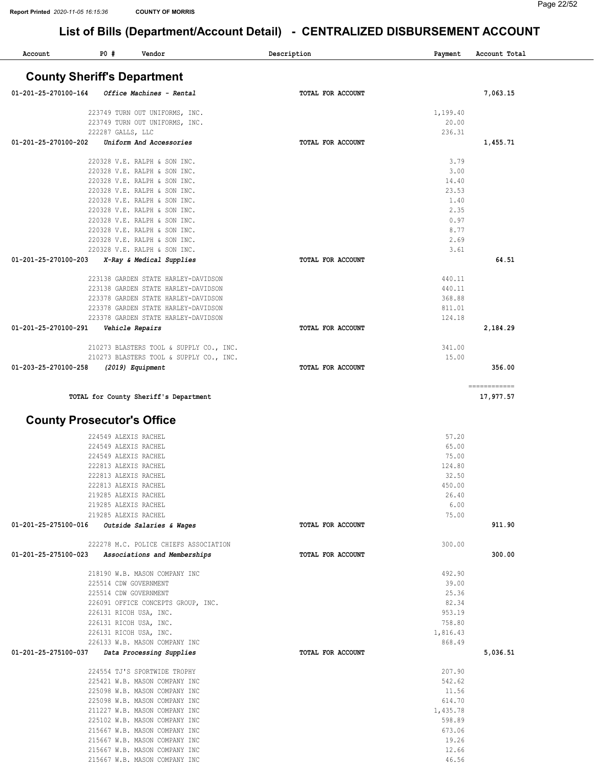# List of Bills (Department/Account Detail) - CENTRALIZED DISBURSEMENT ACCOUNT

| Account | PO # | Vendor | Description | Payment | Account Total |
|---|---|---|---|---|---|

## County Sheriff's Department

| Account | PO # | Vendor | Description | Payment | Account Total |
|---|---|---|---|---|---|
| 01-201-25-270100-164 | | *Office Machines - Rental* | TOTAL FOR ACCOUNT | | 7,063.15 |
| | 223749 | TURN OUT UNIFORMS, INC. | | 1,199.40 | |
| | 223749 | TURN OUT UNIFORMS, INC. | | 20.00 | |
| | 222287 | GALLS, LLC | | 236.31 | |
| 01-201-25-270100-202 | | *Uniform And Accessories* | TOTAL FOR ACCOUNT | | 1,455.71 |
| | 220328 | V.E. RALPH & SON INC. | | 3.79 | |
| | 220328 | V.E. RALPH & SON INC. | | 3.00 | |
| | 220328 | V.E. RALPH & SON INC. | | 14.40 | |
| | 220328 | V.E. RALPH & SON INC. | | 23.53 | |
| | 220328 | V.E. RALPH & SON INC. | | 1.40 | |
| | 220328 | V.E. RALPH & SON INC. | | 2.35 | |
| | 220328 | V.E. RALPH & SON INC. | | 0.97 | |
| | 220328 | V.E. RALPH & SON INC. | | 8.77 | |
| | 220328 | V.E. RALPH & SON INC. | | 2.69 | |
| | 220328 | V.E. RALPH & SON INC. | | 3.61 | |
| 01-201-25-270100-203 | | *X-Ray & Medical Supplies* | TOTAL FOR ACCOUNT | | 64.51 |
| | 223138 | GARDEN STATE HARLEY-DAVIDSON | | 440.11 | |
| | 223138 | GARDEN STATE HARLEY-DAVIDSON | | 440.11 | |
| | 223378 | GARDEN STATE HARLEY-DAVIDSON | | 368.88 | |
| | 223378 | GARDEN STATE HARLEY-DAVIDSON | | 811.01 | |
| | 223378 | GARDEN STATE HARLEY-DAVIDSON | | 124.18 | |
| 01-201-25-270100-291 | | *Vehicle Repairs* | TOTAL FOR ACCOUNT | | 2,184.29 |
| | 210273 | BLASTERS TOOL & SUPPLY CO., INC. | | 341.00 | |
| | 210273 | BLASTERS TOOL & SUPPLY CO., INC. | | 15.00 | |
| 01-203-25-270100-258 | | *(2019) Equipment* | TOTAL FOR ACCOUNT | | 356.00 |
| | | | | | ============ |
| | | TOTAL for County Sheriff's Department | | | 17,977.57 |

## County Prosecutor's Office

| Account | PO # | Vendor | Description | Payment | Account Total |
|---|---|---|---|---|---|
| | 224549 | ALEXIS RACHEL | | 57.20 | |
| | 224549 | ALEXIS RACHEL | | 65.00 | |
| | 224549 | ALEXIS RACHEL | | 75.00 | |
| | 222813 | ALEXIS RACHEL | | 124.80 | |
| | 222813 | ALEXIS RACHEL | | 32.50 | |
| | 222813 | ALEXIS RACHEL | | 450.00 | |
| | 219285 | ALEXIS RACHEL | | 26.40 | |
| | 219285 | ALEXIS RACHEL | | 6.00 | |
| | 219285 | ALEXIS RACHEL | | 75.00 | |
| 01-201-25-275100-016 | | *Outside Salaries & Wages* | TOTAL FOR ACCOUNT | | 911.90 |
| | 222278 | M.C. POLICE CHIEFS ASSOCIATION | | 300.00 | |
| 01-201-25-275100-023 | | *Associations and Memberships* | TOTAL FOR ACCOUNT | | 300.00 |
| | 218190 | W.B. MASON COMPANY INC | | 492.90 | |
| | 225514 | CDW GOVERNMENT | | 39.00 | |
| | 225514 | CDW GOVERNMENT | | 25.36 | |
| | 226091 | OFFICE CONCEPTS GROUP, INC. | | 82.34 | |
| | 226131 | RICOH USA, INC. | | 953.19 | |
| | 226131 | RICOH USA, INC. | | 758.80 | |
| | 226131 | RICOH USA, INC. | | 1,816.43 | |
| | 226133 | W.B. MASON COMPANY INC | | 868.49 | |
| 01-201-25-275100-037 | | *Data Processing Supplies* | TOTAL FOR ACCOUNT | | 5,036.51 |
| | 224554 | TJ'S SPORTWIDE TROPHY | | 207.90 | |
| | 225421 | W.B. MASON COMPANY INC | | 542.62 | |
| | 225098 | W.B. MASON COMPANY INC | | 11.56 | |
| | 225098 | W.B. MASON COMPANY INC | | 614.70 | |
| | 211227 | W.B. MASON COMPANY INC | | 1,435.78 | |
| | 225102 | W.B. MASON COMPANY INC | | 598.89 | |
| | 215667 | W.B. MASON COMPANY INC | | 673.06 | |
| | 215667 | W.B. MASON COMPANY INC | | 19.26 | |
| | 215667 | W.B. MASON COMPANY INC | | 12.66 | |
| | 215667 | W.B. MASON COMPANY INC | | 46.56 | |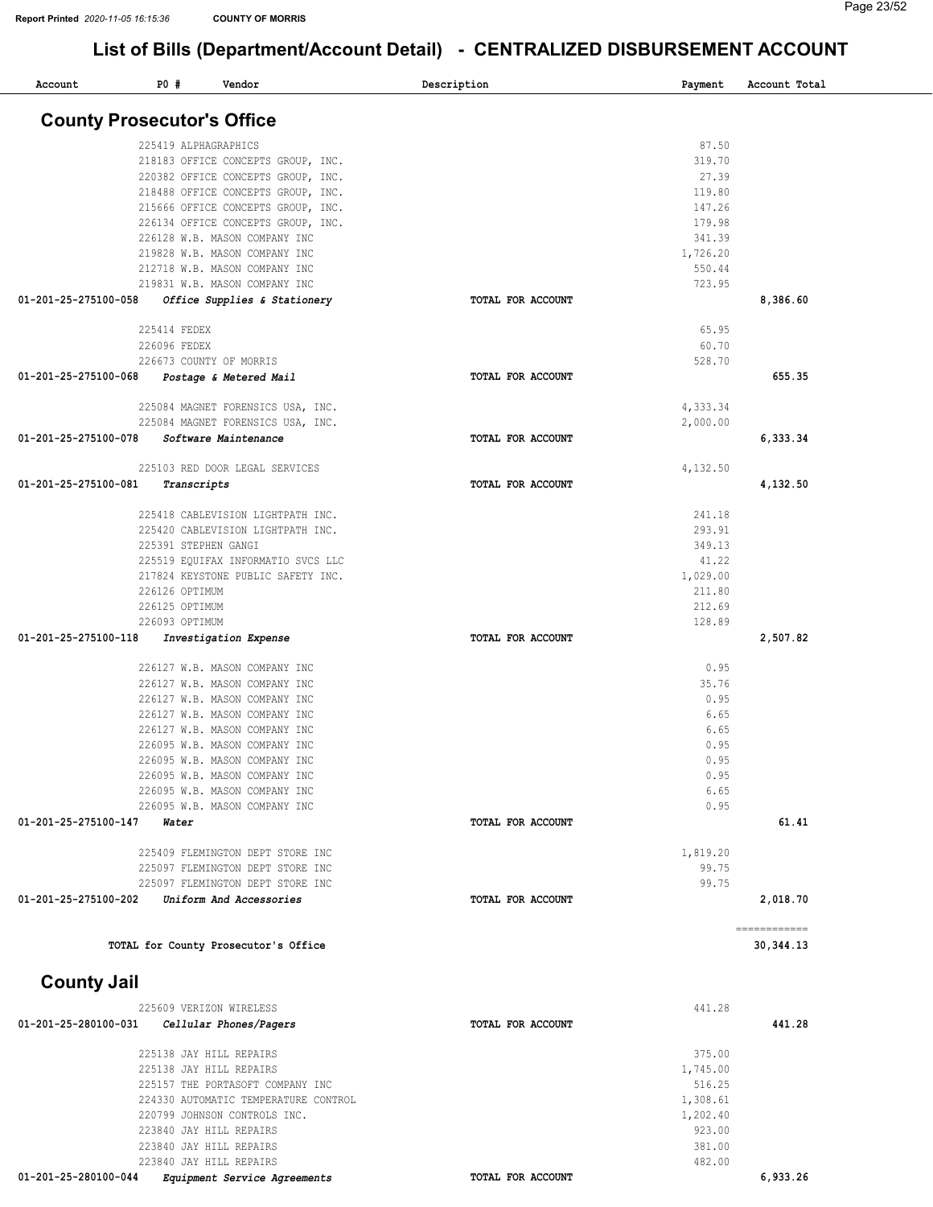## List of Bills (Department/Account Detail) - CENTRALIZED DISBURSEMENT ACCOUNT

| Account | PO # | Vendor | Description | Payment | Account Total |
|---|---|---|---|---|---|

### County Prosecutor's Office

| Account | PO # | Vendor | Description | Payment | Account Total |
|---|---|---|---|---|---|
| | 225419 | ALPHAGRAPHICS | | 87.50 | |
| | 218183 | OFFICE CONCEPTS GROUP, INC. | | 319.70 | |
| | 220382 | OFFICE CONCEPTS GROUP, INC. | | 27.39 | |
| | 218488 | OFFICE CONCEPTS GROUP, INC. | | 119.80 | |
| | 215666 | OFFICE CONCEPTS GROUP, INC. | | 147.26 | |
| | 226134 | OFFICE CONCEPTS GROUP, INC. | | 179.98 | |
| | 226128 | W.B. MASON COMPANY INC | | 341.39 | |
| | 219828 | W.B. MASON COMPANY INC | | 1,726.20 | |
| | 212718 | W.B. MASON COMPANY INC | | 550.44 | |
| | 219831 | W.B. MASON COMPANY INC | | 723.95 | |
| 01-201-25-275100-058 | | *Office Supplies & Stationery* | TOTAL FOR ACCOUNT | | **8,386.60** |
| | 225414 | FEDEX | | 65.95 | |
| | 226096 | FEDEX | | 60.70 | |
| | 226673 | COUNTY OF MORRIS | | 528.70 | |
| 01-201-25-275100-068 | | *Postage & Metered Mail* | TOTAL FOR ACCOUNT | | **655.35** |
| | 225084 | MAGNET FORENSICS USA, INC. | | 4,333.34 | |
| | 225084 | MAGNET FORENSICS USA, INC. | | 2,000.00 | |
| 01-201-25-275100-078 | | *Software Maintenance* | TOTAL FOR ACCOUNT | | **6,333.34** |
| | 225103 | RED DOOR LEGAL SERVICES | | 4,132.50 | |
| 01-201-25-275100-081 | | *Transcripts* | TOTAL FOR ACCOUNT | | **4,132.50** |
| | 225418 | CABLEVISION LIGHTPATH INC. | | 241.18 | |
| | 225420 | CABLEVISION LIGHTPATH INC. | | 293.91 | |
| | 225391 | STEPHEN GANGI | | 349.13 | |
| | 225519 | EQUIFAX INFORMATIO SVCS LLC | | 41.22 | |
| | 217824 | KEYSTONE PUBLIC SAFETY INC. | | 1,029.00 | |
| | 226126 | OPTIMUM | | 211.80 | |
| | 226125 | OPTIMUM | | 212.69 | |
| | 226093 | OPTIMUM | | 128.89 | |
| 01-201-25-275100-118 | | *Investigation Expense* | TOTAL FOR ACCOUNT | | **2,507.82** |
| | 226127 | W.B. MASON COMPANY INC | | 0.95 | |
| | 226127 | W.B. MASON COMPANY INC | | 35.76 | |
| | 226127 | W.B. MASON COMPANY INC | | 0.95 | |
| | 226127 | W.B. MASON COMPANY INC | | 6.65 | |
| | 226127 | W.B. MASON COMPANY INC | | 6.65 | |
| | 226095 | W.B. MASON COMPANY INC | | 0.95 | |
| | 226095 | W.B. MASON COMPANY INC | | 0.95 | |
| | 226095 | W.B. MASON COMPANY INC | | 0.95 | |
| | 226095 | W.B. MASON COMPANY INC | | 6.65 | |
| | 226095 | W.B. MASON COMPANY INC | | 0.95 | |
| 01-201-25-275100-147 | | *Water* | TOTAL FOR ACCOUNT | | **61.41** |
| | 225409 | FLEMINGTON DEPT STORE INC | | 1,819.20 | |
| | 225097 | FLEMINGTON DEPT STORE INC | | 99.75 | |
| | 225097 | FLEMINGTON DEPT STORE INC | | 99.75 | |
| 01-201-25-275100-202 | | *Uniform And Accessories* | TOTAL FOR ACCOUNT | | **2,018.70** |
| | | TOTAL for County Prosecutor's Office | | | ============ **30,344.13** |

### County Jail

| Account | PO # | Vendor | Description | Payment | Account Total |
|---|---|---|---|---|---|
| | 225609 | VERIZON WIRELESS | | 441.28 | |
| 01-201-25-280100-031 | | *Cellular Phones/Pagers* | TOTAL FOR ACCOUNT | | **441.28** |
| | 225138 | JAY HILL REPAIRS | | 375.00 | |
| | 225138 | JAY HILL REPAIRS | | 1,745.00 | |
| | 225157 | THE PORTASOFT COMPANY INC | | 516.25 | |
| | 224330 | AUTOMATIC TEMPERATURE CONTROL | | 1,308.61 | |
| | 220799 | JOHNSON CONTROLS INC. | | 1,202.40 | |
| | 223840 | JAY HILL REPAIRS | | 923.00 | |
| | 223840 | JAY HILL REPAIRS | | 381.00 | |
| | 223840 | JAY HILL REPAIRS | | 482.00 | |
| 01-201-25-280100-044 | | *Equipment Service Agreements* | TOTAL FOR ACCOUNT | | **6,933.26** |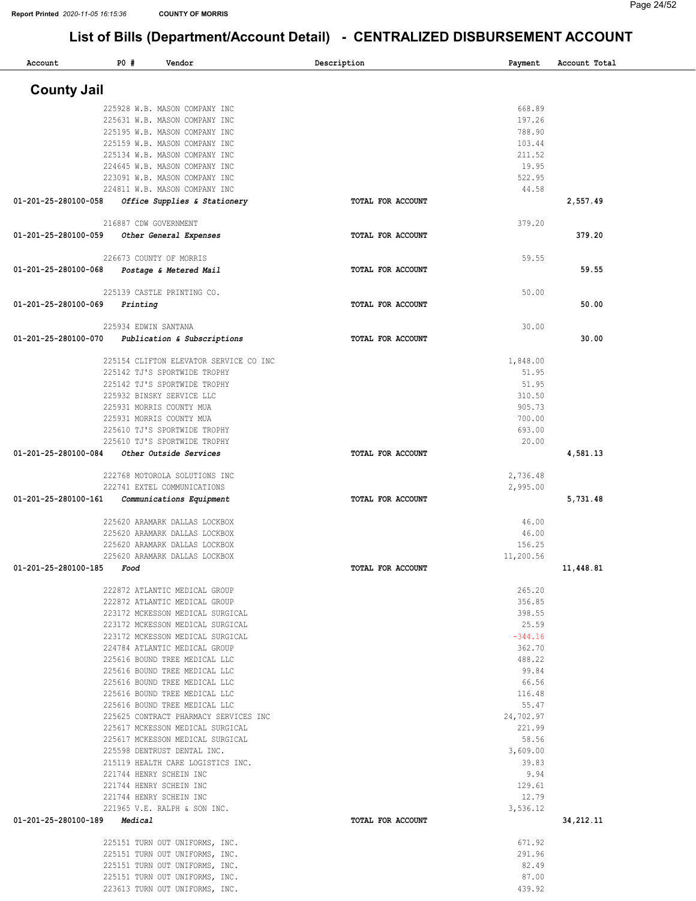# List of Bills (Department/Account Detail) - CENTRALIZED DISBURSEMENT ACCOUNT

## County Jail

| Account | PO # | Vendor | Description | Payment | Account Total |
|---|---|---|---|---|---|
| | 225928 | W.B. MASON COMPANY INC | | 668.89 | |
| | 225631 | W.B. MASON COMPANY INC | | 197.26 | |
| | 225195 | W.B. MASON COMPANY INC | | 788.90 | |
| | 225159 | W.B. MASON COMPANY INC | | 103.44 | |
| | 225134 | W.B. MASON COMPANY INC | | 211.52 | |
| | 224645 | W.B. MASON COMPANY INC | | 19.95 | |
| | 223091 | W.B. MASON COMPANY INC | | 522.95 | |
| | 224811 | W.B. MASON COMPANY INC | | 44.58 | |
| 01-201-25-280100-058 | | *Office Supplies & Stationery* | TOTAL FOR ACCOUNT | | 2,557.49 |
| | 216887 | CDW GOVERNMENT | | 379.20 | |
| 01-201-25-280100-059 | | *Other General Expenses* | TOTAL FOR ACCOUNT | | 379.20 |
| | 226673 | COUNTY OF MORRIS | | 59.55 | |
| 01-201-25-280100-068 | | *Postage & Metered Mail* | TOTAL FOR ACCOUNT | | 59.55 |
| | 225139 | CASTLE PRINTING CO. | | 50.00 | |
| 01-201-25-280100-069 | | *Printing* | TOTAL FOR ACCOUNT | | 50.00 |
| | 225934 | EDWIN SANTANA | | 30.00 | |
| 01-201-25-280100-070 | | *Publication & Subscriptions* | TOTAL FOR ACCOUNT | | 30.00 |
| | 225154 | CLIFTON ELEVATOR SERVICE CO INC | | 1,848.00 | |
| | 225142 | TJ'S SPORTWIDE TROPHY | | 51.95 | |
| | 225142 | TJ'S SPORTWIDE TROPHY | | 51.95 | |
| | 225932 | BINSKY SERVICE LLC | | 310.50 | |
| | 225931 | MORRIS COUNTY MUA | | 905.73 | |
| | 225931 | MORRIS COUNTY MUA | | 700.00 | |
| | 225610 | TJ'S SPORTWIDE TROPHY | | 693.00 | |
| | 225610 | TJ'S SPORTWIDE TROPHY | | 20.00 | |
| 01-201-25-280100-084 | | *Other Outside Services* | TOTAL FOR ACCOUNT | | 4,581.13 |
| | 222768 | MOTOROLA SOLUTIONS INC | | 2,736.48 | |
| | 222741 | EXTEL COMMUNICATIONS | | 2,995.00 | |
| 01-201-25-280100-161 | | *Communications Equipment* | TOTAL FOR ACCOUNT | | 5,731.48 |
| | 225620 | ARAMARK DALLAS LOCKBOX | | 46.00 | |
| | 225620 | ARAMARK DALLAS LOCKBOX | | 46.00 | |
| | 225620 | ARAMARK DALLAS LOCKBOX | | 156.25 | |
| | 225620 | ARAMARK DALLAS LOCKBOX | | 11,200.56 | |
| 01-201-25-280100-185 | | *Food* | TOTAL FOR ACCOUNT | | 11,448.81 |
| | 222872 | ATLANTIC MEDICAL GROUP | | 265.20 | |
| | 222872 | ATLANTIC MEDICAL GROUP | | 356.85 | |
| | 223172 | MCKESSON MEDICAL SURGICAL | | 398.55 | |
| | 223172 | MCKESSON MEDICAL SURGICAL | | 25.59 | |
| | 223172 | MCKESSON MEDICAL SURGICAL | | -344.16 | |
| | 224784 | ATLANTIC MEDICAL GROUP | | 362.70 | |
| | 225616 | BOUND TREE MEDICAL LLC | | 488.22 | |
| | 225616 | BOUND TREE MEDICAL LLC | | 99.84 | |
| | 225616 | BOUND TREE MEDICAL LLC | | 66.56 | |
| | 225616 | BOUND TREE MEDICAL LLC | | 116.48 | |
| | 225616 | BOUND TREE MEDICAL LLC | | 55.47 | |
| | 225625 | CONTRACT PHARMACY SERVICES INC | | 24,702.97 | |
| | 225617 | MCKESSON MEDICAL SURGICAL | | 221.99 | |
| | 225617 | MCKESSON MEDICAL SURGICAL | | 58.56 | |
| | 225598 | DENTRUST DENTAL INC. | | 3,609.00 | |
| | 215119 | HEALTH CARE LOGISTICS INC. | | 39.83 | |
| | 221744 | HENRY SCHEIN INC | | 9.94 | |
| | 221744 | HENRY SCHEIN INC | | 129.61 | |
| | 221744 | HENRY SCHEIN INC | | 12.79 | |
| | 221965 | V.E. RALPH & SON INC. | | 3,536.12 | |
| 01-201-25-280100-189 | | *Medical* | TOTAL FOR ACCOUNT | | 34,212.11 |
| | 225151 | TURN OUT UNIFORMS, INC. | | 671.92 | |
| | 225151 | TURN OUT UNIFORMS, INC. | | 291.96 | |
| | 225151 | TURN OUT UNIFORMS, INC. | | 82.49 | |
| | 225151 | TURN OUT UNIFORMS, INC. | | 87.00 | |
| | 223613 | TURN OUT UNIFORMS, INC. | | 439.92 | |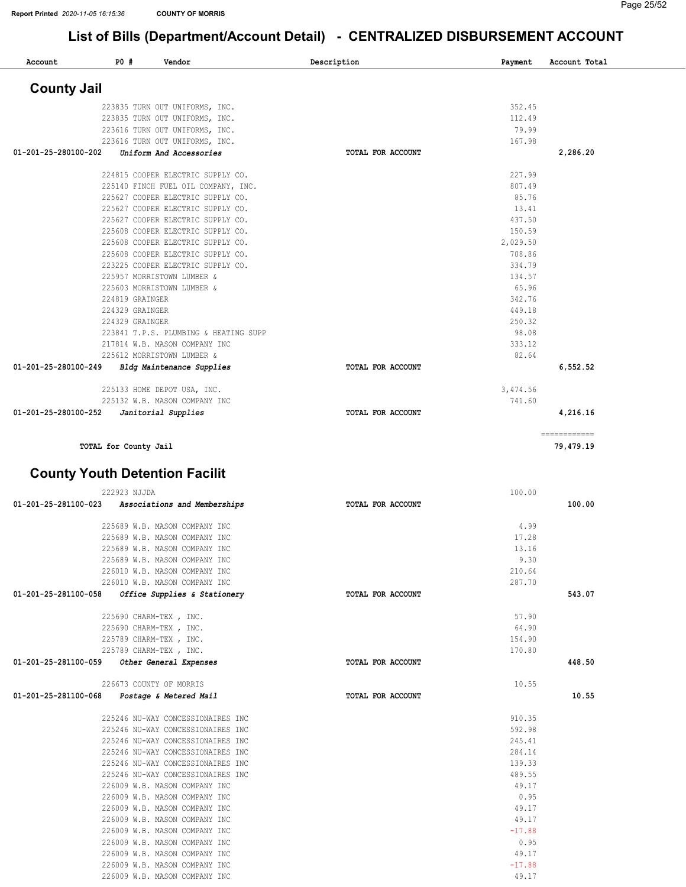Report Printed 2020-11-05 16:15:36 COUNTY OF MORRIS

# List of Bills (Department/Account Detail) - CENTRALIZED DISBURSEMENT ACCOUNT

| Account | PO # | Vendor | Description | Payment | Account Total |
|---|---|---|---|---|---|

## County Jail

| Account | PO # | Vendor | Description | Payment | Account Total |
|---|---|---|---|---|---|
| | 223835 | TURN OUT UNIFORMS, INC. | | 352.45 | |
| | 223835 | TURN OUT UNIFORMS, INC. | | 112.49 | |
| | 223616 | TURN OUT UNIFORMS, INC. | | 79.99 | |
| | 223616 | TURN OUT UNIFORMS, INC. | | 167.98 | |
| 01-201-25-280100-202 | | *Uniform And Accessories* | TOTAL FOR ACCOUNT | | 2,286.20 |
| | 224815 | COOPER ELECTRIC SUPPLY CO. | | 227.99 | |
| | 225140 | FINCH FUEL OIL COMPANY, INC. | | 807.49 | |
| | 225627 | COOPER ELECTRIC SUPPLY CO. | | 85.76 | |
| | 225627 | COOPER ELECTRIC SUPPLY CO. | | 13.41 | |
| | 225627 | COOPER ELECTRIC SUPPLY CO. | | 437.50 | |
| | 225608 | COOPER ELECTRIC SUPPLY CO. | | 150.59 | |
| | 225608 | COOPER ELECTRIC SUPPLY CO. | | 2,029.50 | |
| | 225608 | COOPER ELECTRIC SUPPLY CO. | | 708.86 | |
| | 223225 | COOPER ELECTRIC SUPPLY CO. | | 334.79 | |
| | 225957 | MORRISTOWN LUMBER & | | 134.57 | |
| | 225603 | MORRISTOWN LUMBER & | | 65.96 | |
| | 224819 | GRAINGER | | 342.76 | |
| | 224329 | GRAINGER | | 449.18 | |
| | 224329 | GRAINGER | | 250.32 | |
| | 223841 | T.P.S. PLUMBING & HEATING SUPP | | 98.08 | |
| | 217814 | W.B. MASON COMPANY INC | | 333.12 | |
| | 225612 | MORRISTOWN LUMBER & | | 82.64 | |
| 01-201-25-280100-249 | | *Bldg Maintenance Supplies* | TOTAL FOR ACCOUNT | | 6,552.52 |
| | 225133 | HOME DEPOT USA, INC. | | 3,474.56 | |
| | 225132 | W.B. MASON COMPANY INC | | 741.60 | |
| 01-201-25-280100-252 | | *Janitorial Supplies* | TOTAL FOR ACCOUNT | | 4,216.16 |
| | | | | | ============ |
| TOTAL for County Jail | | | | | 79,479.19 |

## County Youth Detention Facilit

| Account | PO # | Vendor | Description | Payment | Account Total |
|---|---|---|---|---|---|
| | 222923 | NJJDA | | 100.00 | |
| 01-201-25-281100-023 | | *Associations and Memberships* | TOTAL FOR ACCOUNT | | 100.00 |
| | 225689 | W.B. MASON COMPANY INC | | 4.99 | |
| | 225689 | W.B. MASON COMPANY INC | | 17.28 | |
| | 225689 | W.B. MASON COMPANY INC | | 13.16 | |
| | 225689 | W.B. MASON COMPANY INC | | 9.30 | |
| | 226010 | W.B. MASON COMPANY INC | | 210.64 | |
| | 226010 | W.B. MASON COMPANY INC | | 287.70 | |
| 01-201-25-281100-058 | | *Office Supplies & Stationery* | TOTAL FOR ACCOUNT | | 543.07 |
| | 225690 | CHARM-TEX , INC. | | 57.90 | |
| | 225690 | CHARM-TEX , INC. | | 64.90 | |
| | 225789 | CHARM-TEX , INC. | | 154.90 | |
| | 225789 | CHARM-TEX , INC. | | 170.80 | |
| 01-201-25-281100-059 | | *Other General Expenses* | TOTAL FOR ACCOUNT | | 448.50 |
| | 226673 | COUNTY OF MORRIS | | 10.55 | |
| 01-201-25-281100-068 | | *Postage & Metered Mail* | TOTAL FOR ACCOUNT | | 10.55 |
| | 225246 | NU-WAY CONCESSIONAIRES INC | | 910.35 | |
| | 225246 | NU-WAY CONCESSIONAIRES INC | | 592.98 | |
| | 225246 | NU-WAY CONCESSIONAIRES INC | | 245.41 | |
| | 225246 | NU-WAY CONCESSIONAIRES INC | | 284.14 | |
| | 225246 | NU-WAY CONCESSIONAIRES INC | | 139.33 | |
| | 225246 | NU-WAY CONCESSIONAIRES INC | | 489.55 | |
| | 226009 | W.B. MASON COMPANY INC | | 49.17 | |
| | 226009 | W.B. MASON COMPANY INC | | 0.95 | |
| | 226009 | W.B. MASON COMPANY INC | | 49.17 | |
| | 226009 | W.B. MASON COMPANY INC | | 49.17 | |
| | 226009 | W.B. MASON COMPANY INC | | -17.88 | |
| | 226009 | W.B. MASON COMPANY INC | | 0.95 | |
| | 226009 | W.B. MASON COMPANY INC | | 49.17 | |
| | 226009 | W.B. MASON COMPANY INC | | -17.88 | |
| | 226009 | W.B. MASON COMPANY INC | | 49.17 | |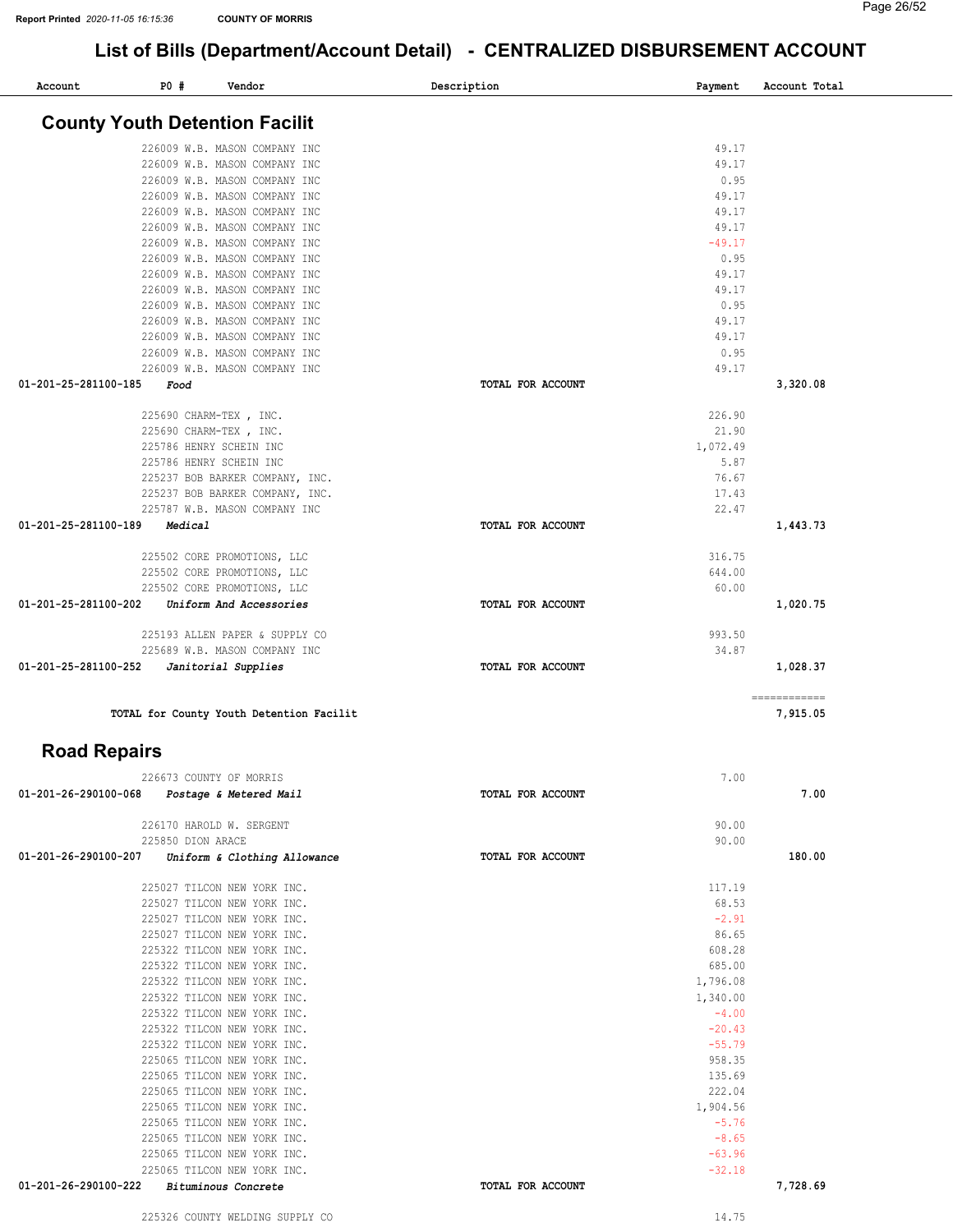# List of Bills (Department/Account Detail) - CENTRALIZED DISBURSEMENT ACCOUNT

| Account | PO # | Vendor | Description | Payment | Account Total |
|---|---|---|---|---|---|

## County Youth Detention Facilit

| Account | PO # | Vendor | Description | Payment | Account Total |
|---|---|---|---|---|---|
| | 226009 | W.B. MASON COMPANY INC | | 49.17 | |
| | 226009 | W.B. MASON COMPANY INC | | 49.17 | |
| | 226009 | W.B. MASON COMPANY INC | | 0.95 | |
| | 226009 | W.B. MASON COMPANY INC | | 49.17 | |
| | 226009 | W.B. MASON COMPANY INC | | 49.17 | |
| | 226009 | W.B. MASON COMPANY INC | | 49.17 | |
| | 226009 | W.B. MASON COMPANY INC | | -49.17 | |
| | 226009 | W.B. MASON COMPANY INC | | 0.95 | |
| | 226009 | W.B. MASON COMPANY INC | | 49.17 | |
| | 226009 | W.B. MASON COMPANY INC | | 49.17 | |
| | 226009 | W.B. MASON COMPANY INC | | 0.95 | |
| | 226009 | W.B. MASON COMPANY INC | | 49.17 | |
| | 226009 | W.B. MASON COMPANY INC | | 49.17 | |
| | 226009 | W.B. MASON COMPANY INC | | 0.95 | |
| | 226009 | W.B. MASON COMPANY INC | | 49.17 | |
| 01-201-25-281100-185 | *Food* | | TOTAL FOR ACCOUNT | | 3,320.08 |
| | 225690 | CHARM-TEX , INC. | | 226.90 | |
| | 225690 | CHARM-TEX , INC. | | 21.90 | |
| | 225786 | HENRY SCHEIN INC | | 1,072.49 | |
| | 225786 | HENRY SCHEIN INC | | 5.87 | |
| | 225237 | BOB BARKER COMPANY, INC. | | 76.67 | |
| | 225237 | BOB BARKER COMPANY, INC. | | 17.43 | |
| | 225787 | W.B. MASON COMPANY INC | | 22.47 | |
| 01-201-25-281100-189 | *Medical* | | TOTAL FOR ACCOUNT | | 1,443.73 |
| | 225502 | CORE PROMOTIONS, LLC | | 316.75 | |
| | 225502 | CORE PROMOTIONS, LLC | | 644.00 | |
| | 225502 | CORE PROMOTIONS, LLC | | 60.00 | |
| 01-201-25-281100-202 | *Uniform And Accessories* | | TOTAL FOR ACCOUNT | | 1,020.75 |
| | 225193 | ALLEN PAPER & SUPPLY CO | | 993.50 | |
| | 225689 | W.B. MASON COMPANY INC | | 34.87 | |
| 01-201-25-281100-252 | *Janitorial Supplies* | | TOTAL FOR ACCOUNT | | 1,028.37 |
| | | TOTAL for County Youth Detention Facilit | | | 7,915.05 |

## Road Repairs

| Account | PO # | Vendor | Description | Payment | Account Total |
|---|---|---|---|---|---|
| | 226673 | COUNTY OF MORRIS | | 7.00 | |
| 01-201-26-290100-068 | *Postage & Metered Mail* | | TOTAL FOR ACCOUNT | | 7.00 |
| | 226170 | HAROLD W. SERGENT | | 90.00 | |
| | 225850 | DION ARACE | | 90.00 | |
| 01-201-26-290100-207 | *Uniform & Clothing Allowance* | | TOTAL FOR ACCOUNT | | 180.00 |
| | 225027 | TILCON NEW YORK INC. | | 117.19 | |
| | 225027 | TILCON NEW YORK INC. | | 68.53 | |
| | 225027 | TILCON NEW YORK INC. | | -2.91 | |
| | 225027 | TILCON NEW YORK INC. | | 86.65 | |
| | 225322 | TILCON NEW YORK INC. | | 608.28 | |
| | 225322 | TILCON NEW YORK INC. | | 685.00 | |
| | 225322 | TILCON NEW YORK INC. | | 1,796.08 | |
| | 225322 | TILCON NEW YORK INC. | | 1,340.00 | |
| | 225322 | TILCON NEW YORK INC. | | -4.00 | |
| | 225322 | TILCON NEW YORK INC. | | -20.43 | |
| | 225322 | TILCON NEW YORK INC. | | -55.79 | |
| | 225065 | TILCON NEW YORK INC. | | 958.35 | |
| | 225065 | TILCON NEW YORK INC. | | 135.69 | |
| | 225065 | TILCON NEW YORK INC. | | 222.04 | |
| | 225065 | TILCON NEW YORK INC. | | 1,904.56 | |
| | 225065 | TILCON NEW YORK INC. | | -5.76 | |
| | 225065 | TILCON NEW YORK INC. | | -8.65 | |
| | 225065 | TILCON NEW YORK INC. | | -63.96 | |
| | 225065 | TILCON NEW YORK INC. | | -32.18 | |
| 01-201-26-290100-222 | *Bituminous Concrete* | | TOTAL FOR ACCOUNT | | 7,728.69 |
| | 225326 | COUNTY WELDING SUPPLY CO | | 14.75 | |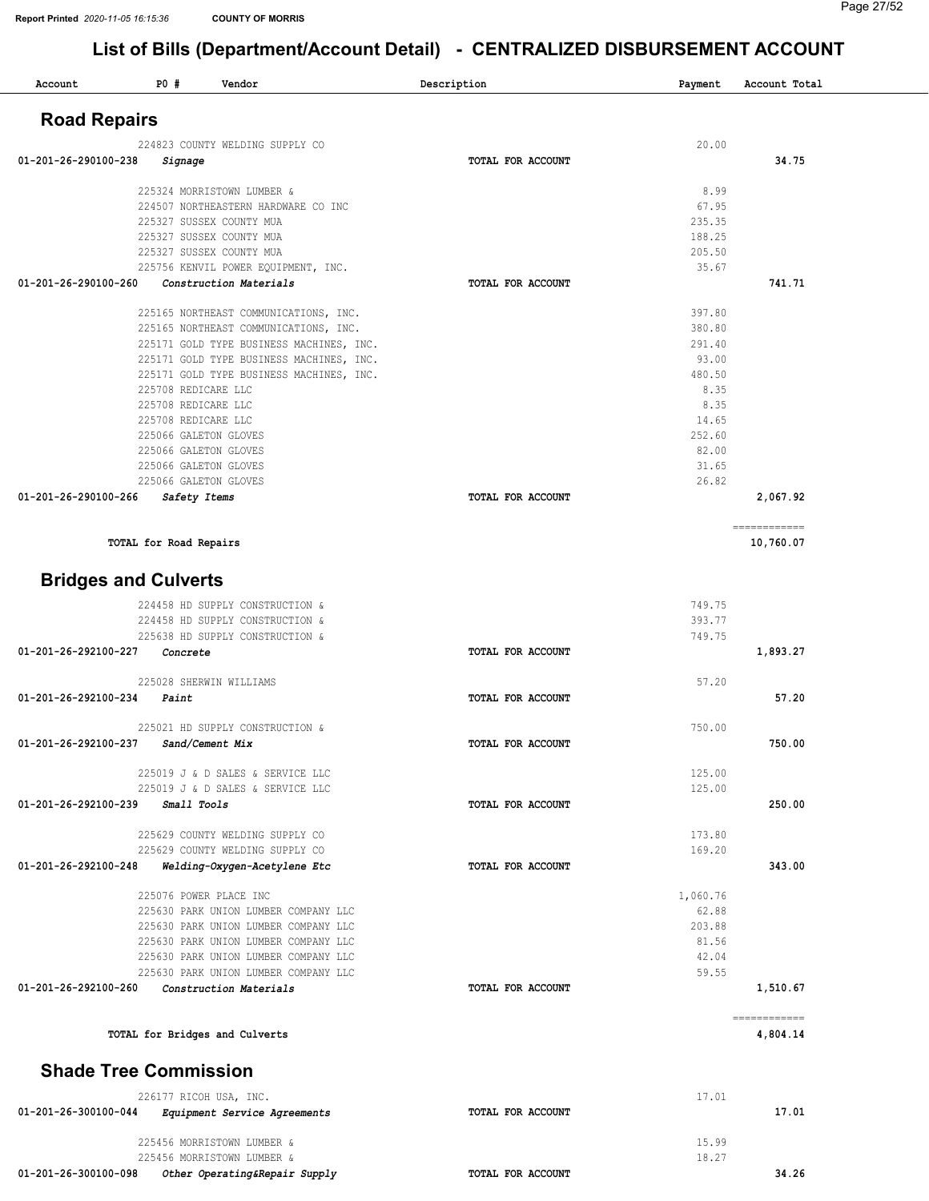Report Printed 2020-11-05 16:15:36 **COUNTY OF MORRIS**

# List of Bills (Department/Account Detail) - CENTRALIZED DISBURSEMENT ACCOUNT

| Account | PO # | Vendor | Description | Payment | Account Total |
|---|---|---|---|---|---|

## Road Repairs

| Account | PO # | Vendor | Description | Payment | Account Total |
|---|---|---|---|---|---|
| | 224823 | COUNTY WELDING SUPPLY CO | | 20.00 | |
| 01-201-26-290100-238 | | *Signage* | TOTAL FOR ACCOUNT | | 34.75 |
| | 225324 | MORRISTOWN LUMBER & | | 8.99 | |
| | 224507 | NORTHEASTERN HARDWARE CO INC | | 67.95 | |
| | 225327 | SUSSEX COUNTY MUA | | 235.35 | |
| | 225327 | SUSSEX COUNTY MUA | | 188.25 | |
| | 225327 | SUSSEX COUNTY MUA | | 205.50 | |
| | 225756 | KENVIL POWER EQUIPMENT, INC. | | 35.67 | |
| 01-201-26-290100-260 | | *Construction Materials* | TOTAL FOR ACCOUNT | | 741.71 |
| | 225165 | NORTHEAST COMMUNICATIONS, INC. | | 397.80 | |
| | 225165 | NORTHEAST COMMUNICATIONS, INC. | | 380.80 | |
| | 225171 | GOLD TYPE BUSINESS MACHINES, INC. | | 291.40 | |
| | 225171 | GOLD TYPE BUSINESS MACHINES, INC. | | 93.00 | |
| | 225171 | GOLD TYPE BUSINESS MACHINES, INC. | | 480.50 | |
| | 225708 | REDICARE LLC | | 8.35 | |
| | 225708 | REDICARE LLC | | 8.35 | |
| | 225708 | REDICARE LLC | | 14.65 | |
| | 225066 | GALETON GLOVES | | 252.60 | |
| | 225066 | GALETON GLOVES | | 82.00 | |
| | 225066 | GALETON GLOVES | | 31.65 | |
| | 225066 | GALETON GLOVES | | 26.82 | |
| 01-201-26-290100-266 | | *Safety Items* | TOTAL FOR ACCOUNT | | 2,067.92 |
| | | **TOTAL for Road Repairs** | | | 10,760.07 |

## Bridges and Culverts

| Account | PO # | Vendor | Description | Payment | Account Total |
|---|---|---|---|---|---|
| | 224458 | HD SUPPLY CONSTRUCTION & | | 749.75 | |
| | 224458 | HD SUPPLY CONSTRUCTION & | | 393.77 | |
| | 225638 | HD SUPPLY CONSTRUCTION & | | 749.75 | |
| 01-201-26-292100-227 | | *Concrete* | TOTAL FOR ACCOUNT | | 1,893.27 |
| | 225028 | SHERWIN WILLIAMS | | 57.20 | |
| 01-201-26-292100-234 | | *Paint* | TOTAL FOR ACCOUNT | | 57.20 |
| | 225021 | HD SUPPLY CONSTRUCTION & | | 750.00 | |
| 01-201-26-292100-237 | | *Sand/Cement Mix* | TOTAL FOR ACCOUNT | | 750.00 |
| | 225019 | J & D SALES & SERVICE LLC | | 125.00 | |
| | 225019 | J & D SALES & SERVICE LLC | | 125.00 | |
| 01-201-26-292100-239 | | *Small Tools* | TOTAL FOR ACCOUNT | | 250.00 |
| | 225629 | COUNTY WELDING SUPPLY CO | | 173.80 | |
| | 225629 | COUNTY WELDING SUPPLY CO | | 169.20 | |
| 01-201-26-292100-248 | | *Welding-Oxygen-Acetylene Etc* | TOTAL FOR ACCOUNT | | 343.00 |
| | 225076 | POWER PLACE INC | | 1,060.76 | |
| | 225630 | PARK UNION LUMBER COMPANY LLC | | 62.88 | |
| | 225630 | PARK UNION LUMBER COMPANY LLC | | 203.88 | |
| | 225630 | PARK UNION LUMBER COMPANY LLC | | 81.56 | |
| | 225630 | PARK UNION LUMBER COMPANY LLC | | 42.04 | |
| | 225630 | PARK UNION LUMBER COMPANY LLC | | 59.55 | |
| 01-201-26-292100-260 | | *Construction Materials* | TOTAL FOR ACCOUNT | | 1,510.67 |
| | | **TOTAL for Bridges and Culverts** | | | 4,804.14 |

## Shade Tree Commission

| Account | PO # | Vendor | Description | Payment | Account Total |
|---|---|---|---|---|---|
| | 226177 | RICOH USA, INC. | | 17.01 | |
| 01-201-26-300100-044 | | *Equipment Service Agreements* | TOTAL FOR ACCOUNT | | 17.01 |
| | 225456 | MORRISTOWN LUMBER & | | 15.99 | |
| | 225456 | MORRISTOWN LUMBER & | | 18.27 | |
| 01-201-26-300100-098 | | *Other Operating&Repair Supply* | TOTAL FOR ACCOUNT | | 34.26 |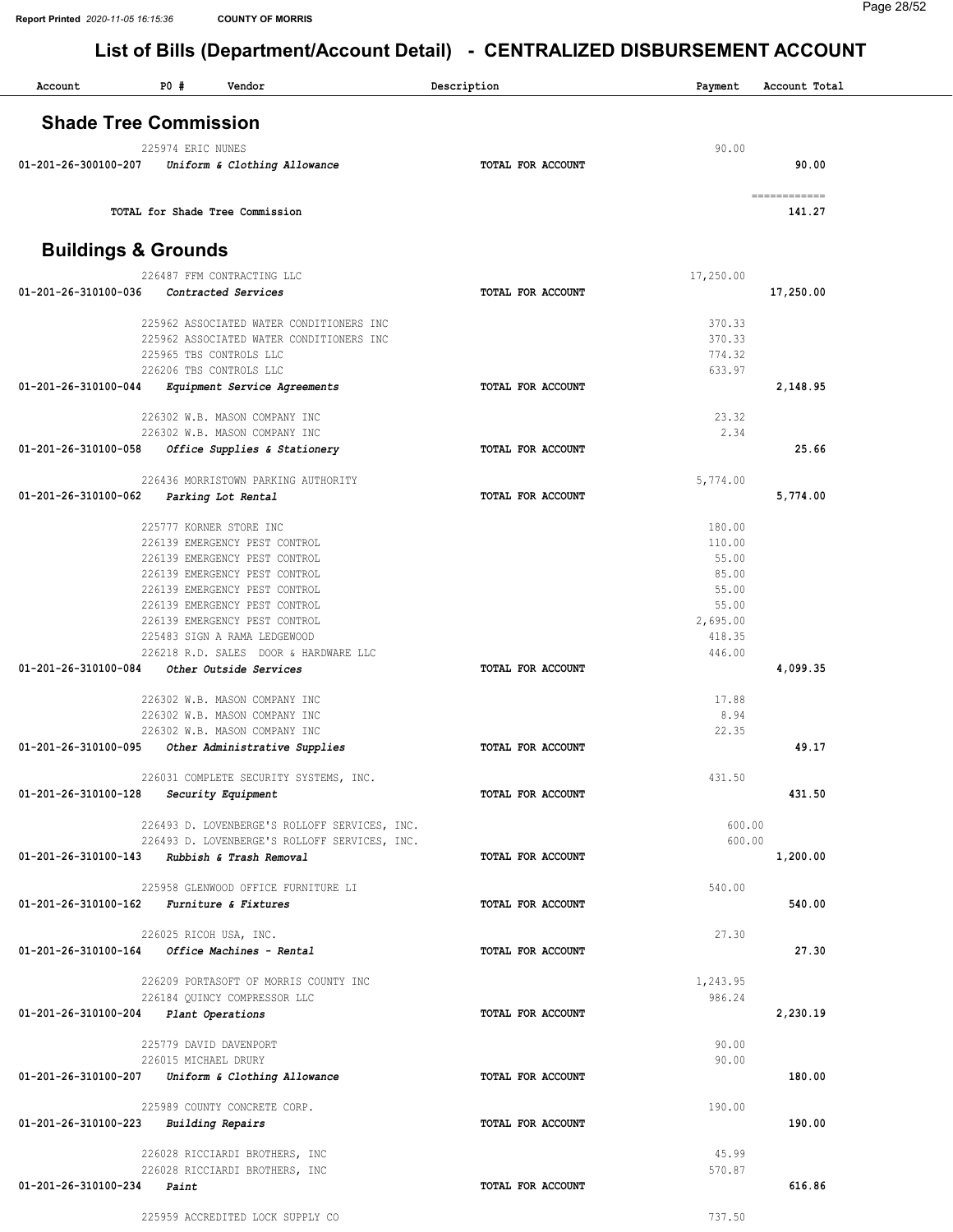# List of Bills (Department/Account Detail) - CENTRALIZED DISBURSEMENT ACCOUNT

| Account | PO # | Vendor | Description | Payment | Account Total |
|---|---|---|---|---|---|

## Shade Tree Commission

| Account | PO # | Vendor | Description | Payment | Account Total |
|---|---|---|---|---|---|
| | 225974 | ERIC NUNES | | 90.00 | |
| 01-201-26-300100-207 | | *Uniform & Clothing Allowance* | **TOTAL FOR ACCOUNT** | | **90.00** |
| | | | | | ============ |
| | | TOTAL for Shade Tree Commission | | | **141.27** |

## Buildings & Grounds

| Account | PO # | Vendor | Description | Payment | Account Total |
|---|---|---|---|---|---|
| | 226487 | FFM CONTRACTING LLC | | 17,250.00 | |
| 01-201-26-310100-036 | | *Contracted Services* | **TOTAL FOR ACCOUNT** | | **17,250.00** |
| | 225962 | ASSOCIATED WATER CONDITIONERS INC | | 370.33 | |
| | 225962 | ASSOCIATED WATER CONDITIONERS INC | | 370.33 | |
| | 225965 | TBS CONTROLS LLC | | 774.32 | |
| | 226206 | TBS CONTROLS LLC | | 633.97 | |
| 01-201-26-310100-044 | | *Equipment Service Agreements* | **TOTAL FOR ACCOUNT** | | **2,148.95** |
| | 226302 | W.B. MASON COMPANY INC | | 23.32 | |
| | 226302 | W.B. MASON COMPANY INC | | 2.34 | |
| 01-201-26-310100-058 | | *Office Supplies & Stationery* | **TOTAL FOR ACCOUNT** | | **25.66** |
| | 226436 | MORRISTOWN PARKING AUTHORITY | | 5,774.00 | |
| 01-201-26-310100-062 | | *Parking Lot Rental* | **TOTAL FOR ACCOUNT** | | **5,774.00** |
| | 225777 | KORNER STORE INC | | 180.00 | |
| | 226139 | EMERGENCY PEST CONTROL | | 110.00 | |
| | 226139 | EMERGENCY PEST CONTROL | | 55.00 | |
| | 226139 | EMERGENCY PEST CONTROL | | 85.00 | |
| | 226139 | EMERGENCY PEST CONTROL | | 55.00 | |
| | 226139 | EMERGENCY PEST CONTROL | | 55.00 | |
| | 226139 | EMERGENCY PEST CONTROL | | 2,695.00 | |
| | 225483 | SIGN A RAMA LEDGEWOOD | | 418.35 | |
| | 226218 | R.D. SALES DOOR & HARDWARE LLC | | 446.00 | |
| 01-201-26-310100-084 | | *Other Outside Services* | **TOTAL FOR ACCOUNT** | | **4,099.35** |
| | 226302 | W.B. MASON COMPANY INC | | 17.88 | |
| | 226302 | W.B. MASON COMPANY INC | | 8.94 | |
| | 226302 | W.B. MASON COMPANY INC | | 22.35 | |
| 01-201-26-310100-095 | | *Other Administrative Supplies* | **TOTAL FOR ACCOUNT** | | **49.17** |
| | 226031 | COMPLETE SECURITY SYSTEMS, INC. | | 431.50 | |
| 01-201-26-310100-128 | | *Security Equipment* | **TOTAL FOR ACCOUNT** | | **431.50** |
| | 226493 | D. LOVENBERGE'S ROLLOFF SERVICES, INC. | | 600.00 | |
| | 226493 | D. LOVENBERGE'S ROLLOFF SERVICES, INC. | | 600.00 | |
| 01-201-26-310100-143 | | *Rubbish & Trash Removal* | **TOTAL FOR ACCOUNT** | | **1,200.00** |
| | 225958 | GLENWOOD OFFICE FURNITURE LI | | 540.00 | |
| 01-201-26-310100-162 | | *Furniture & Fixtures* | **TOTAL FOR ACCOUNT** | | **540.00** |
| | 226025 | RICOH USA, INC. | | 27.30 | |
| 01-201-26-310100-164 | | *Office Machines - Rental* | **TOTAL FOR ACCOUNT** | | **27.30** |
| | 226209 | PORTASOFT OF MORRIS COUNTY INC | | 1,243.95 | |
| | 226184 | QUINCY COMPRESSOR LLC | | 986.24 | |
| 01-201-26-310100-204 | | *Plant Operations* | **TOTAL FOR ACCOUNT** | | **2,230.19** |
| | 225779 | DAVID DAVENPORT | | 90.00 | |
| | 226015 | MICHAEL DRURY | | 90.00 | |
| 01-201-26-310100-207 | | *Uniform & Clothing Allowance* | **TOTAL FOR ACCOUNT** | | **180.00** |
| | 225989 | COUNTY CONCRETE CORP. | | 190.00 | |
| 01-201-26-310100-223 | | *Building Repairs* | **TOTAL FOR ACCOUNT** | | **190.00** |
| | 226028 | RICCIARDI BROTHERS, INC | | 45.99 | |
| | 226028 | RICCIARDI BROTHERS, INC | | 570.87 | |
| 01-201-26-310100-234 | | *Paint* | **TOTAL FOR ACCOUNT** | | **616.86** |
| | 225959 | ACCREDITED LOCK SUPPLY CO | | 737.50 | |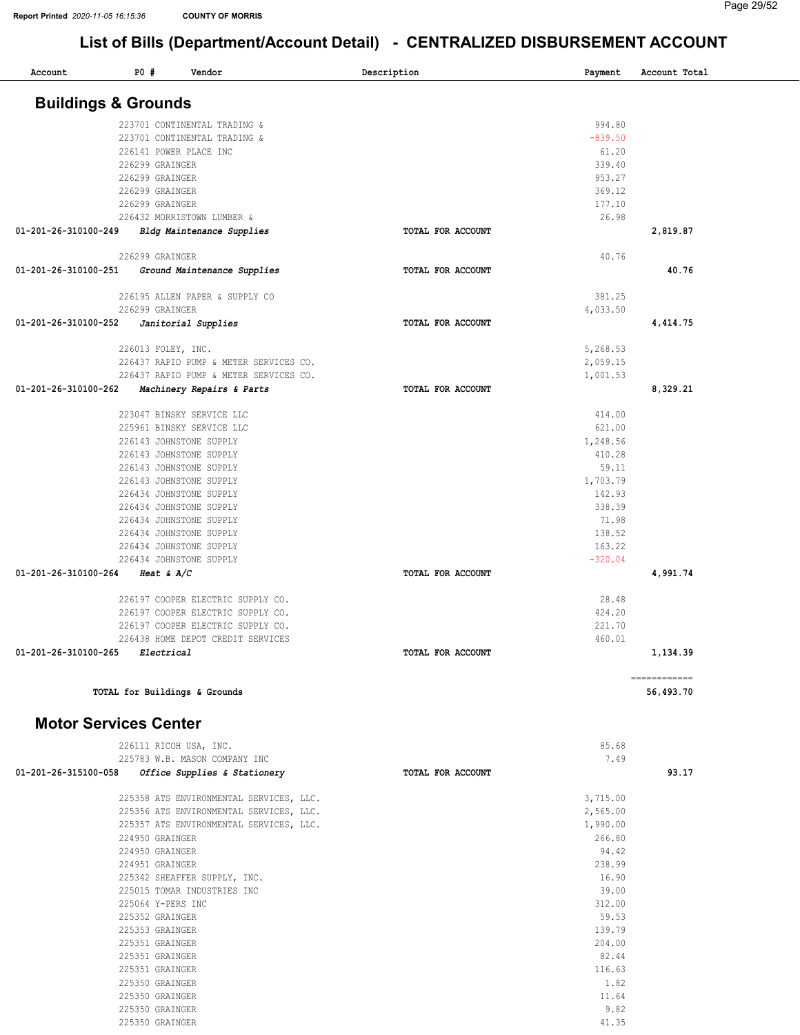# List of Bills (Department/Account Detail) - CENTRALIZED DISBURSEMENT ACCOUNT

Report Printed 2020-11-05 16:15:36 COUNTY OF MORRIS

## Buildings & Grounds

| Account | PO # | Vendor | Description | Payment | Account Total |
|---|---|---|---|---|---|
| | 223701 | CONTINENTAL TRADING & | | 994.80 | |
| | 223701 | CONTINENTAL TRADING & | | -839.50 | |
| | 226141 | POWER PLACE INC | | 61.20 | |
| | 226299 | GRAINGER | | 339.40 | |
| | 226299 | GRAINGER | | 953.27 | |
| | 226299 | GRAINGER | | 369.12 | |
| | 226299 | GRAINGER | | 177.10 | |
| | 226432 | MORRISTOWN LUMBER & | | 26.98 | |
| 01-201-26-310100-249 | | *Bldg Maintenance Supplies* | TOTAL FOR ACCOUNT | | 2,819.87 |
| | 226299 | GRAINGER | | 40.76 | |
| 01-201-26-310100-251 | | *Ground Maintenance Supplies* | TOTAL FOR ACCOUNT | | 40.76 |
| | 226195 | ALLEN PAPER & SUPPLY CO | | 381.25 | |
| | 226299 | GRAINGER | | 4,033.50 | |
| 01-201-26-310100-252 | | *Janitorial Supplies* | TOTAL FOR ACCOUNT | | 4,414.75 |
| | 226013 | FOLEY, INC. | | 5,268.53 | |
| | 226437 | RAPID PUMP & METER SERVICES CO. | | 2,059.15 | |
| | 226437 | RAPID PUMP & METER SERVICES CO. | | 1,001.53 | |
| 01-201-26-310100-262 | | *Machinery Repairs & Parts* | TOTAL FOR ACCOUNT | | 8,329.21 |
| | 223047 | BINSKY SERVICE LLC | | 414.00 | |
| | 225961 | BINSKY SERVICE LLC | | 621.00 | |
| | 226143 | JOHNSTONE SUPPLY | | 1,248.56 | |
| | 226143 | JOHNSTONE SUPPLY | | 410.28 | |
| | 226143 | JOHNSTONE SUPPLY | | 59.11 | |
| | 226143 | JOHNSTONE SUPPLY | | 1,703.79 | |
| | 226434 | JOHNSTONE SUPPLY | | 142.93 | |
| | 226434 | JOHNSTONE SUPPLY | | 338.39 | |
| | 226434 | JOHNSTONE SUPPLY | | 71.98 | |
| | 226434 | JOHNSTONE SUPPLY | | 138.52 | |
| | 226434 | JOHNSTONE SUPPLY | | 163.22 | |
| | 226434 | JOHNSTONE SUPPLY | | -320.04 | |
| 01-201-26-310100-264 | | *Heat & A/C* | TOTAL FOR ACCOUNT | | 4,991.74 |
| | 226197 | COOPER ELECTRIC SUPPLY CO. | | 28.48 | |
| | 226197 | COOPER ELECTRIC SUPPLY CO. | | 424.20 | |
| | 226197 | COOPER ELECTRIC SUPPLY CO. | | 221.70 | |
| | 226438 | HOME DEPOT CREDIT SERVICES | | 460.01 | |
| 01-201-26-310100-265 | | *Electrical* | TOTAL FOR ACCOUNT | | 1,134.39 |
| | | | | | ============ |
| | | **TOTAL for Buildings & Grounds** | | | **56,493.70** |

## Motor Services Center

| Account | PO # | Vendor | Description | Payment | Account Total |
|---|---|---|---|---|---|
| | 226111 | RICOH USA, INC. | | 85.68 | |
| | 225783 | W.B. MASON COMPANY INC | | 7.49 | |
| 01-201-26-315100-058 | | *Office Supplies & Stationery* | TOTAL FOR ACCOUNT | | 93.17 |
| | 225358 | ATS ENVIRONMENTAL SERVICES, LLC. | | 3,715.00 | |
| | 225356 | ATS ENVIRONMENTAL SERVICES, LLC. | | 2,565.00 | |
| | 225357 | ATS ENVIRONMENTAL SERVICES, LLC. | | 1,990.00 | |
| | 224950 | GRAINGER | | 266.80 | |
| | 224950 | GRAINGER | | 94.42 | |
| | 224951 | GRAINGER | | 238.99 | |
| | 225342 | SHEAFFER SUPPLY, INC. | | 16.90 | |
| | 225015 | TOMAR INDUSTRIES INC | | 39.00 | |
| | 225064 | Y-PERS INC | | 312.00 | |
| | 225352 | GRAINGER | | 59.53 | |
| | 225353 | GRAINGER | | 139.79 | |
| | 225351 | GRAINGER | | 204.00 | |
| | 225351 | GRAINGER | | 82.44 | |
| | 225351 | GRAINGER | | 116.63 | |
| | 225350 | GRAINGER | | 1.82 | |
| | 225350 | GRAINGER | | 11.64 | |
| | 225350 | GRAINGER | | 9.82 | |
| | 225350 | GRAINGER | | 41.35 | |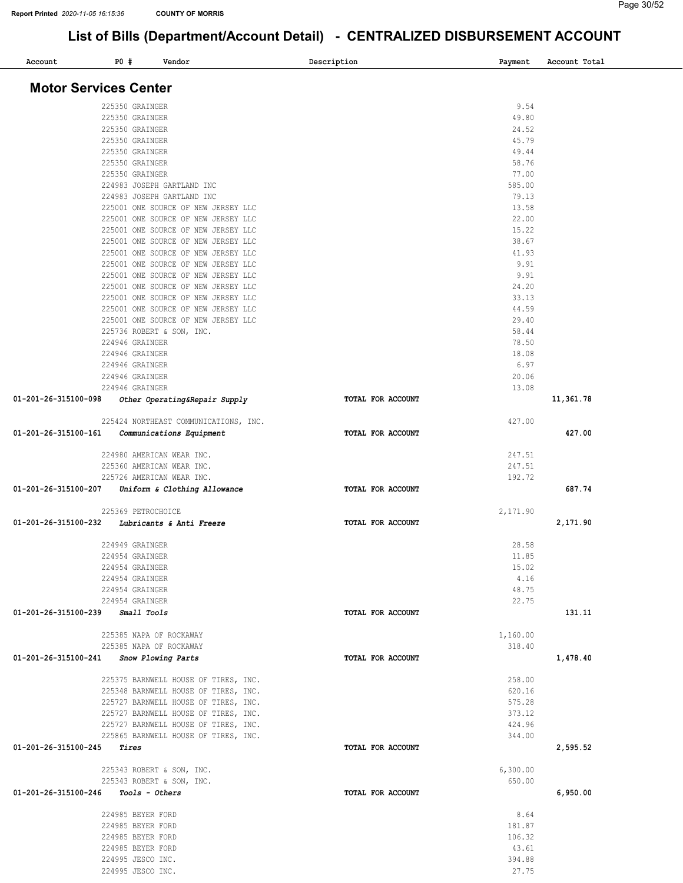# List of Bills (Department/Account Detail) - CENTRALIZED DISBURSEMENT ACCOUNT

| Account | PO # | Vendor | Description | Payment | Account Total |
|---|---|---|---|---|---|

## Motor Services Center

| Account | PO # | Vendor | Description | Payment | Account Total |
|---|---|---|---|---|---|
| | 225350 | GRAINGER | | 9.54 | |
| | 225350 | GRAINGER | | 49.80 | |
| | 225350 | GRAINGER | | 24.52 | |
| | 225350 | GRAINGER | | 45.79 | |
| | 225350 | GRAINGER | | 49.44 | |
| | 225350 | GRAINGER | | 58.76 | |
| | 225350 | GRAINGER | | 77.00 | |
| | 224983 | JOSEPH GARTLAND INC | | 585.00 | |
| | 224983 | JOSEPH GARTLAND INC | | 79.13 | |
| | 225001 | ONE SOURCE OF NEW JERSEY LLC | | 13.58 | |
| | 225001 | ONE SOURCE OF NEW JERSEY LLC | | 22.00 | |
| | 225001 | ONE SOURCE OF NEW JERSEY LLC | | 15.22 | |
| | 225001 | ONE SOURCE OF NEW JERSEY LLC | | 38.67 | |
| | 225001 | ONE SOURCE OF NEW JERSEY LLC | | 41.93 | |
| | 225001 | ONE SOURCE OF NEW JERSEY LLC | | 9.91 | |
| | 225001 | ONE SOURCE OF NEW JERSEY LLC | | 9.91 | |
| | 225001 | ONE SOURCE OF NEW JERSEY LLC | | 24.20 | |
| | 225001 | ONE SOURCE OF NEW JERSEY LLC | | 33.13 | |
| | 225001 | ONE SOURCE OF NEW JERSEY LLC | | 44.59 | |
| | 225001 | ONE SOURCE OF NEW JERSEY LLC | | 29.40 | |
| | 225736 | ROBERT & SON, INC. | | 58.44 | |
| | 224946 | GRAINGER | | 78.50 | |
| | 224946 | GRAINGER | | 18.08 | |
| | 224946 | GRAINGER | | 6.97 | |
| | 224946 | GRAINGER | | 20.06 | |
| | 224946 | GRAINGER | | 13.08 | |
| 01-201-26-315100-098 | *Other Operating&Repair Supply* | | **TOTAL FOR ACCOUNT** | | **11,361.78** |
| | 225424 | NORTHEAST COMMUNICATIONS, INC. | | 427.00 | |
| 01-201-26-315100-161 | *Communications Equipment* | | **TOTAL FOR ACCOUNT** | | **427.00** |
| | 224980 | AMERICAN WEAR INC. | | 247.51 | |
| | 225360 | AMERICAN WEAR INC. | | 247.51 | |
| | 225726 | AMERICAN WEAR INC. | | 192.72 | |
| 01-201-26-315100-207 | *Uniform & Clothing Allowance* | | **TOTAL FOR ACCOUNT** | | **687.74** |
| | 225369 | PETROCHOICE | | 2,171.90 | |
| 01-201-26-315100-232 | *Lubricants & Anti Freeze* | | **TOTAL FOR ACCOUNT** | | **2,171.90** |
| | 224949 | GRAINGER | | 28.58 | |
| | 224954 | GRAINGER | | 11.85 | |
| | 224954 | GRAINGER | | 15.02 | |
| | 224954 | GRAINGER | | 4.16 | |
| | 224954 | GRAINGER | | 48.75 | |
| | 224954 | GRAINGER | | 22.75 | |
| 01-201-26-315100-239 | *Small Tools* | | **TOTAL FOR ACCOUNT** | | **131.11** |
| | 225385 | NAPA OF ROCKAWAY | | 1,160.00 | |
| | 225385 | NAPA OF ROCKAWAY | | 318.40 | |
| 01-201-26-315100-241 | *Snow Plowing Parts* | | **TOTAL FOR ACCOUNT** | | **1,478.40** |
| | 225375 | BARNWELL HOUSE OF TIRES, INC. | | 258.00 | |
| | 225348 | BARNWELL HOUSE OF TIRES, INC. | | 620.16 | |
| | 225727 | BARNWELL HOUSE OF TIRES, INC. | | 575.28 | |
| | 225727 | BARNWELL HOUSE OF TIRES, INC. | | 373.12 | |
| | 225727 | BARNWELL HOUSE OF TIRES, INC. | | 424.96 | |
| | 225865 | BARNWELL HOUSE OF TIRES, INC. | | 344.00 | |
| 01-201-26-315100-245 | *Tires* | | **TOTAL FOR ACCOUNT** | | **2,595.52** |
| | 225343 | ROBERT & SON, INC. | | 6,300.00 | |
| | 225343 | ROBERT & SON, INC. | | 650.00 | |
| 01-201-26-315100-246 | *Tools - Others* | | **TOTAL FOR ACCOUNT** | | **6,950.00** |
| | 224985 | BEYER FORD | | 8.64 | |
| | 224985 | BEYER FORD | | 181.87 | |
| | 224985 | BEYER FORD | | 106.32 | |
| | 224985 | BEYER FORD | | 43.61 | |
| | 224995 | JESCO INC. | | 394.88 | |
| | 224995 | JESCO INC. | | 27.75 | |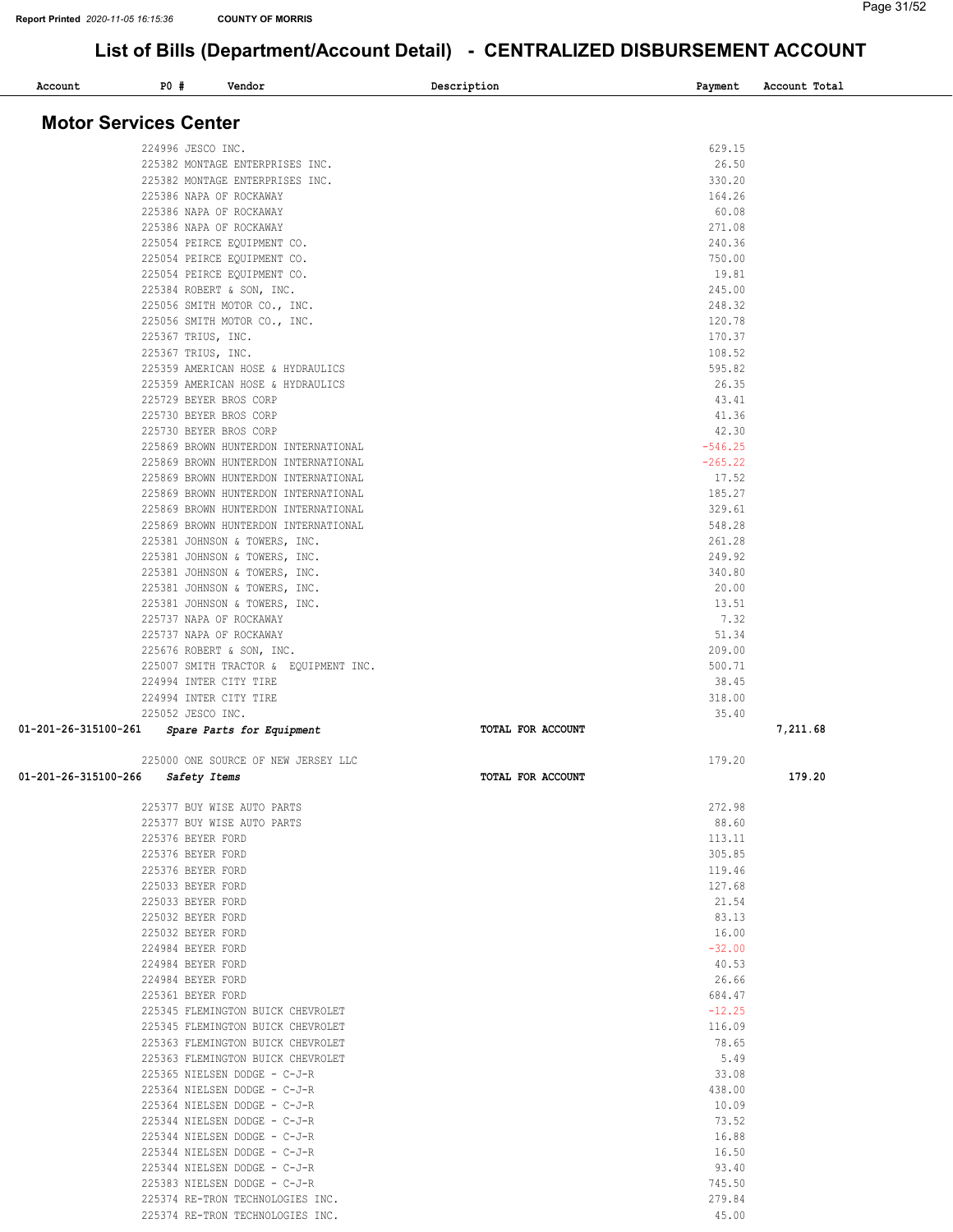# List of Bills (Department/Account Detail) - CENTRALIZED DISBURSEMENT ACCOUNT

## Motor Services Center

| Account | PO # | Vendor | Description | Payment | Account Total |
|---|---|---|---|---|---|
| | 224996 | JESCO INC. | | 629.15 | |
| | 225382 | MONTAGE ENTERPRISES INC. | | 26.50 | |
| | 225382 | MONTAGE ENTERPRISES INC. | | 330.20 | |
| | 225386 | NAPA OF ROCKAWAY | | 164.26 | |
| | 225386 | NAPA OF ROCKAWAY | | 60.08 | |
| | 225386 | NAPA OF ROCKAWAY | | 271.08 | |
| | 225054 | PEIRCE EQUIPMENT CO. | | 240.36 | |
| | 225054 | PEIRCE EQUIPMENT CO. | | 750.00 | |
| | 225054 | PEIRCE EQUIPMENT CO. | | 19.81 | |
| | 225384 | ROBERT & SON, INC. | | 245.00 | |
| | 225056 | SMITH MOTOR CO., INC. | | 248.32 | |
| | 225056 | SMITH MOTOR CO., INC. | | 120.78 | |
| | 225367 | TRIUS, INC. | | 170.37 | |
| | 225367 | TRIUS, INC. | | 108.52 | |
| | 225359 | AMERICAN HOSE & HYDRAULICS | | 595.82 | |
| | 225359 | AMERICAN HOSE & HYDRAULICS | | 26.35 | |
| | 225729 | BEYER BROS CORP | | 43.41 | |
| | 225730 | BEYER BROS CORP | | 41.36 | |
| | 225730 | BEYER BROS CORP | | 42.30 | |
| | 225869 | BROWN HUNTERDON INTERNATIONAL | | -546.25 | |
| | 225869 | BROWN HUNTERDON INTERNATIONAL | | -265.22 | |
| | 225869 | BROWN HUNTERDON INTERNATIONAL | | 17.52 | |
| | 225869 | BROWN HUNTERDON INTERNATIONAL | | 185.27 | |
| | 225869 | BROWN HUNTERDON INTERNATIONAL | | 329.61 | |
| | 225869 | BROWN HUNTERDON INTERNATIONAL | | 548.28 | |
| | 225381 | JOHNSON & TOWERS, INC. | | 261.28 | |
| | 225381 | JOHNSON & TOWERS, INC. | | 249.92 | |
| | 225381 | JOHNSON & TOWERS, INC. | | 340.80 | |
| | 225381 | JOHNSON & TOWERS, INC. | | 20.00 | |
| | 225381 | JOHNSON & TOWERS, INC. | | 13.51 | |
| | 225737 | NAPA OF ROCKAWAY | | 7.32 | |
| | 225737 | NAPA OF ROCKAWAY | | 51.34 | |
| | 225676 | ROBERT & SON, INC. | | 209.00 | |
| | 225007 | SMITH TRACTOR & EQUIPMENT INC. | | 500.71 | |
| | 224994 | INTER CITY TIRE | | 38.45 | |
| | 224994 | INTER CITY TIRE | | 318.00 | |
| | 225052 | JESCO INC. | | 35.40 | |
| **01-201-26-315100-261** | | ***Spare Parts for Equipment*** | **TOTAL FOR ACCOUNT** | | **7,211.68** |
| | 225000 | ONE SOURCE OF NEW JERSEY LLC | | 179.20 | |
| **01-201-26-315100-266** | | ***Safety Items*** | **TOTAL FOR ACCOUNT** | | **179.20** |
| | 225377 | BUY WISE AUTO PARTS | | 272.98 | |
| | 225377 | BUY WISE AUTO PARTS | | 88.60 | |
| | 225376 | BEYER FORD | | 113.11 | |
| | 225376 | BEYER FORD | | 305.85 | |
| | 225376 | BEYER FORD | | 119.46 | |
| | 225033 | BEYER FORD | | 127.68 | |
| | 225033 | BEYER FORD | | 21.54 | |
| | 225032 | BEYER FORD | | 83.13 | |
| | 225032 | BEYER FORD | | 16.00 | |
| | 224984 | BEYER FORD | | -32.00 | |
| | 224984 | BEYER FORD | | 40.53 | |
| | 224984 | BEYER FORD | | 26.66 | |
| | 225361 | BEYER FORD | | 684.47 | |
| | 225345 | FLEMINGTON BUICK CHEVROLET | | -12.25 | |
| | 225345 | FLEMINGTON BUICK CHEVROLET | | 116.09 | |
| | 225363 | FLEMINGTON BUICK CHEVROLET | | 78.65 | |
| | 225363 | FLEMINGTON BUICK CHEVROLET | | 5.49 | |
| | 225365 | NIELSEN DODGE - C-J-R | | 33.08 | |
| | 225364 | NIELSEN DODGE - C-J-R | | 438.00 | |
| | 225364 | NIELSEN DODGE - C-J-R | | 10.09 | |
| | 225344 | NIELSEN DODGE - C-J-R | | 73.52 | |
| | 225344 | NIELSEN DODGE - C-J-R | | 16.88 | |
| | 225344 | NIELSEN DODGE - C-J-R | | 16.50 | |
| | 225344 | NIELSEN DODGE - C-J-R | | 93.40 | |
| | 225383 | NIELSEN DODGE - C-J-R | | 745.50 | |
| | 225374 | RE-TRON TECHNOLOGIES INC. | | 279.84 | |
| | 225374 | RE-TRON TECHNOLOGIES INC. | | 45.00 | |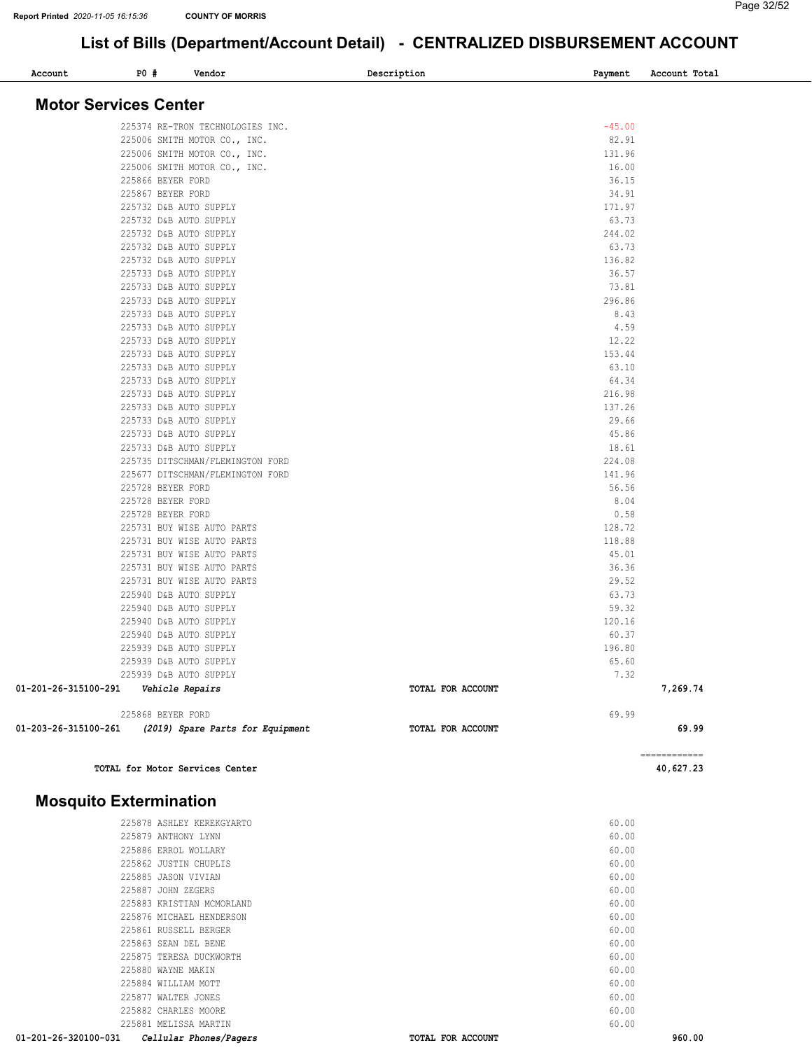# List of Bills (Department/Account Detail) - CENTRALIZED DISBURSEMENT ACCOUNT

## Motor Services Center

| Account | PO # | Vendor | Description | Payment | Account Total |
|---|---|---|---|---|---|
| | 225374 | RE-TRON TECHNOLOGIES INC. | | -45.00 | |
| | 225006 | SMITH MOTOR CO., INC. | | 82.91 | |
| | 225006 | SMITH MOTOR CO., INC. | | 131.96 | |
| | 225006 | SMITH MOTOR CO., INC. | | 16.00 | |
| | 225866 | BEYER FORD | | 36.15 | |
| | 225867 | BEYER FORD | | 34.91 | |
| | 225732 | D&B AUTO SUPPLY | | 171.97 | |
| | 225732 | D&B AUTO SUPPLY | | 63.73 | |
| | 225732 | D&B AUTO SUPPLY | | 244.02 | |
| | 225732 | D&B AUTO SUPPLY | | 63.73 | |
| | 225732 | D&B AUTO SUPPLY | | 136.82 | |
| | 225733 | D&B AUTO SUPPLY | | 36.57 | |
| | 225733 | D&B AUTO SUPPLY | | 73.81 | |
| | 225733 | D&B AUTO SUPPLY | | 296.86 | |
| | 225733 | D&B AUTO SUPPLY | | 8.43 | |
| | 225733 | D&B AUTO SUPPLY | | 4.59 | |
| | 225733 | D&B AUTO SUPPLY | | 12.22 | |
| | 225733 | D&B AUTO SUPPLY | | 153.44 | |
| | 225733 | D&B AUTO SUPPLY | | 63.10 | |
| | 225733 | D&B AUTO SUPPLY | | 64.34 | |
| | 225733 | D&B AUTO SUPPLY | | 216.98 | |
| | 225733 | D&B AUTO SUPPLY | | 137.26 | |
| | 225733 | D&B AUTO SUPPLY | | 29.66 | |
| | 225733 | D&B AUTO SUPPLY | | 45.86 | |
| | 225733 | D&B AUTO SUPPLY | | 18.61 | |
| | 225735 | DITSCHMAN/FLEMINGTON FORD | | 224.08 | |
| | 225677 | DITSCHMAN/FLEMINGTON FORD | | 141.96 | |
| | 225728 | BEYER FORD | | 56.56 | |
| | 225728 | BEYER FORD | | 8.04 | |
| | 225728 | BEYER FORD | | 0.58 | |
| | 225731 | BUY WISE AUTO PARTS | | 128.72 | |
| | 225731 | BUY WISE AUTO PARTS | | 118.88 | |
| | 225731 | BUY WISE AUTO PARTS | | 45.01 | |
| | 225731 | BUY WISE AUTO PARTS | | 36.36 | |
| | 225731 | BUY WISE AUTO PARTS | | 29.52 | |
| | 225940 | D&B AUTO SUPPLY | | 63.73 | |
| | 225940 | D&B AUTO SUPPLY | | 59.32 | |
| | 225940 | D&B AUTO SUPPLY | | 120.16 | |
| | 225940 | D&B AUTO SUPPLY | | 60.37 | |
| | 225939 | D&B AUTO SUPPLY | | 196.80 | |
| | 225939 | D&B AUTO SUPPLY | | 65.60 | |
| | 225939 | D&B AUTO SUPPLY | | 7.32 | |
| 01-201-26-315100-291 | | *Vehicle Repairs* | TOTAL FOR ACCOUNT | | 7,269.74 |
| | 225868 | BEYER FORD | | 69.99 | |
| 01-203-26-315100-261 | | *(2019) Spare Parts for Equipment* | TOTAL FOR ACCOUNT | | 69.99 |
| | | | | | ============ |
| | | **TOTAL for Motor Services Center** | | | 40,627.23 |

## Mosquito Extermination

| Account | PO # | Vendor | Description | Payment | Account Total |
|---|---|---|---|---|---|
| | 225878 | ASHLEY KEREKGYARTO | | 60.00 | |
| | 225879 | ANTHONY LYNN | | 60.00 | |
| | 225886 | ERROL WOLLARY | | 60.00 | |
| | 225862 | JUSTIN CHUPLIS | | 60.00 | |
| | 225885 | JASON VIVIAN | | 60.00 | |
| | 225887 | JOHN ZEGERS | | 60.00 | |
| | 225883 | KRISTIAN MCMORLAND | | 60.00 | |
| | 225876 | MICHAEL HENDERSON | | 60.00 | |
| | 225861 | RUSSELL BERGER | | 60.00 | |
| | 225863 | SEAN DEL BENE | | 60.00 | |
| | 225875 | TERESA DUCKWORTH | | 60.00 | |
| | 225880 | WAYNE MAKIN | | 60.00 | |
| | 225884 | WILLIAM MOTT | | 60.00 | |
| | 225877 | WALTER JONES | | 60.00 | |
| | 225882 | CHARLES MOORE | | 60.00 | |
| | 225881 | MELISSA MARTIN | | 60.00 | |
| 01-201-26-320100-031 | | *Cellular Phones/Pagers* | TOTAL FOR ACCOUNT | | 960.00 |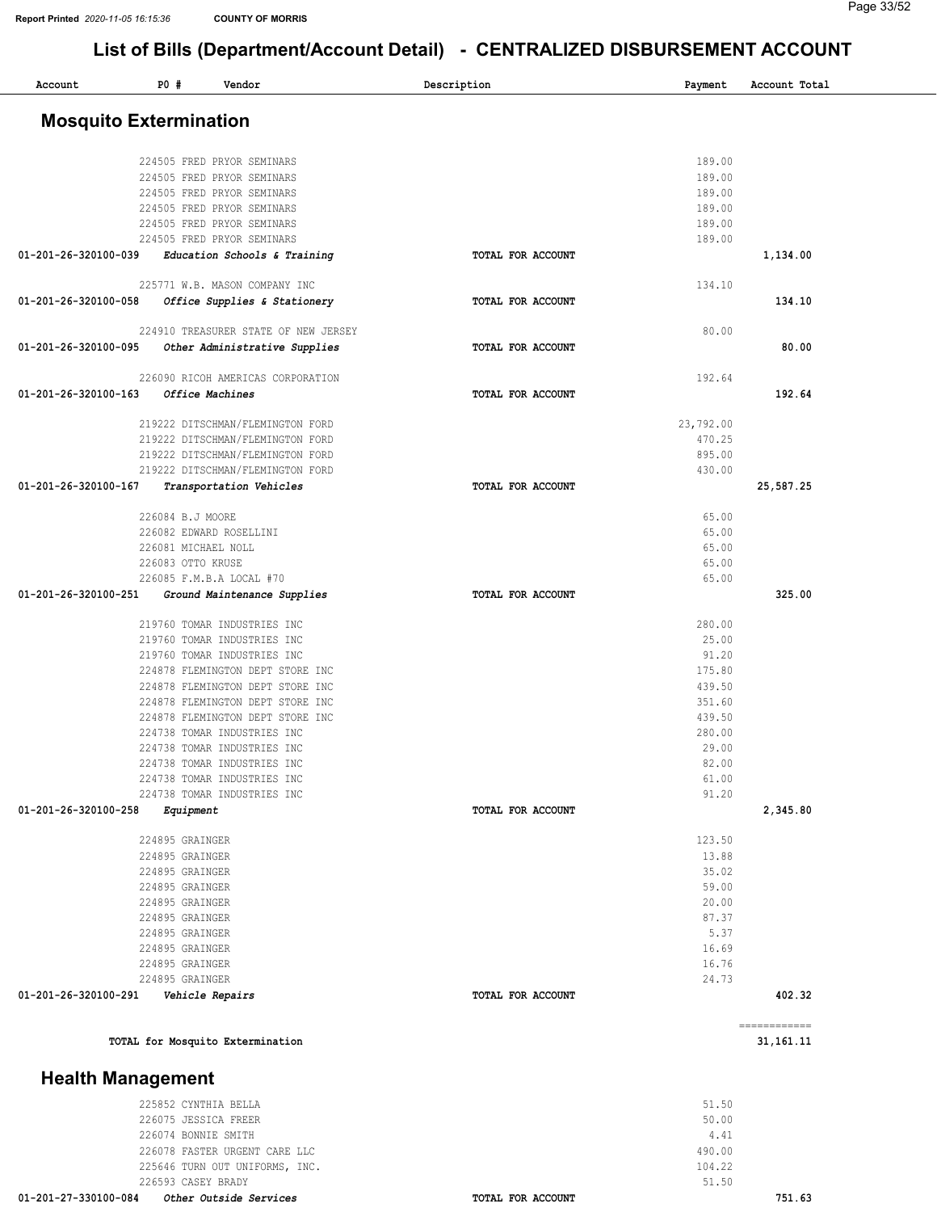## List of Bills (Department/Account Detail) - CENTRALIZED DISBURSEMENT ACCOUNT

| Account | PO # | Vendor | Description | Payment | Account Total |
|---|---|---|---|---|---|

### Mosquito Extermination

| Account | PO # | Vendor | Description | Payment | Account Total |
|---|---|---|---|---|---|
| | 224505 | FRED PRYOR SEMINARS | | 189.00 | |
| | 224505 | FRED PRYOR SEMINARS | | 189.00 | |
| | 224505 | FRED PRYOR SEMINARS | | 189.00 | |
| | 224505 | FRED PRYOR SEMINARS | | 189.00 | |
| | 224505 | FRED PRYOR SEMINARS | | 189.00 | |
| | 224505 | FRED PRYOR SEMINARS | | 189.00 | |
| 01-201-26-320100-039 | | *Education Schools & Training* | TOTAL FOR ACCOUNT | | 1,134.00 |
| | 225771 | W.B. MASON COMPANY INC | | 134.10 | |
| 01-201-26-320100-058 | | *Office Supplies & Stationery* | TOTAL FOR ACCOUNT | | 134.10 |
| | 224910 | TREASURER STATE OF NEW JERSEY | | 80.00 | |
| 01-201-26-320100-095 | | *Other Administrative Supplies* | TOTAL FOR ACCOUNT | | 80.00 |
| | 226090 | RICOH AMERICAS CORPORATION | | 192.64 | |
| 01-201-26-320100-163 | | *Office Machines* | TOTAL FOR ACCOUNT | | 192.64 |
| | 219222 | DITSCHMAN/FLEMINGTON FORD | | 23,792.00 | |
| | 219222 | DITSCHMAN/FLEMINGTON FORD | | 470.25 | |
| | 219222 | DITSCHMAN/FLEMINGTON FORD | | 895.00 | |
| | 219222 | DITSCHMAN/FLEMINGTON FORD | | 430.00 | |
| 01-201-26-320100-167 | | *Transportation Vehicles* | TOTAL FOR ACCOUNT | | 25,587.25 |
| | 226084 | B.J MOORE | | 65.00 | |
| | 226082 | EDWARD ROSELLINI | | 65.00 | |
| | 226081 | MICHAEL NOLL | | 65.00 | |
| | 226083 | OTTO KRUSE | | 65.00 | |
| | 226085 | F.M.B.A LOCAL #70 | | 65.00 | |
| 01-201-26-320100-251 | | *Ground Maintenance Supplies* | TOTAL FOR ACCOUNT | | 325.00 |
| | 219760 | TOMAR INDUSTRIES INC | | 280.00 | |
| | 219760 | TOMAR INDUSTRIES INC | | 25.00 | |
| | 219760 | TOMAR INDUSTRIES INC | | 91.20 | |
| | 224878 | FLEMINGTON DEPT STORE INC | | 175.80 | |
| | 224878 | FLEMINGTON DEPT STORE INC | | 439.50 | |
| | 224878 | FLEMINGTON DEPT STORE INC | | 351.60 | |
| | 224878 | FLEMINGTON DEPT STORE INC | | 439.50 | |
| | 224738 | TOMAR INDUSTRIES INC | | 280.00 | |
| | 224738 | TOMAR INDUSTRIES INC | | 29.00 | |
| | 224738 | TOMAR INDUSTRIES INC | | 82.00 | |
| | 224738 | TOMAR INDUSTRIES INC | | 61.00 | |
| | 224738 | TOMAR INDUSTRIES INC | | 91.20 | |
| 01-201-26-320100-258 | | *Equipment* | TOTAL FOR ACCOUNT | | 2,345.80 |
| | 224895 | GRAINGER | | 123.50 | |
| | 224895 | GRAINGER | | 13.88 | |
| | 224895 | GRAINGER | | 35.02 | |
| | 224895 | GRAINGER | | 59.00 | |
| | 224895 | GRAINGER | | 20.00 | |
| | 224895 | GRAINGER | | 87.37 | |
| | 224895 | GRAINGER | | 5.37 | |
| | 224895 | GRAINGER | | 16.69 | |
| | 224895 | GRAINGER | | 16.76 | |
| | 224895 | GRAINGER | | 24.73 | |
| 01-201-26-320100-291 | | *Vehicle Repairs* | TOTAL FOR ACCOUNT | | 402.32 |
| | | TOTAL for Mosquito Extermination | | | 31,161.11 |

### Health Management

| Account | PO # | Vendor | Description | Payment | Account Total |
|---|---|---|---|---|---|
| | 225852 | CYNTHIA BELLA | | 51.50 | |
| | 226075 | JESSICA FREER | | 50.00 | |
| | 226074 | BONNIE SMITH | | 4.41 | |
| | 226078 | FASTER URGENT CARE LLC | | 490.00 | |
| | 225646 | TURN OUT UNIFORMS, INC. | | 104.22 | |
| | 226593 | CASEY BRADY | | 51.50 | |
| 01-201-27-330100-084 | | *Other Outside Services* | TOTAL FOR ACCOUNT | | 751.63 |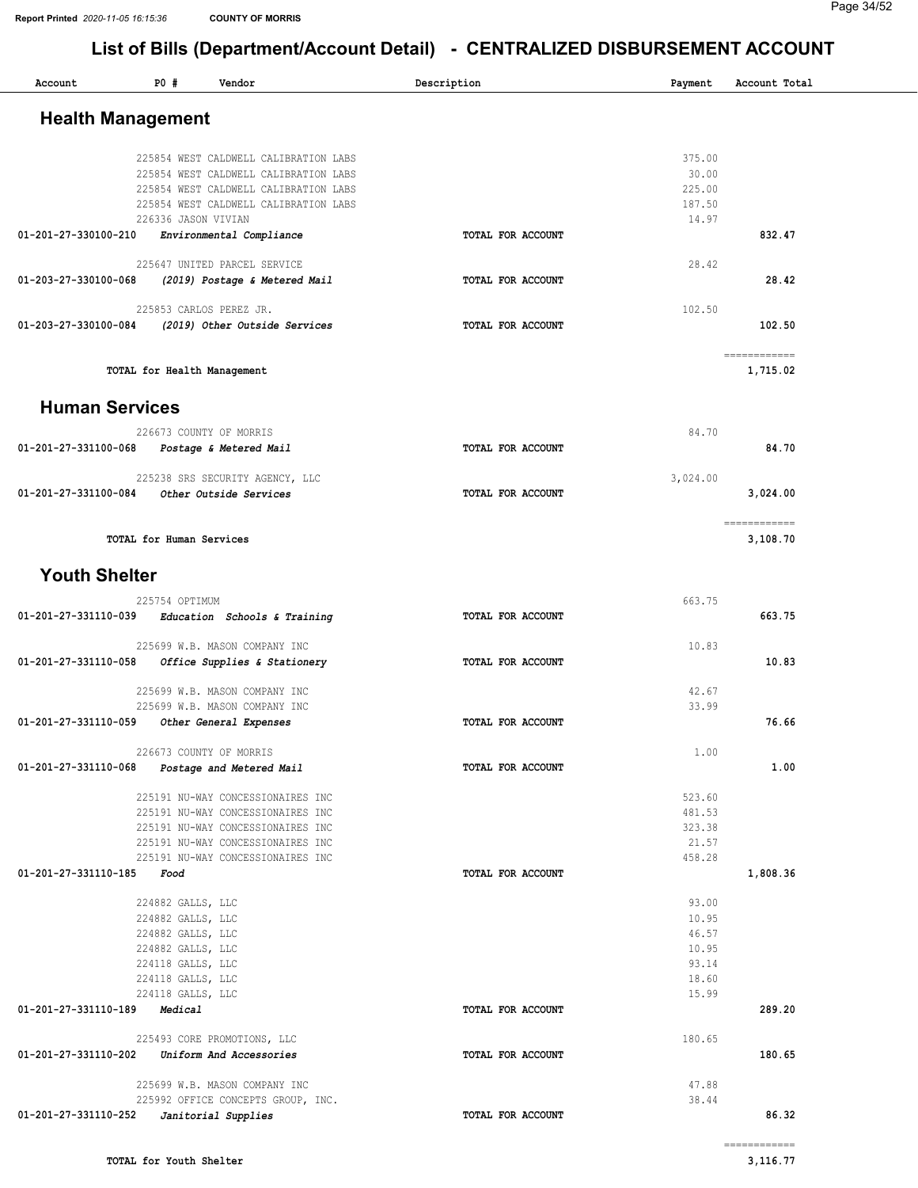# List of Bills (Department/Account Detail) - CENTRALIZED DISBURSEMENT ACCOUNT

| Account | PO # | Vendor | Description | Payment | Account Total |
|---|---|---|---|---|---|

## Health Management

| Account | PO # | Vendor | Description | Payment | Account Total |
|---|---|---|---|---|---|
| | 225854 | WEST CALDWELL CALIBRATION LABS | | 375.00 | |
| | 225854 | WEST CALDWELL CALIBRATION LABS | | 30.00 | |
| | 225854 | WEST CALDWELL CALIBRATION LABS | | 225.00 | |
| | 225854 | WEST CALDWELL CALIBRATION LABS | | 187.50 | |
| | 226336 | JASON VIVIAN | | 14.97 | |
| 01-201-27-330100-210 | | *Environmental Compliance* | TOTAL FOR ACCOUNT | | 832.47 |
| | 225647 | UNITED PARCEL SERVICE | | 28.42 | |
| 01-203-27-330100-068 | | *(2019) Postage & Metered Mail* | TOTAL FOR ACCOUNT | | 28.42 |
| | 225853 | CARLOS PEREZ JR. | | 102.50 | |
| 01-203-27-330100-084 | | *(2019) Other Outside Services* | TOTAL FOR ACCOUNT | | 102.50 |
| | | TOTAL for Health Management | | | 1,715.02 |

## Human Services

| Account | PO # | Vendor | Description | Payment | Account Total |
|---|---|---|---|---|---|
| | 226673 | COUNTY OF MORRIS | | 84.70 | |
| 01-201-27-331100-068 | | *Postage & Metered Mail* | TOTAL FOR ACCOUNT | | 84.70 |
| | 225238 | SRS SECURITY AGENCY, LLC | | 3,024.00 | |
| 01-201-27-331100-084 | | *Other Outside Services* | TOTAL FOR ACCOUNT | | 3,024.00 |
| | | TOTAL for Human Services | | | 3,108.70 |

## Youth Shelter

| Account | PO # | Vendor | Description | Payment | Account Total |
|---|---|---|---|---|---|
| | 225754 | OPTIMUM | | 663.75 | |
| 01-201-27-331110-039 | | *Education Schools & Training* | TOTAL FOR ACCOUNT | | 663.75 |
| | 225699 | W.B. MASON COMPANY INC | | 10.83 | |
| 01-201-27-331110-058 | | *Office Supplies & Stationery* | TOTAL FOR ACCOUNT | | 10.83 |
| | 225699 | W.B. MASON COMPANY INC | | 42.67 | |
| | 225699 | W.B. MASON COMPANY INC | | 33.99 | |
| 01-201-27-331110-059 | | *Other General Expenses* | TOTAL FOR ACCOUNT | | 76.66 |
| | 226673 | COUNTY OF MORRIS | | 1.00 | |
| 01-201-27-331110-068 | | *Postage and Metered Mail* | TOTAL FOR ACCOUNT | | 1.00 |
| | 225191 | NU-WAY CONCESSIONAIRES INC | | 523.60 | |
| | 225191 | NU-WAY CONCESSIONAIRES INC | | 481.53 | |
| | 225191 | NU-WAY CONCESSIONAIRES INC | | 323.38 | |
| | 225191 | NU-WAY CONCESSIONAIRES INC | | 21.57 | |
| | 225191 | NU-WAY CONCESSIONAIRES INC | | 458.28 | |
| 01-201-27-331110-185 | | *Food* | TOTAL FOR ACCOUNT | | 1,808.36 |
| | 224882 | GALLS, LLC | | 93.00 | |
| | 224882 | GALLS, LLC | | 10.95 | |
| | 224882 | GALLS, LLC | | 46.57 | |
| | 224882 | GALLS, LLC | | 10.95 | |
| | 224118 | GALLS, LLC | | 93.14 | |
| | 224118 | GALLS, LLC | | 18.60 | |
| | 224118 | GALLS, LLC | | 15.99 | |
| 01-201-27-331110-189 | | *Medical* | TOTAL FOR ACCOUNT | | 289.20 |
| | 225493 | CORE PROMOTIONS, LLC | | 180.65 | |
| 01-201-27-331110-202 | | *Uniform And Accessories* | TOTAL FOR ACCOUNT | | 180.65 |
| | 225699 | W.B. MASON COMPANY INC | | 47.88 | |
| | 225992 | OFFICE CONCEPTS GROUP, INC. | | 38.44 | |
| 01-201-27-331110-252 | | *Janitorial Supplies* | TOTAL FOR ACCOUNT | | 86.32 |
| | | TOTAL for Youth Shelter | | | 3,116.77 |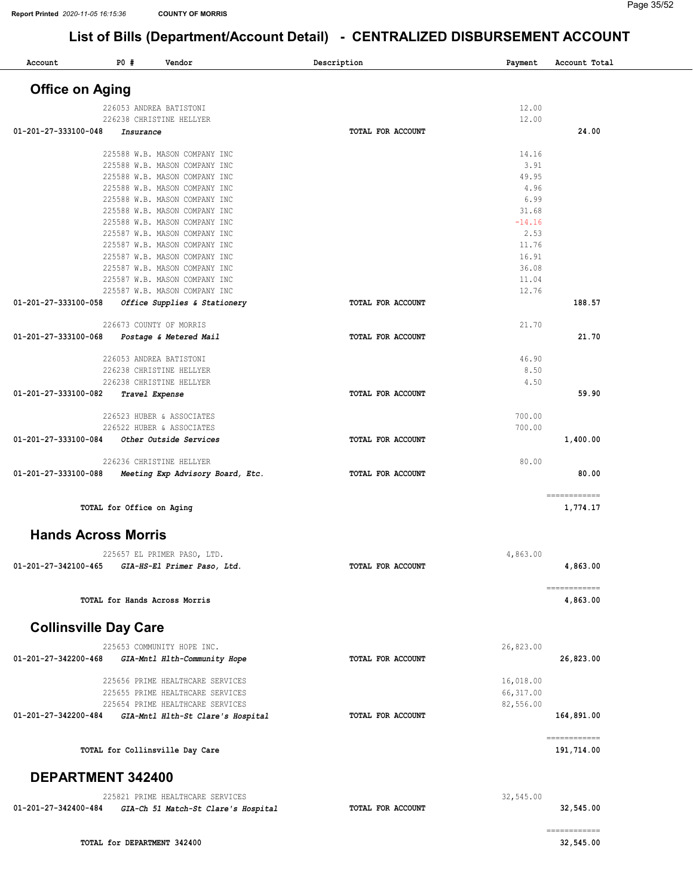Report Printed 2020-11-05 16:15:36 COUNTY OF MORRIS

# List of Bills (Department/Account Detail) - CENTRALIZED DISBURSEMENT ACCOUNT

| Account | PO # | Vendor | Description | Payment | Account Total |
|---|---|---|---|---|---|

## Office on Aging

| Account | PO # | Vendor | Description | Payment | Account Total |
|---|---|---|---|---|---|
| | 226053 | ANDREA BATISTONI | | 12.00 | |
| | 226238 | CHRISTINE HELLYER | | 12.00 | |
| 01-201-27-333100-048 | | *Insurance* | TOTAL FOR ACCOUNT | | 24.00 |
| | 225588 | W.B. MASON COMPANY INC | | 14.16 | |
| | 225588 | W.B. MASON COMPANY INC | | 3.91 | |
| | 225588 | W.B. MASON COMPANY INC | | 49.95 | |
| | 225588 | W.B. MASON COMPANY INC | | 4.96 | |
| | 225588 | W.B. MASON COMPANY INC | | 6.99 | |
| | 225588 | W.B. MASON COMPANY INC | | 31.68 | |
| | 225588 | W.B. MASON COMPANY INC | | -14.16 | |
| | 225587 | W.B. MASON COMPANY INC | | 2.53 | |
| | 225587 | W.B. MASON COMPANY INC | | 11.76 | |
| | 225587 | W.B. MASON COMPANY INC | | 16.91 | |
| | 225587 | W.B. MASON COMPANY INC | | 36.08 | |
| | 225587 | W.B. MASON COMPANY INC | | 11.04 | |
| | 225587 | W.B. MASON COMPANY INC | | 12.76 | |
| 01-201-27-333100-058 | | *Office Supplies & Stationery* | TOTAL FOR ACCOUNT | | 188.57 |
| | 226673 | COUNTY OF MORRIS | | 21.70 | |
| 01-201-27-333100-068 | | *Postage & Metered Mail* | TOTAL FOR ACCOUNT | | 21.70 |
| | 226053 | ANDREA BATISTONI | | 46.90 | |
| | 226238 | CHRISTINE HELLYER | | 8.50 | |
| | 226238 | CHRISTINE HELLYER | | 4.50 | |
| 01-201-27-333100-082 | | *Travel Expense* | TOTAL FOR ACCOUNT | | 59.90 |
| | 226523 | HUBER & ASSOCIATES | | 700.00 | |
| | 226522 | HUBER & ASSOCIATES | | 700.00 | |
| 01-201-27-333100-084 | | *Other Outside Services* | TOTAL FOR ACCOUNT | | 1,400.00 |
| | 226236 | CHRISTINE HELLYER | | 80.00 | |
| 01-201-27-333100-088 | | *Meeting Exp Advisory Board, Etc.* | TOTAL FOR ACCOUNT | | 80.00 |
| | | TOTAL for Office on Aging | | | 1,774.17 |

## Hands Across Morris

| Account | PO # | Vendor | Description | Payment | Account Total |
|---|---|---|---|---|---|
| | 225657 | EL PRIMER PASO, LTD. | | 4,863.00 | |
| 01-201-27-342100-465 | | *GIA-HS-El Primer Paso, Ltd.* | TOTAL FOR ACCOUNT | | 4,863.00 |
| | | TOTAL for Hands Across Morris | | | 4,863.00 |

## Collinsville Day Care

| Account | PO # | Vendor | Description | Payment | Account Total |
|---|---|---|---|---|---|
| | 225653 | COMMUNITY HOPE INC. | | 26,823.00 | |
| 01-201-27-342200-468 | | *GIA-Mntl Hlth-Community Hope* | TOTAL FOR ACCOUNT | | 26,823.00 |
| | 225656 | PRIME HEALTHCARE SERVICES | | 16,018.00 | |
| | 225655 | PRIME HEALTHCARE SERVICES | | 66,317.00 | |
| | 225654 | PRIME HEALTHCARE SERVICES | | 82,556.00 | |
| 01-201-27-342200-484 | | *GIA-Mntl Hlth-St Clare's Hospital* | TOTAL FOR ACCOUNT | | 164,891.00 |
| | | TOTAL for Collinsville Day Care | | | 191,714.00 |

## DEPARTMENT 342400

| Account | PO # | Vendor | Description | Payment | Account Total |
|---|---|---|---|---|---|
| | 225821 | PRIME HEALTHCARE SERVICES | | 32,545.00 | |
| 01-201-27-342400-484 | | *GIA-Ch 51 Match-St Clare's Hospital* | TOTAL FOR ACCOUNT | | 32,545.00 |
| | | TOTAL for DEPARTMENT 342400 | | | 32,545.00 |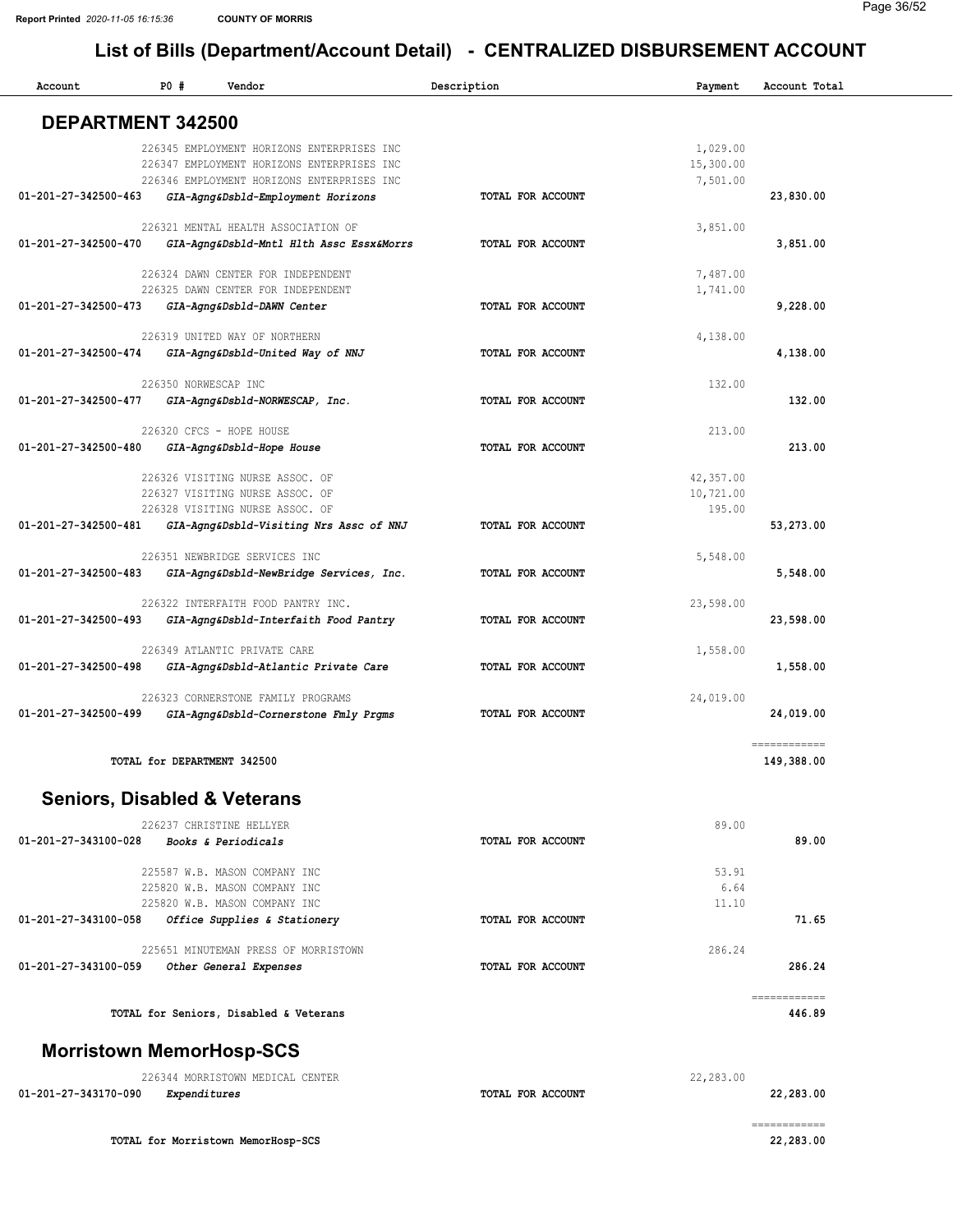Report Printed 2020-11-05 16:15:36 COUNTY OF MORRIS

# List of Bills (Department/Account Detail) - CENTRALIZED DISBURSEMENT ACCOUNT

| Account | PO # | Vendor | Description | Payment | Account Total |
|---|---|---|---|---|---|

## DEPARTMENT 342500

| Account | PO # | Vendor | Description | Payment | Account Total |
|---|---|---|---|---|---|
| | 226345 | EMPLOYMENT HORIZONS ENTERPRISES INC | | 1,029.00 | |
| | 226347 | EMPLOYMENT HORIZONS ENTERPRISES INC | | 15,300.00 | |
| | 226346 | EMPLOYMENT HORIZONS ENTERPRISES INC | | 7,501.00 | |
| 01-201-27-342500-463 | | *GIA-Agng&Dsbld-Employment Horizons* | TOTAL FOR ACCOUNT | | 23,830.00 |
| | 226321 | MENTAL HEALTH ASSOCIATION OF | | 3,851.00 | |
| 01-201-27-342500-470 | | *GIA-Agng&Dsbld-Mntl Hlth Assc Essx&Morrs* | TOTAL FOR ACCOUNT | | 3,851.00 |
| | 226324 | DAWN CENTER FOR INDEPENDENT | | 7,487.00 | |
| | 226325 | DAWN CENTER FOR INDEPENDENT | | 1,741.00 | |
| 01-201-27-342500-473 | | *GIA-Agng&Dsbld-DAWN Center* | TOTAL FOR ACCOUNT | | 9,228.00 |
| | 226319 | UNITED WAY OF NORTHERN | | 4,138.00 | |
| 01-201-27-342500-474 | | *GIA-Agng&Dsbld-United Way of NNJ* | TOTAL FOR ACCOUNT | | 4,138.00 |
| | 226350 | NORWESCAP INC | | 132.00 | |
| 01-201-27-342500-477 | | *GIA-Agng&Dsbld-NORWESCAP, Inc.* | TOTAL FOR ACCOUNT | | 132.00 |
| | 226320 | CFCS - HOPE HOUSE | | 213.00 | |
| 01-201-27-342500-480 | | *GIA-Agng&Dsbld-Hope House* | TOTAL FOR ACCOUNT | | 213.00 |
| | 226326 | VISITING NURSE ASSOC. OF | | 42,357.00 | |
| | 226327 | VISITING NURSE ASSOC. OF | | 10,721.00 | |
| | 226328 | VISITING NURSE ASSOC. OF | | 195.00 | |
| 01-201-27-342500-481 | | *GIA-Agng&Dsbld-Visiting Nrs Assc of NNJ* | TOTAL FOR ACCOUNT | | 53,273.00 |
| | 226351 | NEWBRIDGE SERVICES INC | | 5,548.00 | |
| 01-201-27-342500-483 | | *GIA-Agng&Dsbld-NewBridge Services, Inc.* | TOTAL FOR ACCOUNT | | 5,548.00 |
| | 226322 | INTERFAITH FOOD PANTRY INC. | | 23,598.00 | |
| 01-201-27-342500-493 | | *GIA-Agng&Dsbld-Interfaith Food Pantry* | TOTAL FOR ACCOUNT | | 23,598.00 |
| | 226349 | ATLANTIC PRIVATE CARE | | 1,558.00 | |
| 01-201-27-342500-498 | | *GIA-Agng&Dsbld-Atlantic Private Care* | TOTAL FOR ACCOUNT | | 1,558.00 |
| | 226323 | CORNERSTONE FAMILY PROGRAMS | | 24,019.00 | |
| 01-201-27-342500-499 | | *GIA-Agng&Dsbld-Cornerstone Fmly Prgms* | TOTAL FOR ACCOUNT | | 24,019.00 |
| | | TOTAL for DEPARTMENT 342500 | | | 149,388.00 |

## Seniors, Disabled & Veterans

| Account | PO # | Vendor | Description | Payment | Account Total |
|---|---|---|---|---|---|
| | 226237 | CHRISTINE HELLYER | | 89.00 | |
| 01-201-27-343100-028 | | *Books & Periodicals* | TOTAL FOR ACCOUNT | | 89.00 |
| | 225587 | W.B. MASON COMPANY INC | | 53.91 | |
| | 225820 | W.B. MASON COMPANY INC | | 6.64 | |
| | 225820 | W.B. MASON COMPANY INC | | 11.10 | |
| 01-201-27-343100-058 | | *Office Supplies & Stationery* | TOTAL FOR ACCOUNT | | 71.65 |
| | 225651 | MINUTEMAN PRESS OF MORRISTOWN | | 286.24 | |
| 01-201-27-343100-059 | | *Other General Expenses* | TOTAL FOR ACCOUNT | | 286.24 |
| | | TOTAL for Seniors, Disabled & Veterans | | | 446.89 |

## Morristown MemorHosp-SCS

| Account | PO # | Vendor | Description | Payment | Account Total |
|---|---|---|---|---|---|
| | 226344 | MORRISTOWN MEDICAL CENTER | | 22,283.00 | |
| 01-201-27-343170-090 | | *Expenditures* | TOTAL FOR ACCOUNT | | 22,283.00 |
| | | TOTAL for Morristown MemorHosp-SCS | | | 22,283.00 |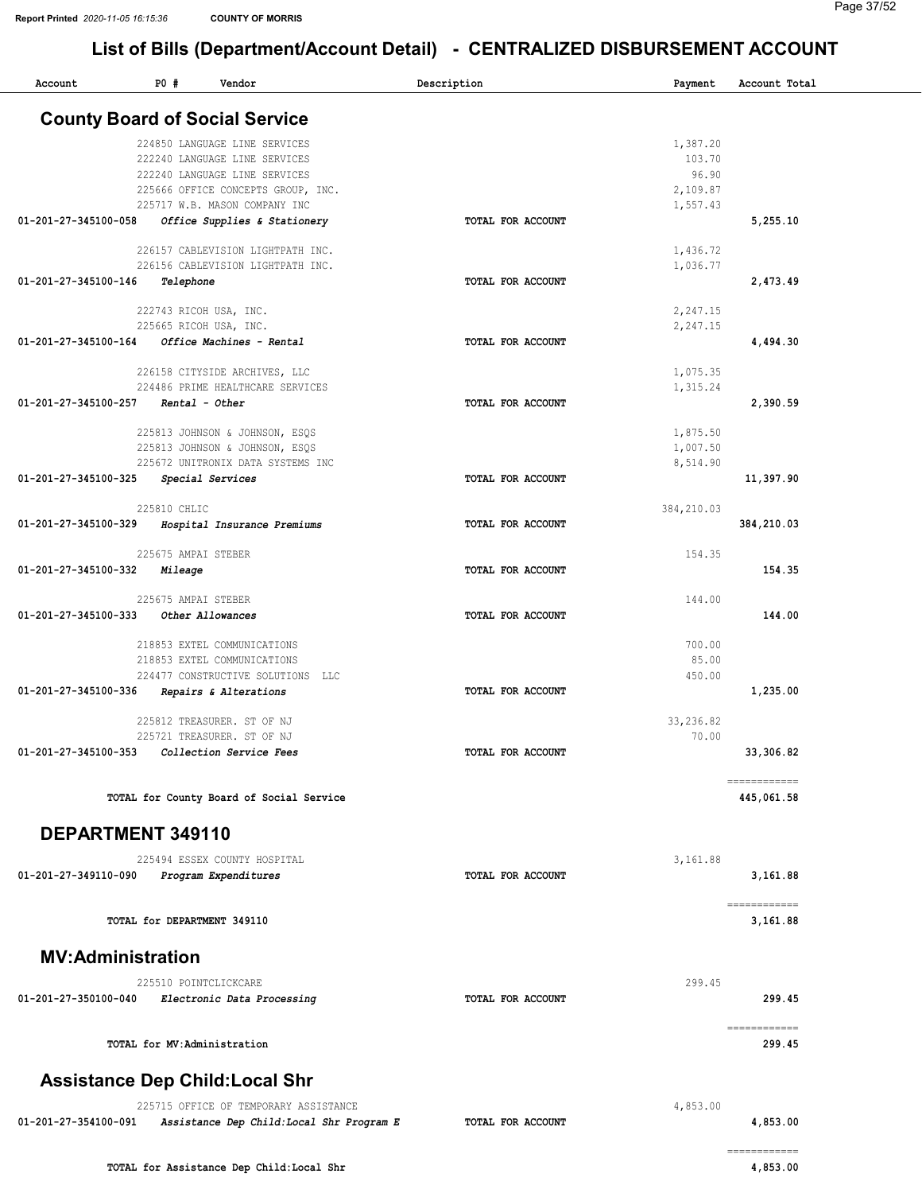# List of Bills (Department/Account Detail) - CENTRALIZED DISBURSEMENT ACCOUNT

| Account | PO # | Vendor | Description | Payment | Account Total |
|---|---|---|---|---|---|

## County Board of Social Service

| Account | PO # | Vendor | Description | Payment | Account Total |
|---|---|---|---|---|---|
| | 224850 | LANGUAGE LINE SERVICES | | 1,387.20 | |
| | 222240 | LANGUAGE LINE SERVICES | | 103.70 | |
| | 222240 | LANGUAGE LINE SERVICES | | 96.90 | |
| | 225666 | OFFICE CONCEPTS GROUP, INC. | | 2,109.87 | |
| | 225717 | W.B. MASON COMPANY INC | | 1,557.43 | |
| **01-201-27-345100-058** | | ***Office Supplies & Stationery*** | **TOTAL FOR ACCOUNT** | | **5,255.10** |
| | 226157 | CABLEVISION LIGHTPATH INC. | | 1,436.72 | |
| | 226156 | CABLEVISION LIGHTPATH INC. | | 1,036.77 | |
| **01-201-27-345100-146** | | ***Telephone*** | **TOTAL FOR ACCOUNT** | | **2,473.49** |
| | 222743 | RICOH USA, INC. | | 2,247.15 | |
| | 225665 | RICOH USA, INC. | | 2,247.15 | |
| **01-201-27-345100-164** | | ***Office Machines - Rental*** | **TOTAL FOR ACCOUNT** | | **4,494.30** |
| | 226158 | CITYSIDE ARCHIVES, LLC | | 1,075.35 | |
| | 224486 | PRIME HEALTHCARE SERVICES | | 1,315.24 | |
| **01-201-27-345100-257** | | ***Rental - Other*** | **TOTAL FOR ACCOUNT** | | **2,390.59** |
| | 225813 | JOHNSON & JOHNSON, ESQS | | 1,875.50 | |
| | 225813 | JOHNSON & JOHNSON, ESQS | | 1,007.50 | |
| | 225672 | UNITRONIX DATA SYSTEMS INC | | 8,514.90 | |
| **01-201-27-345100-325** | | ***Special Services*** | **TOTAL FOR ACCOUNT** | | **11,397.90** |
| | 225810 | CHLIC | | 384,210.03 | |
| **01-201-27-345100-329** | | ***Hospital Insurance Premiums*** | **TOTAL FOR ACCOUNT** | | **384,210.03** |
| | 225675 | AMPAI STEBER | | 154.35 | |
| **01-201-27-345100-332** | | ***Mileage*** | **TOTAL FOR ACCOUNT** | | **154.35** |
| | 225675 | AMPAI STEBER | | 144.00 | |
| **01-201-27-345100-333** | | ***Other Allowances*** | **TOTAL FOR ACCOUNT** | | **144.00** |
| | 218853 | EXTEL COMMUNICATIONS | | 700.00 | |
| | 218853 | EXTEL COMMUNICATIONS | | 85.00 | |
| | 224477 | CONSTRUCTIVE SOLUTIONS LLC | | 450.00 | |
| **01-201-27-345100-336** | | ***Repairs & Alterations*** | **TOTAL FOR ACCOUNT** | | **1,235.00** |
| | 225812 | TREASURER. ST OF NJ | | 33,236.82 | |
| | 225721 | TREASURER. ST OF NJ | | 70.00 | |
| **01-201-27-345100-353** | | ***Collection Service Fees*** | **TOTAL FOR ACCOUNT** | | **33,306.82** |
| | | **TOTAL for County Board of Social Service** | | | **445,061.58** |

## DEPARTMENT 349110

| Account | PO # | Vendor | Description | Payment | Account Total |
|---|---|---|---|---|---|
| | 225494 | ESSEX COUNTY HOSPITAL | | 3,161.88 | |
| **01-201-27-349110-090** | | ***Program Expenditures*** | **TOTAL FOR ACCOUNT** | | **3,161.88** |
| | | **TOTAL for DEPARTMENT 349110** | | | **3,161.88** |

## MV:Administration

| Account | PO # | Vendor | Description | Payment | Account Total |
|---|---|---|---|---|---|
| | 225510 | POINTCLICKCARE | | 299.45 | |
| **01-201-27-350100-040** | | ***Electronic Data Processing*** | **TOTAL FOR ACCOUNT** | | **299.45** |
| | | **TOTAL for MV:Administration** | | | **299.45** |

## Assistance Dep Child:Local Shr

| Account | PO # | Vendor | Description | Payment | Account Total |
|---|---|---|---|---|---|
| | 225715 | OFFICE OF TEMPORARY ASSISTANCE | | 4,853.00 | |
| **01-201-27-354100-091** | | ***Assistance Dep Child:Local Shr Program E*** | **TOTAL FOR ACCOUNT** | | **4,853.00** |
| | | **TOTAL for Assistance Dep Child:Local Shr** | | | **4,853.00** |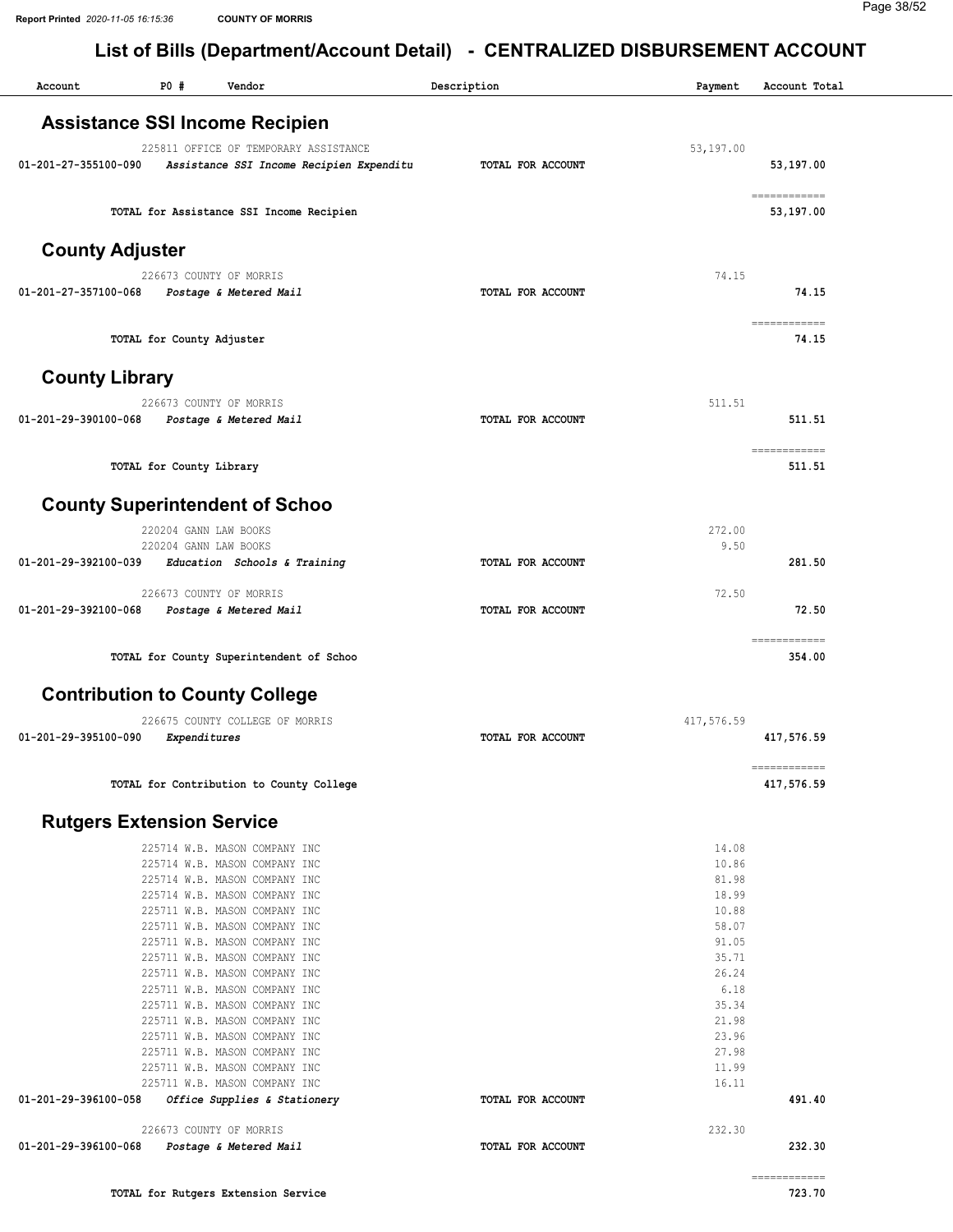## List of Bills (Department/Account Detail) - CENTRALIZED DISBURSEMENT ACCOUNT

| Account | PO # | Vendor | Description | Payment | Account Total |
|---|---|---|---|---|---|

### Assistance SSI Income Recipien

| Account | PO # | Vendor | Description | Payment | Account Total |
|---|---|---|---|---|---|
| | 225811 | OFFICE OF TEMPORARY ASSISTANCE | | 53,197.00 | |
| 01-201-27-355100-090 | | *Assistance SSI Income Recipien Expenditu* | TOTAL FOR ACCOUNT | | 53,197.00 |
| | | TOTAL for Assistance SSI Income Recipien | | | 53,197.00 |

### County Adjuster

| Account | PO # | Vendor | Description | Payment | Account Total |
|---|---|---|---|---|---|
| | 226673 | COUNTY OF MORRIS | | 74.15 | |
| 01-201-27-357100-068 | | *Postage & Metered Mail* | TOTAL FOR ACCOUNT | | 74.15 |
| | | TOTAL for County Adjuster | | | 74.15 |

### County Library

| Account | PO # | Vendor | Description | Payment | Account Total |
|---|---|---|---|---|---|
| | 226673 | COUNTY OF MORRIS | | 511.51 | |
| 01-201-29-390100-068 | | *Postage & Metered Mail* | TOTAL FOR ACCOUNT | | 511.51 |
| | | TOTAL for County Library | | | 511.51 |

### County Superintendent of Schoo

| Account | PO # | Vendor | Description | Payment | Account Total |
|---|---|---|---|---|---|
| | 220204 | GANN LAW BOOKS | | 272.00 | |
| | 220204 | GANN LAW BOOKS | | 9.50 | |
| 01-201-29-392100-039 | | *Education Schools & Training* | TOTAL FOR ACCOUNT | | 281.50 |
| | 226673 | COUNTY OF MORRIS | | 72.50 | |
| 01-201-29-392100-068 | | *Postage & Metered Mail* | TOTAL FOR ACCOUNT | | 72.50 |
| | | TOTAL for County Superintendent of Schoo | | | 354.00 |

### Contribution to County College

| Account | PO # | Vendor | Description | Payment | Account Total |
|---|---|---|---|---|---|
| | 226675 | COUNTY COLLEGE OF MORRIS | | 417,576.59 | |
| 01-201-29-395100-090 | | *Expenditures* | TOTAL FOR ACCOUNT | | 417,576.59 |
| | | TOTAL for Contribution to County College | | | 417,576.59 |

### Rutgers Extension Service

| Account | PO # | Vendor | Description | Payment | Account Total |
|---|---|---|---|---|---|
| | 225714 | W.B. MASON COMPANY INC | | 14.08 | |
| | 225714 | W.B. MASON COMPANY INC | | 10.86 | |
| | 225714 | W.B. MASON COMPANY INC | | 81.98 | |
| | 225714 | W.B. MASON COMPANY INC | | 18.99 | |
| | 225711 | W.B. MASON COMPANY INC | | 10.88 | |
| | 225711 | W.B. MASON COMPANY INC | | 58.07 | |
| | 225711 | W.B. MASON COMPANY INC | | 91.05 | |
| | 225711 | W.B. MASON COMPANY INC | | 35.71 | |
| | 225711 | W.B. MASON COMPANY INC | | 26.24 | |
| | 225711 | W.B. MASON COMPANY INC | | 6.18 | |
| | 225711 | W.B. MASON COMPANY INC | | 35.34 | |
| | 225711 | W.B. MASON COMPANY INC | | 21.98 | |
| | 225711 | W.B. MASON COMPANY INC | | 23.96 | |
| | 225711 | W.B. MASON COMPANY INC | | 27.98 | |
| | 225711 | W.B. MASON COMPANY INC | | 11.99 | |
| | 225711 | W.B. MASON COMPANY INC | | 16.11 | |
| 01-201-29-396100-058 | | *Office Supplies & Stationery* | TOTAL FOR ACCOUNT | | 491.40 |
| | 226673 | COUNTY OF MORRIS | | 232.30 | |
| 01-201-29-396100-068 | | *Postage & Metered Mail* | TOTAL FOR ACCOUNT | | 232.30 |
| | | TOTAL for Rutgers Extension Service | | | 723.70 |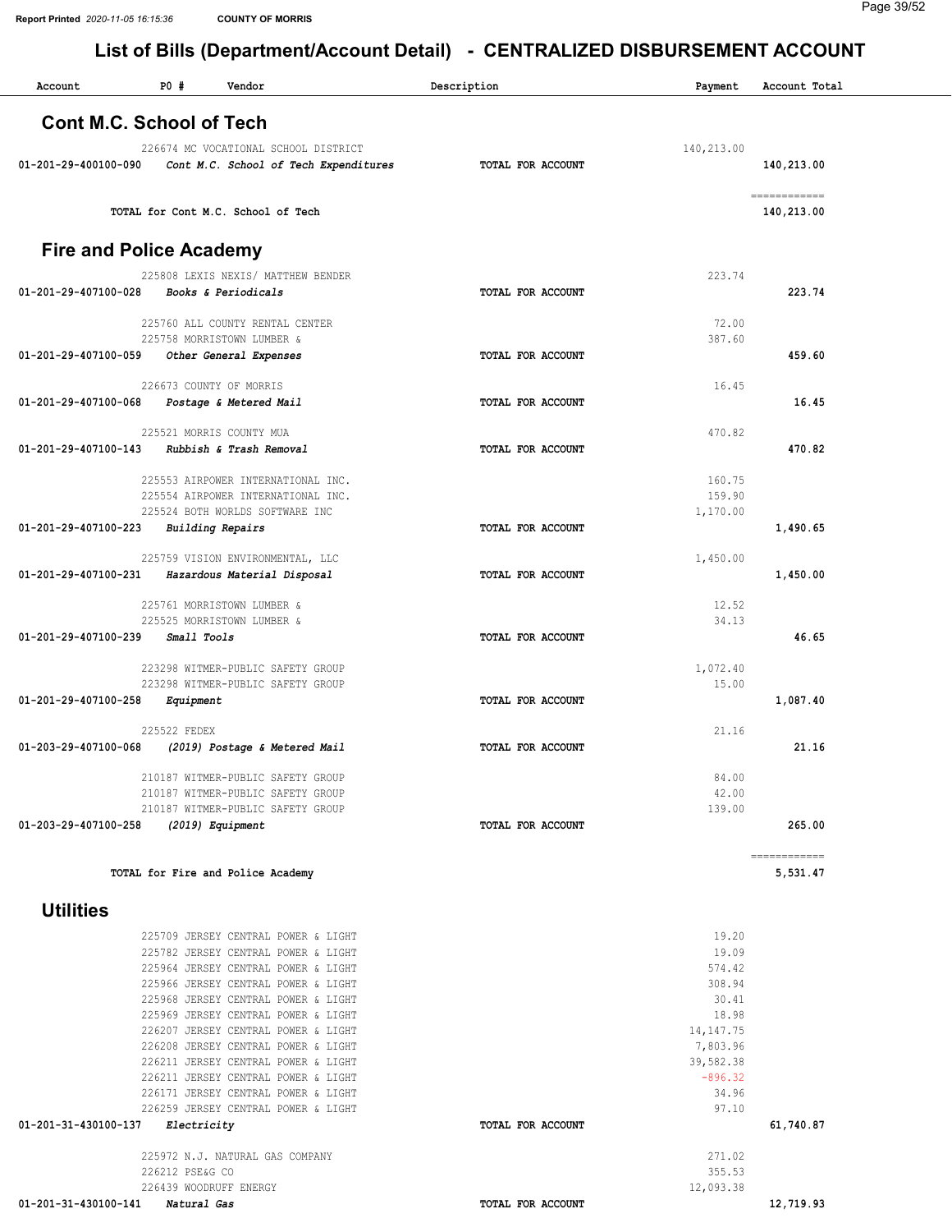# List of Bills (Department/Account Detail) - CENTRALIZED DISBURSEMENT ACCOUNT

| Account | PO # | Vendor | Description | Payment | Account Total |
|---|---|---|---|---|---|

## Cont M.C. School of Tech

| Account | PO # | Vendor | Description | Payment | Account Total |
|---|---|---|---|---|---|
| | 226674 | MC VOCATIONAL SCHOOL DISTRICT | | 140,213.00 | |
| **01-201-29-400100-090** | | ***Cont M.C. School of Tech Expenditures*** | **TOTAL FOR ACCOUNT** | | **140,213.00** |
| | | **TOTAL for Cont M.C. School of Tech** | | | **140,213.00** |

## Fire and Police Academy

| Account | PO # | Vendor | Description | Payment | Account Total |
|---|---|---|---|---|---|
| | 225808 | LEXIS NEXIS/ MATTHEW BENDER | | 223.74 | |
| **01-201-29-407100-028** | | ***Books & Periodicals*** | **TOTAL FOR ACCOUNT** | | **223.74** |
| | 225760 | ALL COUNTY RENTAL CENTER | | 72.00 | |
| | 225758 | MORRISTOWN LUMBER & | | 387.60 | |
| **01-201-29-407100-059** | | ***Other General Expenses*** | **TOTAL FOR ACCOUNT** | | **459.60** |
| | 226673 | COUNTY OF MORRIS | | 16.45 | |
| **01-201-29-407100-068** | | ***Postage & Metered Mail*** | **TOTAL FOR ACCOUNT** | | **16.45** |
| | 225521 | MORRIS COUNTY MUA | | 470.82 | |
| **01-201-29-407100-143** | | ***Rubbish & Trash Removal*** | **TOTAL FOR ACCOUNT** | | **470.82** |
| | 225553 | AIRPOWER INTERNATIONAL INC. | | 160.75 | |
| | 225554 | AIRPOWER INTERNATIONAL INC. | | 159.90 | |
| | 225524 | BOTH WORLDS SOFTWARE INC | | 1,170.00 | |
| **01-201-29-407100-223** | | ***Building Repairs*** | **TOTAL FOR ACCOUNT** | | **1,490.65** |
| | 225759 | VISION ENVIRONMENTAL, LLC | | 1,450.00 | |
| **01-201-29-407100-231** | | ***Hazardous Material Disposal*** | **TOTAL FOR ACCOUNT** | | **1,450.00** |
| | 225761 | MORRISTOWN LUMBER & | | 12.52 | |
| | 225525 | MORRISTOWN LUMBER & | | 34.13 | |
| **01-201-29-407100-239** | | ***Small Tools*** | **TOTAL FOR ACCOUNT** | | **46.65** |
| | 223298 | WITMER-PUBLIC SAFETY GROUP | | 1,072.40 | |
| | 223298 | WITMER-PUBLIC SAFETY GROUP | | 15.00 | |
| **01-201-29-407100-258** | | ***Equipment*** | **TOTAL FOR ACCOUNT** | | **1,087.40** |
| | 225522 | FEDEX | | 21.16 | |
| **01-203-29-407100-068** | | ***(2019) Postage & Metered Mail*** | **TOTAL FOR ACCOUNT** | | **21.16** |
| | 210187 | WITMER-PUBLIC SAFETY GROUP | | 84.00 | |
| | 210187 | WITMER-PUBLIC SAFETY GROUP | | 42.00 | |
| | 210187 | WITMER-PUBLIC SAFETY GROUP | | 139.00 | |
| **01-203-29-407100-258** | | ***(2019) Equipment*** | **TOTAL FOR ACCOUNT** | | **265.00** |
| | | **TOTAL for Fire and Police Academy** | | | **5,531.47** |

## Utilities

| Account | PO # | Vendor | Description | Payment | Account Total |
|---|---|---|---|---|---|
| | 225709 | JERSEY CENTRAL POWER & LIGHT | | 19.20 | |
| | 225782 | JERSEY CENTRAL POWER & LIGHT | | 19.09 | |
| | 225964 | JERSEY CENTRAL POWER & LIGHT | | 574.42 | |
| | 225966 | JERSEY CENTRAL POWER & LIGHT | | 308.94 | |
| | 225968 | JERSEY CENTRAL POWER & LIGHT | | 30.41 | |
| | 225969 | JERSEY CENTRAL POWER & LIGHT | | 18.98 | |
| | 226207 | JERSEY CENTRAL POWER & LIGHT | | 14,147.75 | |
| | 226208 | JERSEY CENTRAL POWER & LIGHT | | 7,803.96 | |
| | 226211 | JERSEY CENTRAL POWER & LIGHT | | 39,582.38 | |
| | 226211 | JERSEY CENTRAL POWER & LIGHT | | -896.32 | |
| | 226171 | JERSEY CENTRAL POWER & LIGHT | | 34.96 | |
| | 226259 | JERSEY CENTRAL POWER & LIGHT | | 97.10 | |
| **01-201-31-430100-137** | | ***Electricity*** | **TOTAL FOR ACCOUNT** | | **61,740.87** |
| | 225972 | N.J. NATURAL GAS COMPANY | | 271.02 | |
| | 226212 | PSE&G CO | | 355.53 | |
| | 226439 | WOODRUFF ENERGY | | 12,093.38 | |
| **01-201-31-430100-141** | | ***Natural Gas*** | **TOTAL FOR ACCOUNT** | | **12,719.93** |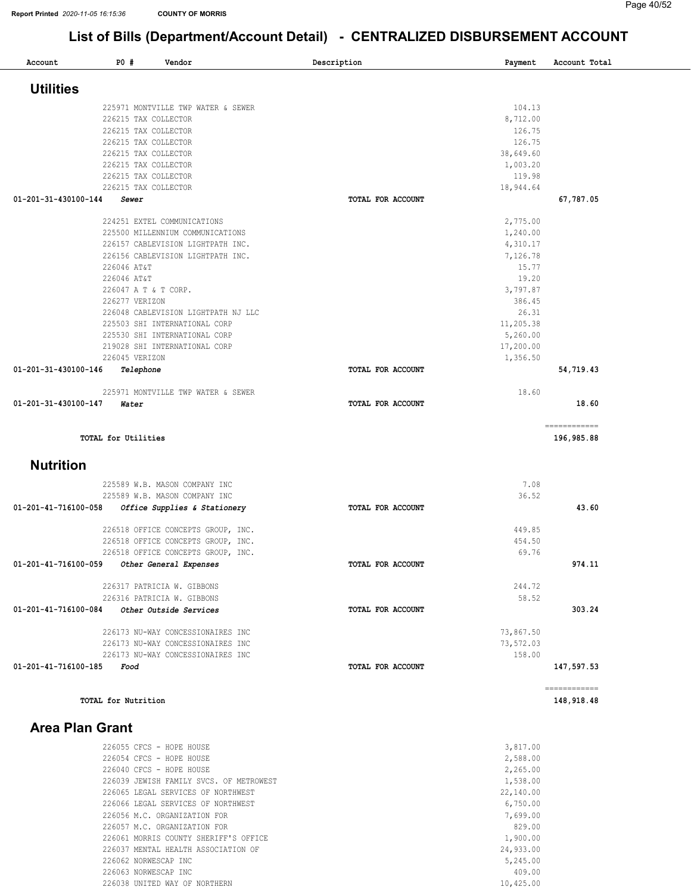## List of Bills (Department/Account Detail) - CENTRALIZED DISBURSEMENT ACCOUNT

| Account | PO # | Vendor | Description | Payment | Account Total |
|---|---|---|---|---|---|

### Utilities

| Account | PO # | Vendor | Description | Payment | Account Total |
|---|---|---|---|---|---|
| | 225971 | MONTVILLE TWP WATER & SEWER | | 104.13 | |
| | 226215 | TAX COLLECTOR | | 8,712.00 | |
| | 226215 | TAX COLLECTOR | | 126.75 | |
| | 226215 | TAX COLLECTOR | | 126.75 | |
| | 226215 | TAX COLLECTOR | | 38,649.60 | |
| | 226215 | TAX COLLECTOR | | 1,003.20 | |
| | 226215 | TAX COLLECTOR | | 119.98 | |
| | 226215 | TAX COLLECTOR | | 18,944.64 | |
| 01-201-31-430100-144 | | *Sewer* | TOTAL FOR ACCOUNT | | 67,787.05 |
| | 224251 | EXTEL COMMUNICATIONS | | 2,775.00 | |
| | 225500 | MILLENNIUM COMMUNICATIONS | | 1,240.00 | |
| | 226157 | CABLEVISION LIGHTPATH INC. | | 4,310.17 | |
| | 226156 | CABLEVISION LIGHTPATH INC. | | 7,126.78 | |
| | 226046 | AT&T | | 15.77 | |
| | 226046 | AT&T | | 19.20 | |
| | 226047 | A T & T CORP. | | 3,797.87 | |
| | 226277 | VERIZON | | 386.45 | |
| | 226048 | CABLEVISION LIGHTPATH NJ LLC | | 26.31 | |
| | 225503 | SHI INTERNATIONAL CORP | | 11,205.38 | |
| | 225530 | SHI INTERNATIONAL CORP | | 5,260.00 | |
| | 219028 | SHI INTERNATIONAL CORP | | 17,200.00 | |
| | 226045 | VERIZON | | 1,356.50 | |
| 01-201-31-430100-146 | | *Telephone* | TOTAL FOR ACCOUNT | | 54,719.43 |
| | 225971 | MONTVILLE TWP WATER & SEWER | | 18.60 | |
| 01-201-31-430100-147 | | *Water* | TOTAL FOR ACCOUNT | | 18.60 |
| | | TOTAL for Utilities | | | 196,985.88 |

### Nutrition

| Account | PO # | Vendor | Description | Payment | Account Total |
|---|---|---|---|---|---|
| | 225589 | W.B. MASON COMPANY INC | | 7.08 | |
| | 225589 | W.B. MASON COMPANY INC | | 36.52 | |
| 01-201-41-716100-058 | | *Office Supplies & Stationery* | TOTAL FOR ACCOUNT | | 43.60 |
| | 226518 | OFFICE CONCEPTS GROUP, INC. | | 449.85 | |
| | 226518 | OFFICE CONCEPTS GROUP, INC. | | 454.50 | |
| | 226518 | OFFICE CONCEPTS GROUP, INC. | | 69.76 | |
| 01-201-41-716100-059 | | *Other General Expenses* | TOTAL FOR ACCOUNT | | 974.11 |
| | 226317 | PATRICIA W. GIBBONS | | 244.72 | |
| | 226316 | PATRICIA W. GIBBONS | | 58.52 | |
| 01-201-41-716100-084 | | *Other Outside Services* | TOTAL FOR ACCOUNT | | 303.24 |
| | 226173 | NU-WAY CONCESSIONAIRES INC | | 73,867.50 | |
| | 226173 | NU-WAY CONCESSIONAIRES INC | | 73,572.03 | |
| | 226173 | NU-WAY CONCESSIONAIRES INC | | 158.00 | |
| 01-201-41-716100-185 | | *Food* | TOTAL FOR ACCOUNT | | 147,597.53 |
| | | TOTAL for Nutrition | | | 148,918.48 |

### Area Plan Grant

| Account | PO # | Vendor | Description | Payment | Account Total |
|---|---|---|---|---|---|
| | 226055 | CFCS - HOPE HOUSE | | 3,817.00 | |
| | 226054 | CFCS - HOPE HOUSE | | 2,588.00 | |
| | 226040 | CFCS - HOPE HOUSE | | 2,265.00 | |
| | 226039 | JEWISH FAMILY SVCS. OF METROWEST | | 1,538.00 | |
| | 226065 | LEGAL SERVICES OF NORTHWEST | | 22,140.00 | |
| | 226066 | LEGAL SERVICES OF NORTHWEST | | 6,750.00 | |
| | 226056 | M.C. ORGANIZATION FOR | | 7,699.00 | |
| | 226057 | M.C. ORGANIZATION FOR | | 829.00 | |
| | 226061 | MORRIS COUNTY SHERIFF'S OFFICE | | 1,900.00 | |
| | 226037 | MENTAL HEALTH ASSOCIATION OF | | 24,933.00 | |
| | 226062 | NORWESCAP INC | | 5,245.00 | |
| | 226063 | NORWESCAP INC | | 409.00 | |
| | 226038 | UNITED WAY OF NORTHERN | | 10,425.00 | |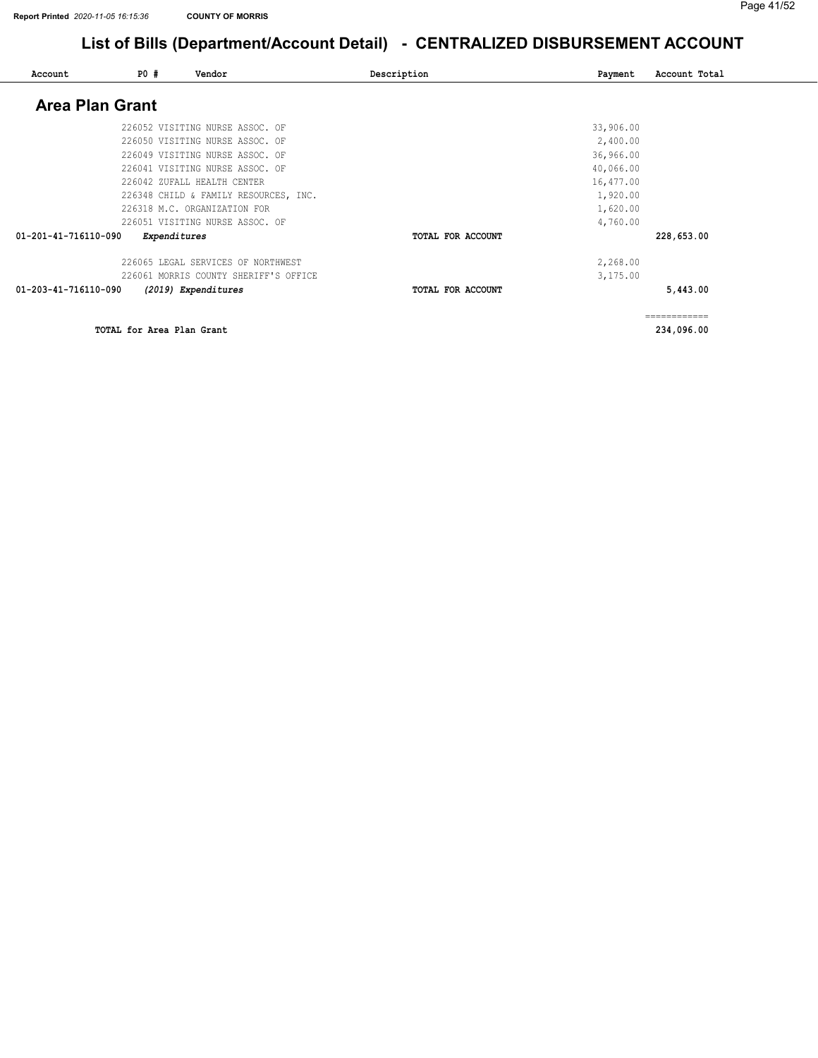# List of Bills (Department/Account Detail) - CENTRALIZED DISBURSEMENT ACCOUNT

| Account | PO # | Vendor | Description | Payment | Account Total |
|---|---|---|---|---|---|

## Area Plan Grant

| Account | PO # | Vendor | Description | Payment | Account Total |
|---|---|---|---|---|---|
| | 226052 | VISITING NURSE ASSOC. OF | | 33,906.00 | |
| | 226050 | VISITING NURSE ASSOC. OF | | 2,400.00 | |
| | 226049 | VISITING NURSE ASSOC. OF | | 36,966.00 | |
| | 226041 | VISITING NURSE ASSOC. OF | | 40,066.00 | |
| | 226042 | ZUFALL HEALTH CENTER | | 16,477.00 | |
| | 226348 | CHILD & FAMILY RESOURCES, INC. | | 1,920.00 | |
| | 226318 | M.C. ORGANIZATION FOR | | 1,620.00 | |
| | 226051 | VISITING NURSE ASSOC. OF | | 4,760.00 | |
| 01-201-41-716110-090 | *Expenditures* | | TOTAL FOR ACCOUNT | | 228,653.00 |
| | 226065 | LEGAL SERVICES OF NORTHWEST | | 2,268.00 | |
| | 226061 | MORRIS COUNTY SHERIFF'S OFFICE | | 3,175.00 | |
| 01-203-41-716110-090 | *(2019) Expenditures* | | TOTAL FOR ACCOUNT | | 5,443.00 |
| | | | | | ============ |
| | TOTAL for Area Plan Grant | | | | 234,096.00 |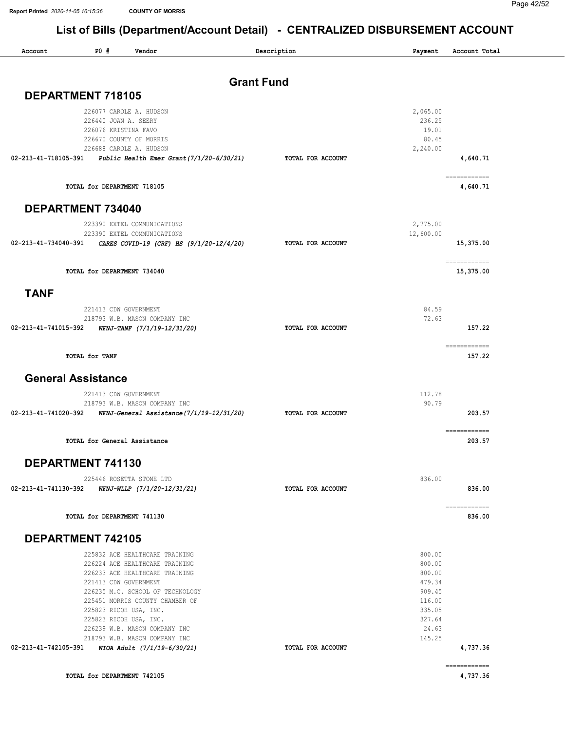Report Printed 2020-11-05 16:15:36 COUNTY OF MORRIS

# List of Bills (Department/Account Detail) - CENTRALIZED DISBURSEMENT ACCOUNT

| Account | PO # | Vendor | Description | Payment | Account Total |
|---|---|---|---|---|---|

## Grant Fund

### DEPARTMENT 718105

| Account | PO # | Vendor | Description | Payment | Account Total |
|---|---|---|---|---|---|
| | 226077 | CAROLE A. HUDSON | | 2,065.00 | |
| | 226440 | JOAN A. SEERY | | 236.25 | |
| | 226076 | KRISTINA FAVO | | 19.01 | |
| | 226670 | COUNTY OF MORRIS | | 80.45 | |
| | 226688 | CAROLE A. HUDSON | | 2,240.00 | |
| 02-213-41-718105-391 | | *Public Health Emer Grant(7/1/20-6/30/21)* | TOTAL FOR ACCOUNT | | 4,640.71 |
| | | TOTAL for DEPARTMENT 718105 | | | 4,640.71 |

### DEPARTMENT 734040

| Account | PO # | Vendor | Description | Payment | Account Total |
|---|---|---|---|---|---|
| | 223390 | EXTEL COMMUNICATIONS | | 2,775.00 | |
| | 223390 | EXTEL COMMUNICATIONS | | 12,600.00 | |
| 02-213-41-734040-391 | | *CARES COVID-19 (CRF) HS (9/1/20-12/4/20)* | TOTAL FOR ACCOUNT | | 15,375.00 |
| | | TOTAL for DEPARTMENT 734040 | | | 15,375.00 |

### TANF

| Account | PO # | Vendor | Description | Payment | Account Total |
|---|---|---|---|---|---|
| | 221413 | CDW GOVERNMENT | | 84.59 | |
| | 218793 | W.B. MASON COMPANY INC | | 72.63 | |
| 02-213-41-741015-392 | | *WFNJ-TANF (7/1/19-12/31/20)* | TOTAL FOR ACCOUNT | | 157.22 |
| | | TOTAL for TANF | | | 157.22 |

### General Assistance

| Account | PO # | Vendor | Description | Payment | Account Total |
|---|---|---|---|---|---|
| | 221413 | CDW GOVERNMENT | | 112.78 | |
| | 218793 | W.B. MASON COMPANY INC | | 90.79 | |
| 02-213-41-741020-392 | | *WFNJ-General Assistance(7/1/19-12/31/20)* | TOTAL FOR ACCOUNT | | 203.57 |
| | | TOTAL for General Assistance | | | 203.57 |

### DEPARTMENT 741130

| Account | PO # | Vendor | Description | Payment | Account Total |
|---|---|---|---|---|---|
| | 225446 | ROSETTA STONE LTD | | 836.00 | |
| 02-213-41-741130-392 | | *WFNJ-WLLP (7/1/20-12/31/21)* | TOTAL FOR ACCOUNT | | 836.00 |
| | | TOTAL for DEPARTMENT 741130 | | | 836.00 |

### DEPARTMENT 742105

| Account | PO # | Vendor | Description | Payment | Account Total |
|---|---|---|---|---|---|
| | 225832 | ACE HEALTHCARE TRAINING | | 800.00 | |
| | 226224 | ACE HEALTHCARE TRAINING | | 800.00 | |
| | 226233 | ACE HEALTHCARE TRAINING | | 800.00 | |
| | 221413 | CDW GOVERNMENT | | 479.34 | |
| | 226235 | M.C. SCHOOL OF TECHNOLOGY | | 909.45 | |
| | 225451 | MORRIS COUNTY CHAMBER OF | | 116.00 | |
| | 225823 | RICOH USA, INC. | | 335.05 | |
| | 225823 | RICOH USA, INC. | | 327.64 | |
| | 226239 | W.B. MASON COMPANY INC | | 24.63 | |
| | 218793 | W.B. MASON COMPANY INC | | 145.25 | |
| 02-213-41-742105-391 | | *WIOA Adult (7/1/19-6/30/21)* | TOTAL FOR ACCOUNT | | 4,737.36 |
| | | TOTAL for DEPARTMENT 742105 | | | 4,737.36 |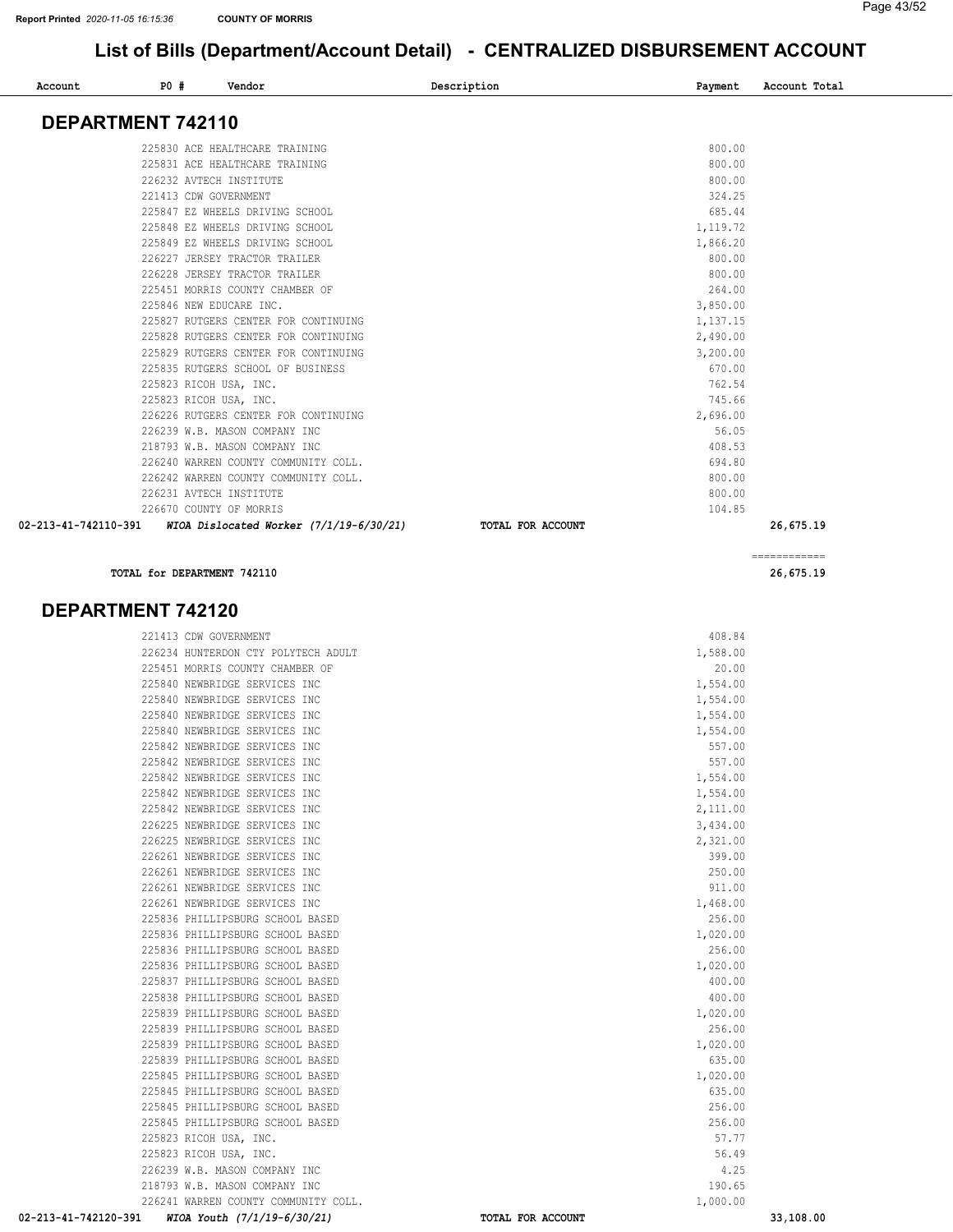# List of Bills (Department/Account Detail) - CENTRALIZED DISBURSEMENT ACCOUNT

## DEPARTMENT 742110

| Account | PO # | Vendor | Description | Payment | Account Total |
|---|---|---|---|---|---|
| | 225830 | ACE HEALTHCARE TRAINING | | 800.00 | |
| | 225831 | ACE HEALTHCARE TRAINING | | 800.00 | |
| | 226232 | AVTECH INSTITUTE | | 800.00 | |
| | 221413 | CDW GOVERNMENT | | 324.25 | |
| | 225847 | EZ WHEELS DRIVING SCHOOL | | 685.44 | |
| | 225848 | EZ WHEELS DRIVING SCHOOL | | 1,119.72 | |
| | 225849 | EZ WHEELS DRIVING SCHOOL | | 1,866.20 | |
| | 226227 | JERSEY TRACTOR TRAILER | | 800.00 | |
| | 226228 | JERSEY TRACTOR TRAILER | | 800.00 | |
| | 225451 | MORRIS COUNTY CHAMBER OF | | 264.00 | |
| | 225846 | NEW EDUCARE INC. | | 3,850.00 | |
| | 225827 | RUTGERS CENTER FOR CONTINUING | | 1,137.15 | |
| | 225828 | RUTGERS CENTER FOR CONTINUING | | 2,490.00 | |
| | 225829 | RUTGERS CENTER FOR CONTINUING | | 3,200.00 | |
| | 225835 | RUTGERS SCHOOL OF BUSINESS | | 670.00 | |
| | 225823 | RICOH USA, INC. | | 762.54 | |
| | 225823 | RICOH USA, INC. | | 745.66 | |
| | 226226 | RUTGERS CENTER FOR CONTINUING | | 2,696.00 | |
| | 226239 | W.B. MASON COMPANY INC | | 56.05 | |
| | 218793 | W.B. MASON COMPANY INC | | 408.53 | |
| | 226240 | WARREN COUNTY COMMUNITY COLL. | | 694.80 | |
| | 226242 | WARREN COUNTY COMMUNITY COLL. | | 800.00 | |
| | 226231 | AVTECH INSTITUTE | | 800.00 | |
| | 226670 | COUNTY OF MORRIS | | 104.85 | |
| 02-213-41-742110-391 | | *WIOA Dislocated Worker (7/1/19-6/30/21)* | TOTAL FOR ACCOUNT | | 26,675.19 |

**TOTAL for DEPARTMENT 742110** — 26,675.19

## DEPARTMENT 742120

| Account | PO # | Vendor | Description | Payment | Account Total |
|---|---|---|---|---|---|
| | 221413 | CDW GOVERNMENT | | 408.84 | |
| | 226234 | HUNTERDON CTY POLYTECH ADULT | | 1,588.00 | |
| | 225451 | MORRIS COUNTY CHAMBER OF | | 20.00 | |
| | 225840 | NEWBRIDGE SERVICES INC | | 1,554.00 | |
| | 225840 | NEWBRIDGE SERVICES INC | | 1,554.00 | |
| | 225840 | NEWBRIDGE SERVICES INC | | 1,554.00 | |
| | 225840 | NEWBRIDGE SERVICES INC | | 1,554.00 | |
| | 225842 | NEWBRIDGE SERVICES INC | | 557.00 | |
| | 225842 | NEWBRIDGE SERVICES INC | | 557.00 | |
| | 225842 | NEWBRIDGE SERVICES INC | | 1,554.00 | |
| | 225842 | NEWBRIDGE SERVICES INC | | 1,554.00 | |
| | 225842 | NEWBRIDGE SERVICES INC | | 2,111.00 | |
| | 226225 | NEWBRIDGE SERVICES INC | | 3,434.00 | |
| | 226225 | NEWBRIDGE SERVICES INC | | 2,321.00 | |
| | 226261 | NEWBRIDGE SERVICES INC | | 399.00 | |
| | 226261 | NEWBRIDGE SERVICES INC | | 250.00 | |
| | 226261 | NEWBRIDGE SERVICES INC | | 911.00 | |
| | 226261 | NEWBRIDGE SERVICES INC | | 1,468.00 | |
| | 225836 | PHILLIPSBURG SCHOOL BASED | | 256.00 | |
| | 225836 | PHILLIPSBURG SCHOOL BASED | | 1,020.00 | |
| | 225836 | PHILLIPSBURG SCHOOL BASED | | 256.00 | |
| | 225836 | PHILLIPSBURG SCHOOL BASED | | 1,020.00 | |
| | 225837 | PHILLIPSBURG SCHOOL BASED | | 400.00 | |
| | 225838 | PHILLIPSBURG SCHOOL BASED | | 400.00 | |
| | 225839 | PHILLIPSBURG SCHOOL BASED | | 1,020.00 | |
| | 225839 | PHILLIPSBURG SCHOOL BASED | | 256.00 | |
| | 225839 | PHILLIPSBURG SCHOOL BASED | | 1,020.00 | |
| | 225839 | PHILLIPSBURG SCHOOL BASED | | 635.00 | |
| | 225845 | PHILLIPSBURG SCHOOL BASED | | 1,020.00 | |
| | 225845 | PHILLIPSBURG SCHOOL BASED | | 635.00 | |
| | 225845 | PHILLIPSBURG SCHOOL BASED | | 256.00 | |
| | 225845 | PHILLIPSBURG SCHOOL BASED | | 256.00 | |
| | 225823 | RICOH USA, INC. | | 57.77 | |
| | 225823 | RICOH USA, INC. | | 56.49 | |
| | 226239 | W.B. MASON COMPANY INC | | 4.25 | |
| | 218793 | W.B. MASON COMPANY INC | | 190.65 | |
| | 226241 | WARREN COUNTY COMMUNITY COLL. | | 1,000.00 | |
| 02-213-41-742120-391 | | *WIOA Youth (7/1/19-6/30/21)* | TOTAL FOR ACCOUNT | | 33,108.00 |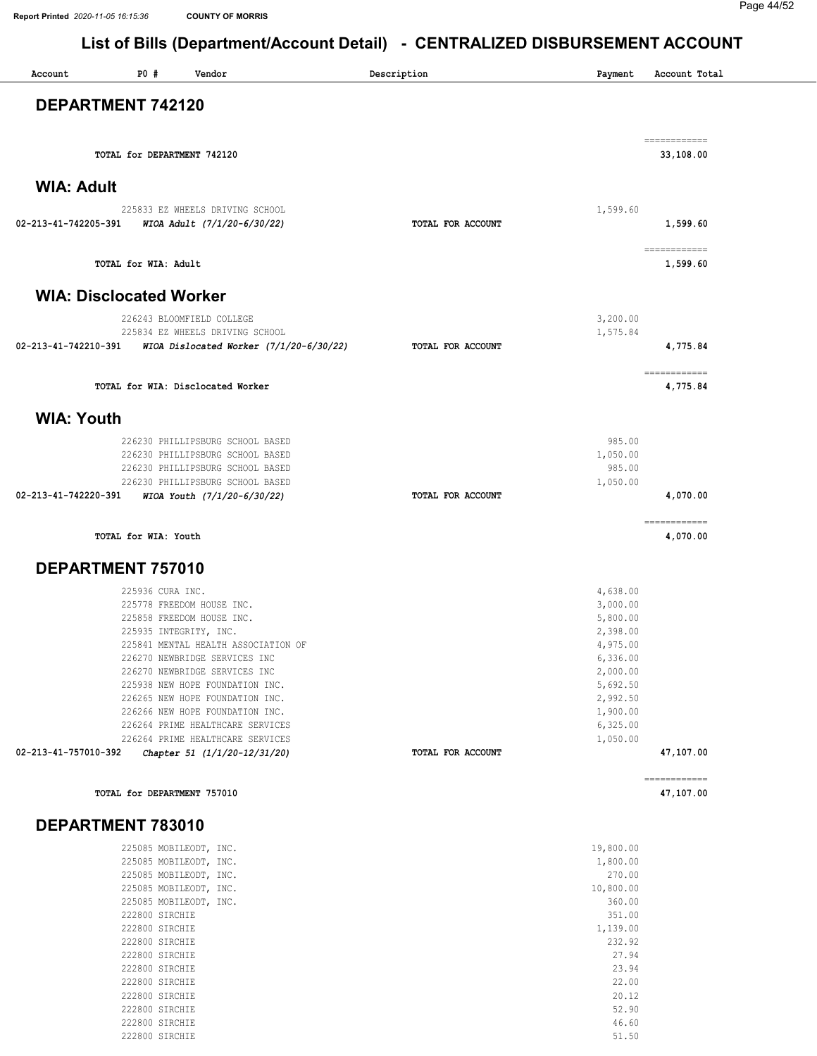## List of Bills (Department/Account Detail) - CENTRALIZED DISBURSEMENT ACCOUNT

| Account | PO # | Vendor | Description | Payment | Account Total |
|---|---|---|---|---|---|

### DEPARTMENT 742120

| | | | | |
|---|---|---|---|---|
| | TOTAL for DEPARTMENT 742120 | | | 33,108.00 |

### WIA: Adult

| Account | PO # / Vendor | Description | Payment | Account Total |
|---|---|---|---|---|
| | 225833 EZ WHEELS DRIVING SCHOOL | | 1,599.60 | |
| 02-213-41-742205-391 | *WIOA Adult (7/1/20-6/30/22)* | TOTAL FOR ACCOUNT | | 1,599.60 |
| | TOTAL for WIA: Adult | | | 1,599.60 |

### WIA: Disclocated Worker

| Account | PO # / Vendor | Description | Payment | Account Total |
|---|---|---|---|---|
| | 226243 BLOOMFIELD COLLEGE | | 3,200.00 | |
| | 225834 EZ WHEELS DRIVING SCHOOL | | 1,575.84 | |
| 02-213-41-742210-391 | *WIOA Dislocated Worker (7/1/20-6/30/22)* | TOTAL FOR ACCOUNT | | 4,775.84 |
| | TOTAL for WIA: Disclocated Worker | | | 4,775.84 |

### WIA: Youth

| Account | PO # / Vendor | Description | Payment | Account Total |
|---|---|---|---|---|
| | 226230 PHILLIPSBURG SCHOOL BASED | | 985.00 | |
| | 226230 PHILLIPSBURG SCHOOL BASED | | 1,050.00 | |
| | 226230 PHILLIPSBURG SCHOOL BASED | | 985.00 | |
| | 226230 PHILLIPSBURG SCHOOL BASED | | 1,050.00 | |
| 02-213-41-742220-391 | *WIOA Youth (7/1/20-6/30/22)* | TOTAL FOR ACCOUNT | | 4,070.00 |
| | TOTAL for WIA: Youth | | | 4,070.00 |

### DEPARTMENT 757010

| Account | PO # / Vendor | Description | Payment | Account Total |
|---|---|---|---|---|
| | 225936 CURA INC. | | 4,638.00 | |
| | 225778 FREEDOM HOUSE INC. | | 3,000.00 | |
| | 225858 FREEDOM HOUSE INC. | | 5,800.00 | |
| | 225935 INTEGRITY, INC. | | 2,398.00 | |
| | 225841 MENTAL HEALTH ASSOCIATION OF | | 4,975.00 | |
| | 226270 NEWBRIDGE SERVICES INC | | 6,336.00 | |
| | 226270 NEWBRIDGE SERVICES INC | | 2,000.00 | |
| | 225938 NEW HOPE FOUNDATION INC. | | 5,692.50 | |
| | 226265 NEW HOPE FOUNDATION INC. | | 2,992.50 | |
| | 226266 NEW HOPE FOUNDATION INC. | | 1,900.00 | |
| | 226264 PRIME HEALTHCARE SERVICES | | 6,325.00 | |
| | 226264 PRIME HEALTHCARE SERVICES | | 1,050.00 | |
| 02-213-41-757010-392 | *Chapter 51 (1/1/20-12/31/20)* | TOTAL FOR ACCOUNT | | 47,107.00 |
| | TOTAL for DEPARTMENT 757010 | | | 47,107.00 |

### DEPARTMENT 783010

| Account | PO # / Vendor | Description | Payment | Account Total |
|---|---|---|---|---|
| | 225085 MOBILEODT, INC. | | 19,800.00 | |
| | 225085 MOBILEODT, INC. | | 1,800.00 | |
| | 225085 MOBILEODT, INC. | | 270.00 | |
| | 225085 MOBILEODT, INC. | | 10,800.00 | |
| | 225085 MOBILEODT, INC. | | 360.00 | |
| | 222800 SIRCHIE | | 351.00 | |
| | 222800 SIRCHIE | | 1,139.00 | |
| | 222800 SIRCHIE | | 232.92 | |
| | 222800 SIRCHIE | | 27.94 | |
| | 222800 SIRCHIE | | 23.94 | |
| | 222800 SIRCHIE | | 22.00 | |
| | 222800 SIRCHIE | | 20.12 | |
| | 222800 SIRCHIE | | 52.90 | |
| | 222800 SIRCHIE | | 46.60 | |
| | 222800 SIRCHIE | | 51.50 | |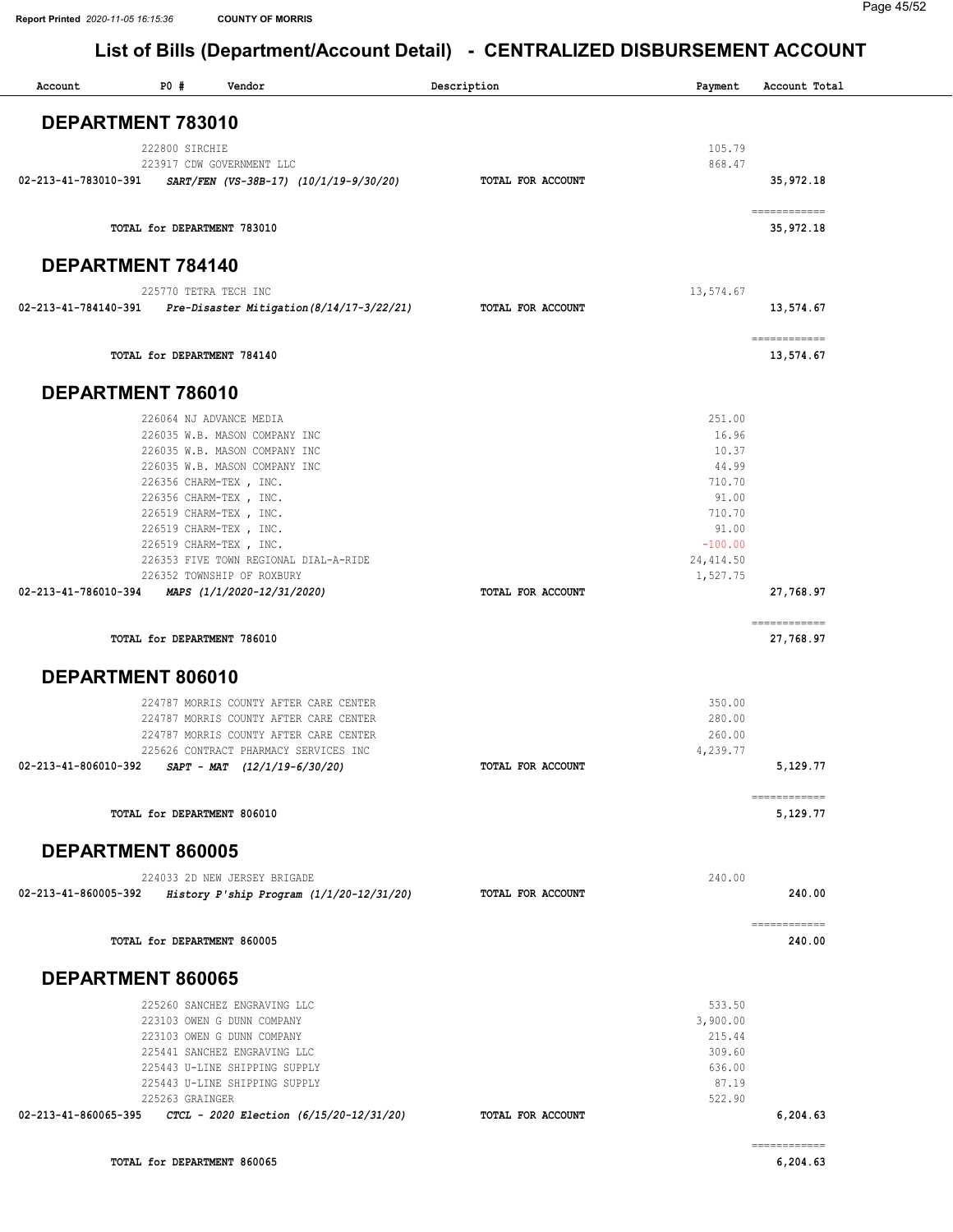# List of Bills (Department/Account Detail) - CENTRALIZED DISBURSEMENT ACCOUNT

| Account | PO # | Vendor | Description | Payment | Account Total |
|---|---|---|---|---|---|

## DEPARTMENT 783010

| Account | PO # | Vendor | Description | Payment | Account Total |
|---|---|---|---|---|---|
| | 222800 | SIRCHIE | | 105.79 | |
| | 223917 | CDW GOVERNMENT LLC | | 868.47 | |
| 02-213-41-783010-391 | | *SART/FEN (VS-38B-17) (10/1/19-9/30/20)* | **TOTAL FOR ACCOUNT** | | **35,972.18** |
| | | **TOTAL for DEPARTMENT 783010** | | | **35,972.18** |

## DEPARTMENT 784140

| Account | PO # | Vendor | Description | Payment | Account Total |
|---|---|---|---|---|---|
| | 225770 | TETRA TECH INC | | 13,574.67 | |
| 02-213-41-784140-391 | | *Pre-Disaster Mitigation(8/14/17-3/22/21)* | **TOTAL FOR ACCOUNT** | | **13,574.67** |
| | | **TOTAL for DEPARTMENT 784140** | | | **13,574.67** |

## DEPARTMENT 786010

| Account | PO # | Vendor | Description | Payment | Account Total |
|---|---|---|---|---|---|
| | 226064 | NJ ADVANCE MEDIA | | 251.00 | |
| | 226035 | W.B. MASON COMPANY INC | | 16.96 | |
| | 226035 | W.B. MASON COMPANY INC | | 10.37 | |
| | 226035 | W.B. MASON COMPANY INC | | 44.99 | |
| | 226356 | CHARM-TEX , INC. | | 710.70 | |
| | 226356 | CHARM-TEX , INC. | | 91.00 | |
| | 226519 | CHARM-TEX , INC. | | 710.70 | |
| | 226519 | CHARM-TEX , INC. | | 91.00 | |
| | 226519 | CHARM-TEX , INC. | | -100.00 | |
| | 226353 | FIVE TOWN REGIONAL DIAL-A-RIDE | | 24,414.50 | |
| | 226352 | TOWNSHIP OF ROXBURY | | 1,527.75 | |
| 02-213-41-786010-394 | | *MAPS (1/1/2020-12/31/2020)* | **TOTAL FOR ACCOUNT** | | **27,768.97** |
| | | **TOTAL for DEPARTMENT 786010** | | | **27,768.97** |

## DEPARTMENT 806010

| Account | PO # | Vendor | Description | Payment | Account Total |
|---|---|---|---|---|---|
| | 224787 | MORRIS COUNTY AFTER CARE CENTER | | 350.00 | |
| | 224787 | MORRIS COUNTY AFTER CARE CENTER | | 280.00 | |
| | 224787 | MORRIS COUNTY AFTER CARE CENTER | | 260.00 | |
| | 225626 | CONTRACT PHARMACY SERVICES INC | | 4,239.77 | |
| 02-213-41-806010-392 | | *SAPT - MAT (12/1/19-6/30/20)* | **TOTAL FOR ACCOUNT** | | **5,129.77** |
| | | **TOTAL for DEPARTMENT 806010** | | | **5,129.77** |

## DEPARTMENT 860005

| Account | PO # | Vendor | Description | Payment | Account Total |
|---|---|---|---|---|---|
| | 224033 | 2D NEW JERSEY BRIGADE | | 240.00 | |
| 02-213-41-860005-392 | | *History P'ship Program (1/1/20-12/31/20)* | **TOTAL FOR ACCOUNT** | | **240.00** |
| | | **TOTAL for DEPARTMENT 860005** | | | **240.00** |

## DEPARTMENT 860065

| Account | PO # | Vendor | Description | Payment | Account Total |
|---|---|---|---|---|---|
| | 225260 | SANCHEZ ENGRAVING LLC | | 533.50 | |
| | 223103 | OWEN G DUNN COMPANY | | 3,900.00 | |
| | 223103 | OWEN G DUNN COMPANY | | 215.44 | |
| | 225441 | SANCHEZ ENGRAVING LLC | | 309.60 | |
| | 225443 | U-LINE SHIPPING SUPPLY | | 636.00 | |
| | 225443 | U-LINE SHIPPING SUPPLY | | 87.19 | |
| | 225263 | GRAINGER | | 522.90 | |
| 02-213-41-860065-395 | | *CTCL - 2020 Election (6/15/20-12/31/20)* | **TOTAL FOR ACCOUNT** | | **6,204.63** |
| | | **TOTAL for DEPARTMENT 860065** | | | **6,204.63** |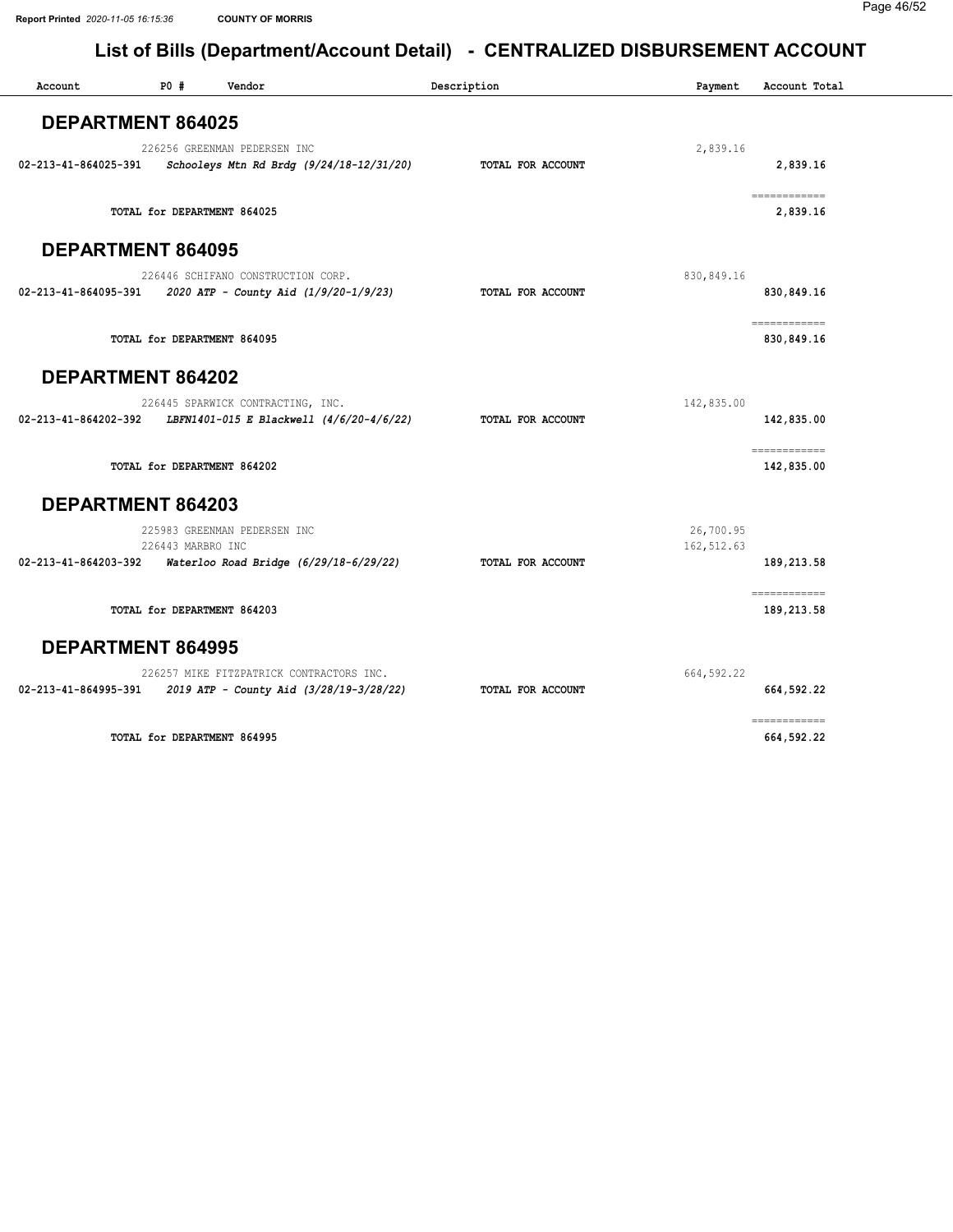# List of Bills (Department/Account Detail) - CENTRALIZED DISBURSEMENT ACCOUNT

| Account | PO # | Vendor | Description | Payment | Account Total |
|---|---|---|---|---|---|

## DEPARTMENT 864025

| Account | PO # | Vendor | Description | Payment | Account Total |
|---|---|---|---|---|---|
| | 226256 | GREENMAN PEDERSEN INC | | 2,839.16 | |
| 02-213-41-864025-391 | | *Schooleys Mtn Rd Brdg (9/24/18-12/31/20)* | **TOTAL FOR ACCOUNT** | | 2,839.16 |
| | | | | | ============ |
| | | TOTAL for DEPARTMENT 864025 | | | 2,839.16 |

## DEPARTMENT 864095

| Account | PO # | Vendor | Description | Payment | Account Total |
|---|---|---|---|---|---|
| | 226446 | SCHIFANO CONSTRUCTION CORP. | | 830,849.16 | |
| 02-213-41-864095-391 | | *2020 ATP - County Aid (1/9/20-1/9/23)* | **TOTAL FOR ACCOUNT** | | 830,849.16 |
| | | | | | ============ |
| | | TOTAL for DEPARTMENT 864095 | | | 830,849.16 |

## DEPARTMENT 864202

| Account | PO # | Vendor | Description | Payment | Account Total |
|---|---|---|---|---|---|
| | 226445 | SPARWICK CONTRACTING, INC. | | 142,835.00 | |
| 02-213-41-864202-392 | | *LBFN1401-015 E Blackwell (4/6/20-4/6/22)* | **TOTAL FOR ACCOUNT** | | 142,835.00 |
| | | | | | ============ |
| | | TOTAL for DEPARTMENT 864202 | | | 142,835.00 |

## DEPARTMENT 864203

| Account | PO # | Vendor | Description | Payment | Account Total |
|---|---|---|---|---|---|
| | 225983 | GREENMAN PEDERSEN INC | | 26,700.95 | |
| | 226443 | MARBRO INC | | 162,512.63 | |
| 02-213-41-864203-392 | | *Waterloo Road Bridge (6/29/18-6/29/22)* | **TOTAL FOR ACCOUNT** | | 189,213.58 |
| | | | | | ============ |
| | | TOTAL for DEPARTMENT 864203 | | | 189,213.58 |

## DEPARTMENT 864995

| Account | PO # | Vendor | Description | Payment | Account Total |
|---|---|---|---|---|---|
| | 226257 | MIKE FITZPATRICK CONTRACTORS INC. | | 664,592.22 | |
| 02-213-41-864995-391 | | *2019 ATP - County Aid (3/28/19-3/28/22)* | **TOTAL FOR ACCOUNT** | | 664,592.22 |
| | | | | | ============ |
| | | TOTAL for DEPARTMENT 864995 | | | 664,592.22 |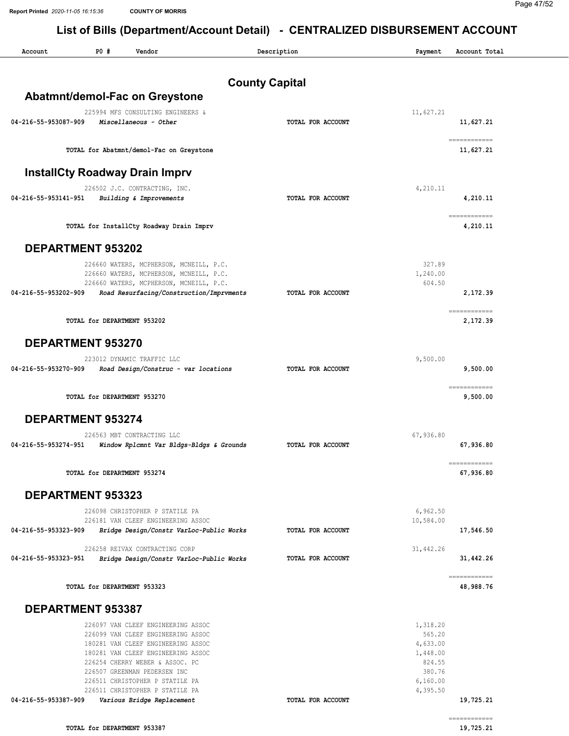# List of Bills (Department/Account Detail) - CENTRALIZED DISBURSEMENT ACCOUNT

Report Printed 2020-11-05 16:15:36 COUNTY OF MORRIS

| Account | PO # | Vendor | Description | Payment | Account Total |
|---|---|---|---|---|---|

## County Capital

### Abatmnt/demol-Fac on Greystone

| Account | PO # | Vendor / Description | | Payment | Account Total |
|---|---|---|---|---|---|
| | 225994 | MFS CONSULTING ENGINEERS & | | 11,627.21 | |
| **04-216-55-953087-909** | | *Miscellaneous - Other* | **TOTAL FOR ACCOUNT** | | **11,627.21** |
| | | **TOTAL for Abatmnt/demol-Fac on Greystone** | | | **11,627.21** |

### InstallCty Roadway Drain Imprv

| Account | PO # | Vendor / Description | | Payment | Account Total |
|---|---|---|---|---|---|
| | 226502 | J.C. CONTRACTING, INC. | | 4,210.11 | |
| **04-216-55-953141-951** | | *Building & Improvements* | **TOTAL FOR ACCOUNT** | | **4,210.11** |
| | | **TOTAL for InstallCty Roadway Drain Imprv** | | | **4,210.11** |

### DEPARTMENT 953202

| Account | PO # | Vendor / Description | | Payment | Account Total |
|---|---|---|---|---|---|
| | 226660 | WATERS, MCPHERSON, MCNEILL, P.C. | | 327.89 | |
| | 226660 | WATERS, MCPHERSON, MCNEILL, P.C. | | 1,240.00 | |
| | 226660 | WATERS, MCPHERSON, MCNEILL, P.C. | | 604.50 | |
| **04-216-55-953202-909** | | *Road Resurfacing/Construction/Imprvments* | **TOTAL FOR ACCOUNT** | | **2,172.39** |
| | | **TOTAL for DEPARTMENT 953202** | | | **2,172.39** |

### DEPARTMENT 953270

| Account | PO # | Vendor / Description | | Payment | Account Total |
|---|---|---|---|---|---|
| | 223012 | DYNAMIC TRAFFIC LLC | | 9,500.00 | |
| **04-216-55-953270-909** | | *Road Design/Construc - var locations* | **TOTAL FOR ACCOUNT** | | **9,500.00** |
| | | **TOTAL for DEPARTMENT 953270** | | | **9,500.00** |

### DEPARTMENT 953274

| Account | PO # | Vendor / Description | | Payment | Account Total |
|---|---|---|---|---|---|
| | 226563 | MBT CONTRACTING LLC | | 67,936.80 | |
| **04-216-55-953274-951** | | *Window Rplcmnt Var Bldgs-Bldgs & Grounds* | **TOTAL FOR ACCOUNT** | | **67,936.80** |
| | | **TOTAL for DEPARTMENT 953274** | | | **67,936.80** |

### DEPARTMENT 953323

| Account | PO # | Vendor / Description | | Payment | Account Total |
|---|---|---|---|---|---|
| | 226098 | CHRISTOPHER P STATILE PA | | 6,962.50 | |
| | 226181 | VAN CLEEF ENGINEERING ASSOC | | 10,584.00 | |
| **04-216-55-953323-909** | | *Bridge Design/Constr VarLoc-Public Works* | **TOTAL FOR ACCOUNT** | | **17,546.50** |
| | 226258 | REIVAX CONTRACTING CORP | | 31,442.26 | |
| **04-216-55-953323-951** | | *Bridge Design/Constr VarLoc-Public Works* | **TOTAL FOR ACCOUNT** | | **31,442.26** |
| | | **TOTAL for DEPARTMENT 953323** | | | **48,988.76** |

### DEPARTMENT 953387

| Account | PO # | Vendor / Description | | Payment | Account Total |
|---|---|---|---|---|---|
| | 226097 | VAN CLEEF ENGINEERING ASSOC | | 1,318.20 | |
| | 226099 | VAN CLEEF ENGINEERING ASSOC | | 565.20 | |
| | 180281 | VAN CLEEF ENGINEERING ASSOC | | 4,633.00 | |
| | 180281 | VAN CLEEF ENGINEERING ASSOC | | 1,448.00 | |
| | 226254 | CHERRY WEBER & ASSOC. PC | | 824.55 | |
| | 226507 | GREENMAN PEDERSEN INC | | 380.76 | |
| | 226511 | CHRISTOPHER P STATILE PA | | 6,160.00 | |
| | 226511 | CHRISTOPHER P STATILE PA | | 4,395.50 | |
| **04-216-55-953387-909** | | *Various Bridge Replacement* | **TOTAL FOR ACCOUNT** | | **19,725.21** |
| | | **TOTAL for DEPARTMENT 953387** | | | **19,725.21** |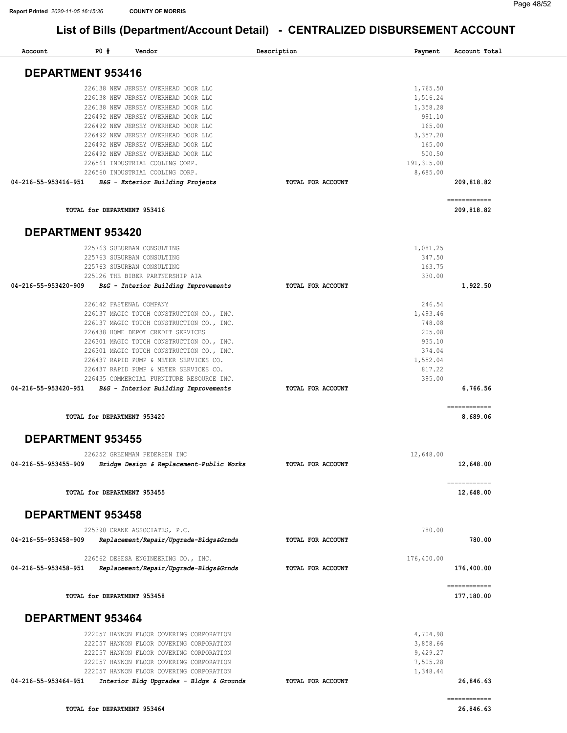# List of Bills (Department/Account Detail) - CENTRALIZED DISBURSEMENT ACCOUNT

| Account | PO # | Vendor | Description | Payment | Account Total |
|---|---|---|---|---|---|

## DEPARTMENT 953416

| Account | PO # | Vendor | Description | Payment | Account Total |
|---|---|---|---|---|---|
| | 226138 | NEW JERSEY OVERHEAD DOOR LLC | | 1,765.50 | |
| | 226138 | NEW JERSEY OVERHEAD DOOR LLC | | 1,516.24 | |
| | 226138 | NEW JERSEY OVERHEAD DOOR LLC | | 1,358.28 | |
| | 226492 | NEW JERSEY OVERHEAD DOOR LLC | | 991.10 | |
| | 226492 | NEW JERSEY OVERHEAD DOOR LLC | | 165.00 | |
| | 226492 | NEW JERSEY OVERHEAD DOOR LLC | | 3,357.20 | |
| | 226492 | NEW JERSEY OVERHEAD DOOR LLC | | 165.00 | |
| | 226492 | NEW JERSEY OVERHEAD DOOR LLC | | 500.50 | |
| | 226561 | INDUSTRIAL COOLING CORP. | | 191,315.00 | |
| | 226560 | INDUSTRIAL COOLING CORP. | | 8,685.00 | |
| **04-216-55-953416-951** | | ***B&G - Exterior Building Projects*** | **TOTAL FOR ACCOUNT** | | **209,818.82** |
| | | **TOTAL for DEPARTMENT 953416** | | | **209,818.82** |

## DEPARTMENT 953420

| Account | PO # | Vendor | Description | Payment | Account Total |
|---|---|---|---|---|---|
| | 225763 | SUBURBAN CONSULTING | | 1,081.25 | |
| | 225763 | SUBURBAN CONSULTING | | 347.50 | |
| | 225763 | SUBURBAN CONSULTING | | 163.75 | |
| | 225126 | THE BIBER PARTNERSHIP AIA | | 330.00 | |
| **04-216-55-953420-909** | | ***B&G - Interior Building Improvements*** | **TOTAL FOR ACCOUNT** | | **1,922.50** |
| | 226142 | FASTENAL COMPANY | | 246.54 | |
| | 226137 | MAGIC TOUCH CONSTRUCTION CO., INC. | | 1,493.46 | |
| | 226137 | MAGIC TOUCH CONSTRUCTION CO., INC. | | 748.08 | |
| | 226438 | HOME DEPOT CREDIT SERVICES | | 205.08 | |
| | 226301 | MAGIC TOUCH CONSTRUCTION CO., INC. | | 935.10 | |
| | 226301 | MAGIC TOUCH CONSTRUCTION CO., INC. | | 374.04 | |
| | 226437 | RAPID PUMP & METER SERVICES CO. | | 1,552.04 | |
| | 226437 | RAPID PUMP & METER SERVICES CO. | | 817.22 | |
| | 226435 | COMMERCIAL FURNITURE RESOURCE INC. | | 395.00 | |
| **04-216-55-953420-951** | | ***B&G - Interior Building Improvements*** | **TOTAL FOR ACCOUNT** | | **6,766.56** |
| | | **TOTAL for DEPARTMENT 953420** | | | **8,689.06** |

## DEPARTMENT 953455

| Account | PO # | Vendor | Description | Payment | Account Total |
|---|---|---|---|---|---|
| | 226252 | GREENMAN PEDERSEN INC | | 12,648.00 | |
| **04-216-55-953455-909** | | ***Bridge Design & Replacement-Public Works*** | **TOTAL FOR ACCOUNT** | | **12,648.00** |
| | | **TOTAL for DEPARTMENT 953455** | | | **12,648.00** |

## DEPARTMENT 953458

| Account | PO # | Vendor | Description | Payment | Account Total |
|---|---|---|---|---|---|
| | 225390 | CRANE ASSOCIATES, P.C. | | 780.00 | |
| **04-216-55-953458-909** | | ***Replacement/Repair/Upgrade-Bldgs&Grnds*** | **TOTAL FOR ACCOUNT** | | **780.00** |
| | 226562 | DESESA ENGINEERING CO., INC. | | 176,400.00 | |
| **04-216-55-953458-951** | | ***Replacement/Repair/Upgrade-Bldgs&Grnds*** | **TOTAL FOR ACCOUNT** | | **176,400.00** |
| | | **TOTAL for DEPARTMENT 953458** | | | **177,180.00** |

## DEPARTMENT 953464

| Account | PO # | Vendor | Description | Payment | Account Total |
|---|---|---|---|---|---|
| | 222057 | HANNON FLOOR COVERING CORPORATION | | 4,704.98 | |
| | 222057 | HANNON FLOOR COVERING CORPORATION | | 3,858.66 | |
| | 222057 | HANNON FLOOR COVERING CORPORATION | | 9,429.27 | |
| | 222057 | HANNON FLOOR COVERING CORPORATION | | 7,505.28 | |
| | 222057 | HANNON FLOOR COVERING CORPORATION | | 1,348.44 | |
| **04-216-55-953464-951** | | ***Interior Bldg Upgrades - Bldgs & Grounds*** | **TOTAL FOR ACCOUNT** | | **26,846.63** |
| | | **TOTAL for DEPARTMENT 953464** | | | **26,846.63** |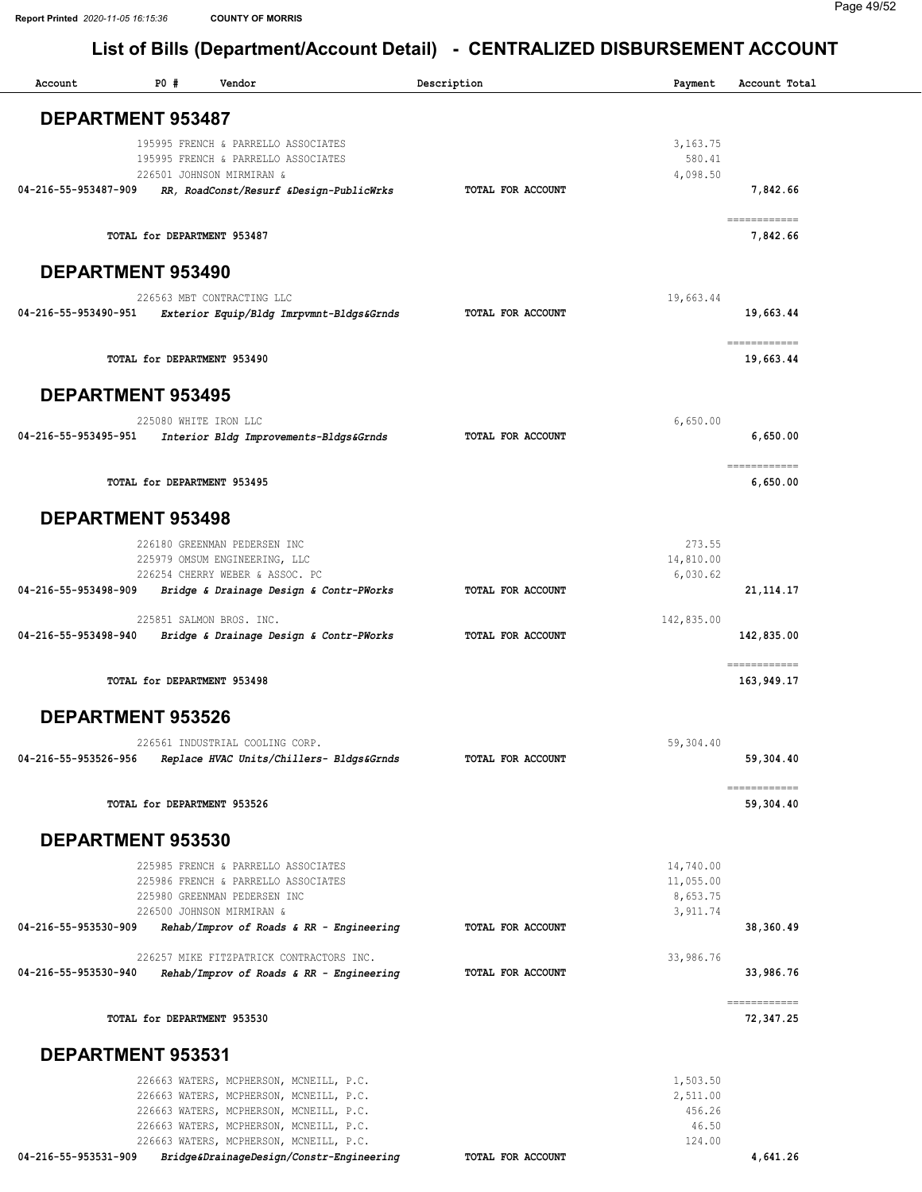Report Printed 2020-11-05 16:15:36 COUNTY OF MORRIS

# List of Bills (Department/Account Detail) - CENTRALIZED DISBURSEMENT ACCOUNT

| Account | PO # | Vendor | Description | Payment | Account Total |
|---|---|---|---|---|---|

## DEPARTMENT 953487

| Account | PO # | Vendor | Description | Payment | Account Total |
|---|---|---|---|---|---|
| | 195995 | FRENCH & PARRELLO ASSOCIATES | | 3,163.75 | |
| | 195995 | FRENCH & PARRELLO ASSOCIATES | | 580.41 | |
| | 226501 | JOHNSON MIRMIRAN & | | 4,098.50 | |
| 04-216-55-953487-909 | | *RR, RoadConst/Resurf &Design-PublicWrks* | TOTAL FOR ACCOUNT | | 7,842.66 |
| | | TOTAL for DEPARTMENT 953487 | | | 7,842.66 |

## DEPARTMENT 953490

| Account | PO # | Vendor | Description | Payment | Account Total |
|---|---|---|---|---|---|
| | 226563 | MBT CONTRACTING LLC | | 19,663.44 | |
| 04-216-55-953490-951 | | *Exterior Equip/Bldg Imrpvmnt-Bldgs&Grnds* | TOTAL FOR ACCOUNT | | 19,663.44 |
| | | TOTAL for DEPARTMENT 953490 | | | 19,663.44 |

## DEPARTMENT 953495

| Account | PO # | Vendor | Description | Payment | Account Total |
|---|---|---|---|---|---|
| | 225080 | WHITE IRON LLC | | 6,650.00 | |
| 04-216-55-953495-951 | | *Interior Bldg Improvements-Bldgs&Grnds* | TOTAL FOR ACCOUNT | | 6,650.00 |
| | | TOTAL for DEPARTMENT 953495 | | | 6,650.00 |

## DEPARTMENT 953498

| Account | PO # | Vendor | Description | Payment | Account Total |
|---|---|---|---|---|---|
| | 226180 | GREENMAN PEDERSEN INC | | 273.55 | |
| | 225979 | OMSUM ENGINEERING, LLC | | 14,810.00 | |
| | 226254 | CHERRY WEBER & ASSOC. PC | | 6,030.62 | |
| 04-216-55-953498-909 | | *Bridge & Drainage Design & Contr-PWorks* | TOTAL FOR ACCOUNT | | 21,114.17 |
| | 225851 | SALMON BROS. INC. | | 142,835.00 | |
| 04-216-55-953498-940 | | *Bridge & Drainage Design & Contr-PWorks* | TOTAL FOR ACCOUNT | | 142,835.00 |
| | | TOTAL for DEPARTMENT 953498 | | | 163,949.17 |

## DEPARTMENT 953526

| Account | PO # | Vendor | Description | Payment | Account Total |
|---|---|---|---|---|---|
| | 226561 | INDUSTRIAL COOLING CORP. | | 59,304.40 | |
| 04-216-55-953526-956 | | *Replace HVAC Units/Chillers- Bldgs&Grnds* | TOTAL FOR ACCOUNT | | 59,304.40 |
| | | TOTAL for DEPARTMENT 953526 | | | 59,304.40 |

## DEPARTMENT 953530

| Account | PO # | Vendor | Description | Payment | Account Total |
|---|---|---|---|---|---|
| | 225985 | FRENCH & PARRELLO ASSOCIATES | | 14,740.00 | |
| | 225986 | FRENCH & PARRELLO ASSOCIATES | | 11,055.00 | |
| | 225980 | GREENMAN PEDERSEN INC | | 8,653.75 | |
| | 226500 | JOHNSON MIRMIRAN & | | 3,911.74 | |
| 04-216-55-953530-909 | | *Rehab/Improv of Roads & RR - Engineering* | TOTAL FOR ACCOUNT | | 38,360.49 |
| | 226257 | MIKE FITZPATRICK CONTRACTORS INC. | | 33,986.76 | |
| 04-216-55-953530-940 | | *Rehab/Improv of Roads & RR - Engineering* | TOTAL FOR ACCOUNT | | 33,986.76 |
| | | TOTAL for DEPARTMENT 953530 | | | 72,347.25 |

## DEPARTMENT 953531

| Account | PO # | Vendor | Description | Payment | Account Total |
|---|---|---|---|---|---|
| | 226663 | WATERS, MCPHERSON, MCNEILL, P.C. | | 1,503.50 | |
| | 226663 | WATERS, MCPHERSON, MCNEILL, P.C. | | 2,511.00 | |
| | 226663 | WATERS, MCPHERSON, MCNEILL, P.C. | | 456.26 | |
| | 226663 | WATERS, MCPHERSON, MCNEILL, P.C. | | 46.50 | |
| | 226663 | WATERS, MCPHERSON, MCNEILL, P.C. | | 124.00 | |
| 04-216-55-953531-909 | | *Bridge&DrainageDesign/Constr-Engineering* | TOTAL FOR ACCOUNT | | 4,641.26 |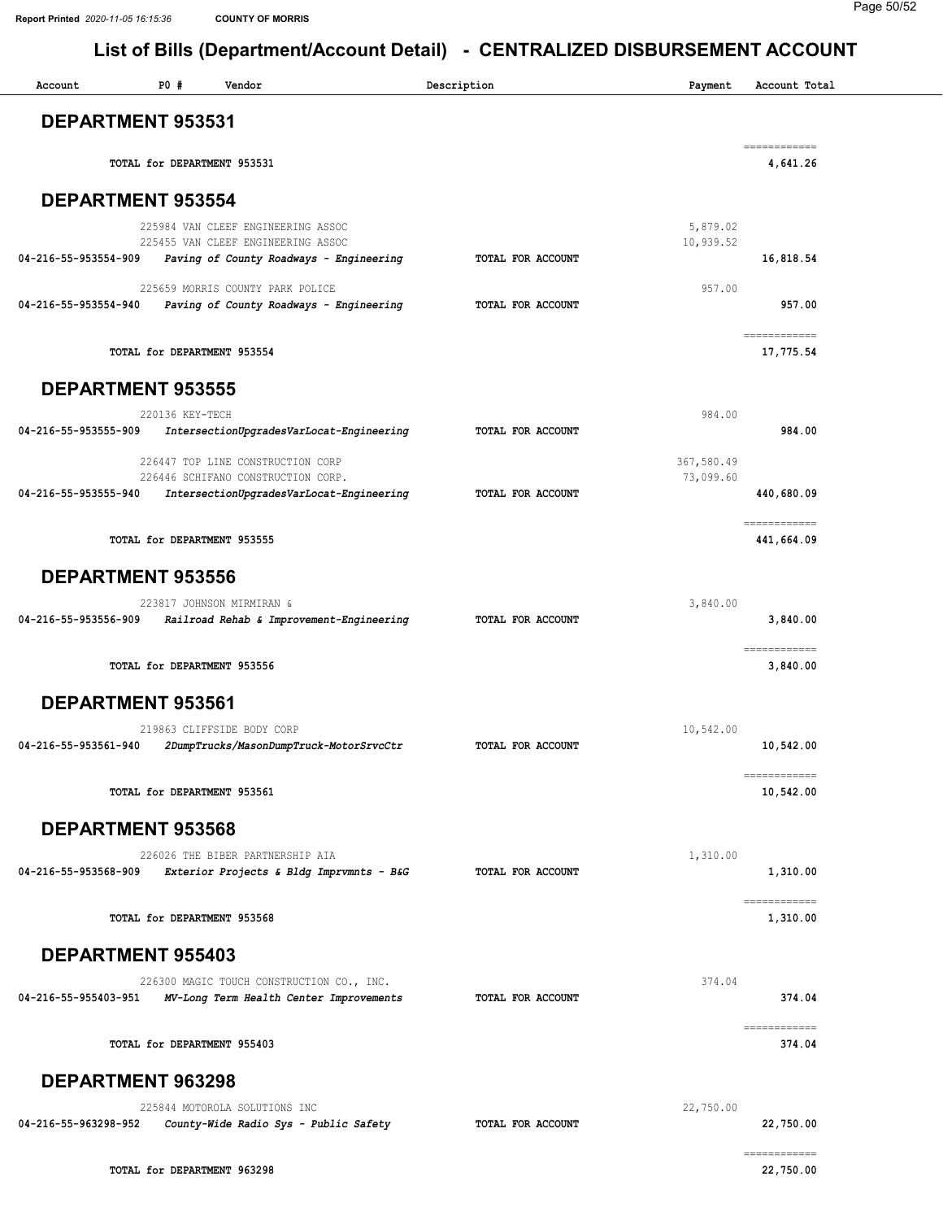# List of Bills (Department/Account Detail) - CENTRALIZED DISBURSEMENT ACCOUNT

| Account | PO # | Vendor | Description | Payment | Account Total |
|---|---|---|---|---|---|

## DEPARTMENT 953531

| | | | | | |
|---|---|---|---|---|---|
| | TOTAL for DEPARTMENT 953531 | | | | 4,641.26 |

## DEPARTMENT 953554

| Account | PO # | Vendor | Description | Payment | Account Total |
|---|---|---|---|---|---|
| | 225984 | VAN CLEEF ENGINEERING ASSOC | | 5,879.02 | |
| | 225455 | VAN CLEEF ENGINEERING ASSOC | | 10,939.52 | |
| 04-216-55-953554-909 | | *Paving of County Roadways - Engineering* | TOTAL FOR ACCOUNT | | 16,818.54 |
| | 225659 | MORRIS COUNTY PARK POLICE | | 957.00 | |
| 04-216-55-953554-940 | | *Paving of County Roadways - Engineering* | TOTAL FOR ACCOUNT | | 957.00 |
| | TOTAL for DEPARTMENT 953554 | | | | 17,775.54 |

## DEPARTMENT 953555

| Account | PO # | Vendor | Description | Payment | Account Total |
|---|---|---|---|---|---|
| | 220136 | KEY-TECH | | 984.00 | |
| 04-216-55-953555-909 | | *IntersectionUpgradesVarLocat-Engineering* | TOTAL FOR ACCOUNT | | 984.00 |
| | 226447 | TOP LINE CONSTRUCTION CORP | | 367,580.49 | |
| | 226446 | SCHIFANO CONSTRUCTION CORP. | | 73,099.60 | |
| 04-216-55-953555-940 | | *IntersectionUpgradesVarLocat-Engineering* | TOTAL FOR ACCOUNT | | 440,680.09 |
| | TOTAL for DEPARTMENT 953555 | | | | 441,664.09 |

## DEPARTMENT 953556

| Account | PO # | Vendor | Description | Payment | Account Total |
|---|---|---|---|---|---|
| | 223817 | JOHNSON MIRMIRAN & | | 3,840.00 | |
| 04-216-55-953556-909 | | *Railroad Rehab & Improvement-Engineering* | TOTAL FOR ACCOUNT | | 3,840.00 |
| | TOTAL for DEPARTMENT 953556 | | | | 3,840.00 |

## DEPARTMENT 953561

| Account | PO # | Vendor | Description | Payment | Account Total |
|---|---|---|---|---|---|
| | 219863 | CLIFFSIDE BODY CORP | | 10,542.00 | |
| 04-216-55-953561-940 | | *2DumpTrucks/MasonDumpTruck-MotorSrvcCtr* | TOTAL FOR ACCOUNT | | 10,542.00 |
| | TOTAL for DEPARTMENT 953561 | | | | 10,542.00 |

## DEPARTMENT 953568

| Account | PO # | Vendor | Description | Payment | Account Total |
|---|---|---|---|---|---|
| | 226026 | THE BIBER PARTNERSHIP AIA | | 1,310.00 | |
| 04-216-55-953568-909 | | *Exterior Projects & Bldg Imprvmnts - B&G* | TOTAL FOR ACCOUNT | | 1,310.00 |
| | TOTAL for DEPARTMENT 953568 | | | | 1,310.00 |

## DEPARTMENT 955403

| Account | PO # | Vendor | Description | Payment | Account Total |
|---|---|---|---|---|---|
| | 226300 | MAGIC TOUCH CONSTRUCTION CO., INC. | | 374.04 | |
| 04-216-55-955403-951 | | *MV-Long Term Health Center Improvements* | TOTAL FOR ACCOUNT | | 374.04 |
| | TOTAL for DEPARTMENT 955403 | | | | 374.04 |

## DEPARTMENT 963298

| Account | PO # | Vendor | Description | Payment | Account Total |
|---|---|---|---|---|---|
| | 225844 | MOTOROLA SOLUTIONS INC | | 22,750.00 | |
| 04-216-55-963298-952 | | *County-Wide Radio Sys - Public Safety* | TOTAL FOR ACCOUNT | | 22,750.00 |
| | TOTAL for DEPARTMENT 963298 | | | | 22,750.00 |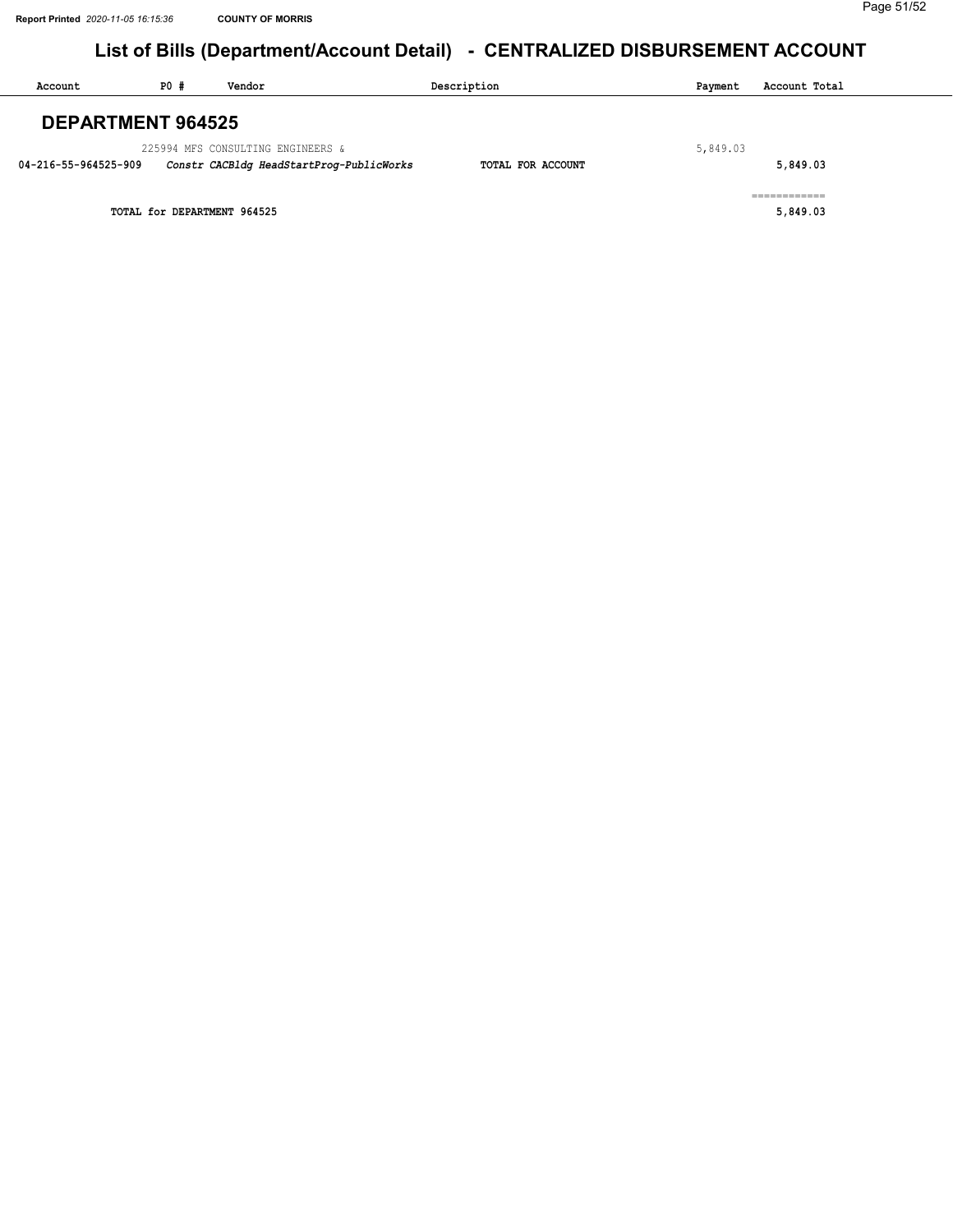# List of Bills (Department/Account Detail) - CENTRALIZED DISBURSEMENT ACCOUNT

| Account | PO # | Vendor | Description | Payment | Account Total |
|---|---|---|---|---|---|

## DEPARTMENT 964525

| Account | PO # | Vendor | Description | Payment | Account Total |
|---|---|---|---|---|---|
| | 225994 | MFS CONSULTING ENGINEERS & | | 5,849.03 | |
| 04-216-55-964525-909 | | *Constr CACBldg HeadStartProg-PublicWorks* | **TOTAL FOR ACCOUNT** | | **5,849.03** |
| | | | | | ============ |
| **TOTAL for DEPARTMENT 964525** | | | | | **5,849.03** |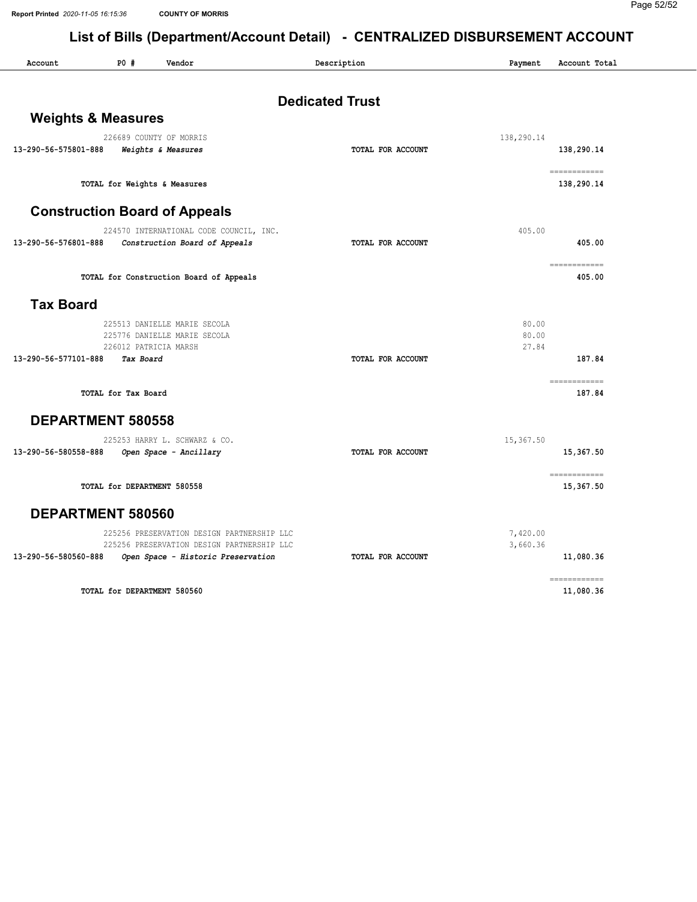# List of Bills (Department/Account Detail) - CENTRALIZED DISBURSEMENT ACCOUNT

## Dedicated Trust

### Weights & Measures

| Account | PO # | Vendor | Description | Payment | Account Total |
|---|---|---|---|---|---|
| | 226689 | COUNTY OF MORRIS | | 138,290.14 | |
| 13-290-56-575801-888 | | *Weights & Measures* | TOTAL FOR ACCOUNT | | 138,290.14 |
| | | | | | ============ |
| | | TOTAL for Weights & Measures | | | 138,290.14 |

### Construction Board of Appeals

| Account | PO # | Vendor | Description | Payment | Account Total |
|---|---|---|---|---|---|
| | 224570 | INTERNATIONAL CODE COUNCIL, INC. | | 405.00 | |
| 13-290-56-576801-888 | | *Construction Board of Appeals* | TOTAL FOR ACCOUNT | | 405.00 |
| | | | | | ============ |
| | | TOTAL for Construction Board of Appeals | | | 405.00 |

### Tax Board

| Account | PO # | Vendor | Description | Payment | Account Total |
|---|---|---|---|---|---|
| | 225513 | DANIELLE MARIE SECOLA | | 80.00 | |
| | 225776 | DANIELLE MARIE SECOLA | | 80.00 | |
| | 226012 | PATRICIA MARSH | | 27.84 | |
| 13-290-56-577101-888 | | *Tax Board* | TOTAL FOR ACCOUNT | | 187.84 |
| | | | | | ============ |
| | | TOTAL for Tax Board | | | 187.84 |

### DEPARTMENT 580558

| Account | PO # | Vendor | Description | Payment | Account Total |
|---|---|---|---|---|---|
| | 225253 | HARRY L. SCHWARZ & CO. | | 15,367.50 | |
| 13-290-56-580558-888 | | *Open Space - Ancillary* | TOTAL FOR ACCOUNT | | 15,367.50 |
| | | | | | ============ |
| | | TOTAL for DEPARTMENT 580558 | | | 15,367.50 |

### DEPARTMENT 580560

| Account | PO # | Vendor | Description | Payment | Account Total |
|---|---|---|---|---|---|
| | 225256 | PRESERVATION DESIGN PARTNERSHIP LLC | | 7,420.00 | |
| | 225256 | PRESERVATION DESIGN PARTNERSHIP LLC | | 3,660.36 | |
| 13-290-56-580560-888 | | *Open Space - Historic Preservation* | TOTAL FOR ACCOUNT | | 11,080.36 |
| | | | | | ============ |
| | | TOTAL for DEPARTMENT 580560 | | | 11,080.36 |